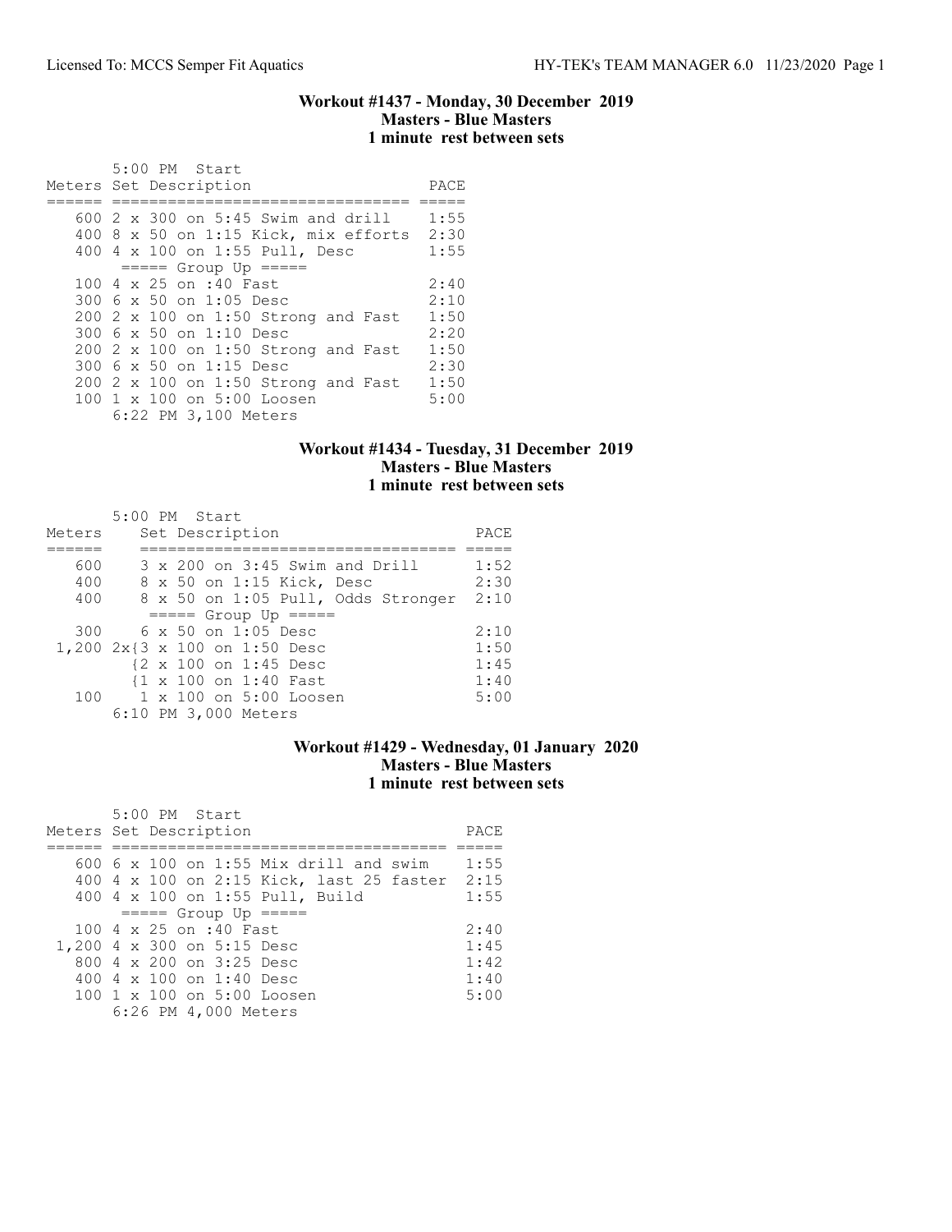### Workout #1437 - Monday, 30 December 2019
### Masters - Blue Masters
### 1 minute rest between sets

```
       5:00 PM  Start
Meters Set Description                   PACE
====== =============================== =====
   600 2 x 300 on 5:45 Swim and drill    1:55
   400 8 x 50 on 1:15 Kick, mix efforts  2:30
   400 4 x 100 on 1:55 Pull, Desc        1:55
        ===== Group Up =====
   100 4 x 25 on :40 Fast                2:40
   300 6 x 50 on 1:05 Desc               2:10
   200 2 x 100 on 1:50 Strong and Fast   1:50
   300 6 x 50 on 1:10 Desc               2:20
   200 2 x 100 on 1:50 Strong and Fast   1:50
   300 6 x 50 on 1:15 Desc               2:30
   200 2 x 100 on 1:50 Strong and Fast   1:50
   100 1 x 100 on 5:00 Loosen            5:00
       6:22 PM 3,100 Meters
```

### Workout #1434 - Tuesday, 31 December 2019
### Masters - Blue Masters
### 1 minute rest between sets

```
       5:00 PM  Start
Meters    Set Description                    PACE
======    ================================== =====
   600    3 x 200 on 3:45 Swim and Drill     1:52
   400    8 x 50 on 1:15 Kick, Desc          2:30
   400    8 x 50 on 1:05 Pull, Odds Stronger 2:10
          ===== Group Up =====
   300    6 x 50 on 1:05 Desc                2:10
 1,200 2x{3 x 100 on 1:50 Desc               1:50
         {2 x 100 on 1:45 Desc               1:45
         {1 x 100 on 1:40 Fast               1:40
   100    1 x 100 on 5:00 Loosen             5:00
       6:10 PM 3,000 Meters
```

### Workout #1429 - Wednesday, 01 January 2020
### Masters - Blue Masters
### 1 minute rest between sets

```
       5:00 PM  Start
Meters Set Description                       PACE
====== =================================== =====
   600 6 x 100 on 1:55 Mix drill and swim    1:55
   400 4 x 100 on 2:15 Kick, last 25 faster  2:15
   400 4 x 100 on 1:55 Pull, Build           1:55
        ===== Group Up =====
   100 4 x 25 on :40 Fast                    2:40
 1,200 4 x 300 on 5:15 Desc                  1:45
   800 4 x 200 on 3:25 Desc                  1:42
   400 4 x 100 on 1:40 Desc                  1:40
   100 1 x 100 on 5:00 Loosen                5:00
       6:26 PM 4,000 Meters
```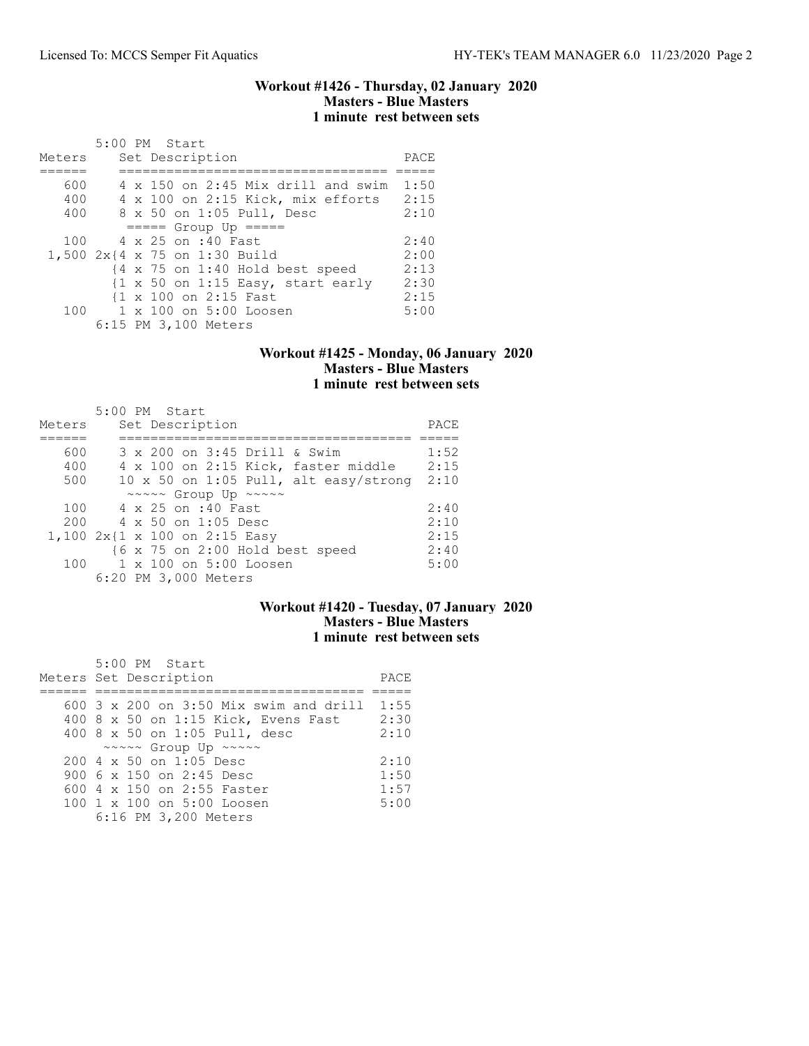### Workout #1426 - Thursday, 02 January 2020
### Masters - Blue Masters
### 1 minute rest between sets

5:00 PM Start

| Meters | Set Description | PACE |
|---|---|---|
| 600 | 4 x 150 on 2:45 Mix drill and swim | 1:50 |
| 400 | 4 x 100 on 2:15 Kick, mix efforts | 2:15 |
| 400 | 8 x 50 on 1:05 Pull, Desc | 2:10 |
| | ===== Group Up ===== | |
| 100 | 4 x 25 on :40 Fast | 2:40 |
| 1,500 | 2x{4 x 75 on 1:30 Build | 2:00 |
| | {4 x 75 on 1:40 Hold best speed | 2:13 |
| | {1 x 50 on 1:15 Easy, start early | 2:30 |
| | {1 x 100 on 2:15 Fast | 2:15 |
| 100 | 1 x 100 on 5:00 Loosen | 5:00 |

6:15 PM 3,100 Meters

### Workout #1425 - Monday, 06 January 2020
### Masters - Blue Masters
### 1 minute rest between sets

5:00 PM Start

| Meters | Set Description | PACE |
|---|---|---|
| 600 | 3 x 200 on 3:45 Drill & Swim | 1:52 |
| 400 | 4 x 100 on 2:15 Kick, faster middle | 2:15 |
| 500 | 10 x 50 on 1:05 Pull, alt easy/strong | 2:10 |
| | ~~~~~ Group Up ~~~~~ | |
| 100 | 4 x 25 on :40 Fast | 2:40 |
| 200 | 4 x 50 on 1:05 Desc | 2:10 |
| 1,100 | 2x{1 x 100 on 2:15 Easy | 2:15 |
| | {6 x 75 on 2:00 Hold best speed | 2:40 |
| 100 | 1 x 100 on 5:00 Loosen | 5:00 |

6:20 PM 3,000 Meters

### Workout #1420 - Tuesday, 07 January 2020
### Masters - Blue Masters
### 1 minute rest between sets

5:00 PM Start

| Meters | Set Description | PACE |
|---|---|---|
| 600 | 3 x 200 on 3:50 Mix swim and drill | 1:55 |
| 400 | 8 x 50 on 1:15 Kick, Evens Fast | 2:30 |
| 400 | 8 x 50 on 1:05 Pull, desc | 2:10 |
| | ~~~~~ Group Up ~~~~~ | |
| 200 | 4 x 50 on 1:05 Desc | 2:10 |
| 900 | 6 x 150 on 2:45 Desc | 1:50 |
| 600 | 4 x 150 on 2:55 Faster | 1:57 |
| 100 | 1 x 100 on 5:00 Loosen | 5:00 |

6:16 PM 3,200 Meters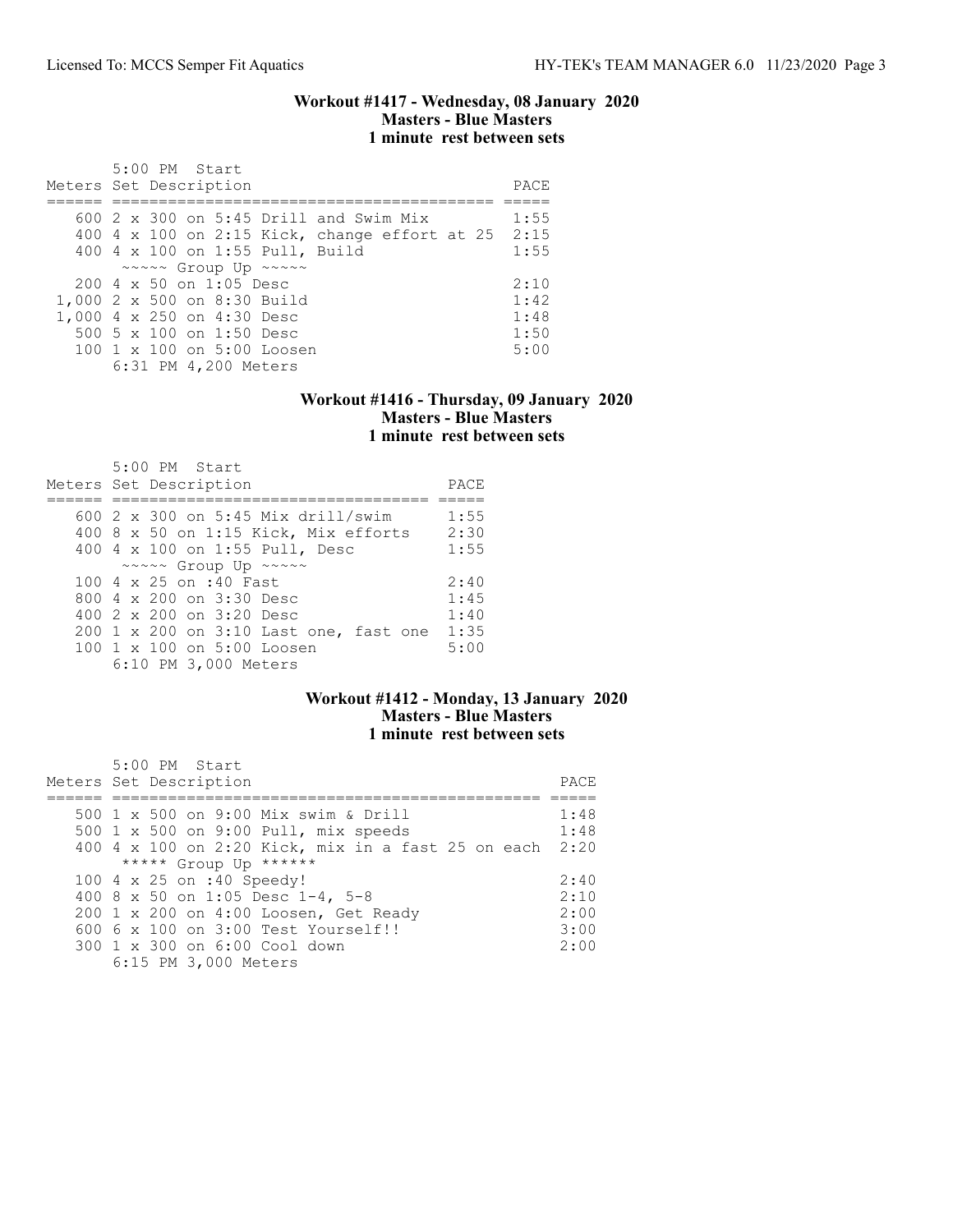### Workout #1417 - Wednesday, 08 January 2020
### Masters - Blue Masters
### 1 minute rest between sets

5:00 PM Start

| Meters | Set Description | PACE |
|---|---|---|
| 600 | 2 x 300 on 5:45 Drill and Swim Mix | 1:55 |
| 400 | 4 x 100 on 2:15 Kick, change effort at 25 | 2:15 |
| 400 | 4 x 100 on 1:55 Pull, Build | 1:55 |
| | ~~~~~ Group Up ~~~~~ | |
| 200 | 4 x 50 on 1:05 Desc | 2:10 |
| 1,000 | 2 x 500 on 8:30 Build | 1:42 |
| 1,000 | 4 x 250 on 4:30 Desc | 1:48 |
| 500 | 5 x 100 on 1:50 Desc | 1:50 |
| 100 | 1 x 100 on 5:00 Loosen | 5:00 |
| | 6:31 PM 4,200 Meters | |

### Workout #1416 - Thursday, 09 January 2020
### Masters - Blue Masters
### 1 minute rest between sets

5:00 PM Start

| Meters | Set Description | PACE |
|---|---|---|
| 600 | 2 x 300 on 5:45 Mix drill/swim | 1:55 |
| 400 | 8 x 50 on 1:15 Kick, Mix efforts | 2:30 |
| 400 | 4 x 100 on 1:55 Pull, Desc | 1:55 |
| | ~~~~~ Group Up ~~~~~ | |
| 100 | 4 x 25 on :40 Fast | 2:40 |
| 800 | 4 x 200 on 3:30 Desc | 1:45 |
| 400 | 2 x 200 on 3:20 Desc | 1:40 |
| 200 | 1 x 200 on 3:10 Last one, fast one | 1:35 |
| 100 | 1 x 100 on 5:00 Loosen | 5:00 |
| | 6:10 PM 3,000 Meters | |

### Workout #1412 - Monday, 13 January 2020
### Masters - Blue Masters
### 1 minute rest between sets

5:00 PM Start

| Meters | Set Description | PACE |
|---|---|---|
| 500 | 1 x 500 on 9:00 Mix swim & Drill | 1:48 |
| 500 | 1 x 500 on 9:00 Pull, mix speeds | 1:48 |
| 400 | 4 x 100 on 2:20 Kick, mix in a fast 25 on each | 2:20 |
| | ***** Group Up ****** | |
| 100 | 4 x 25 on :40 Speedy! | 2:40 |
| 400 | 8 x 50 on 1:05 Desc 1-4, 5-8 | 2:10 |
| 200 | 1 x 200 on 4:00 Loosen, Get Ready | 2:00 |
| 600 | 6 x 100 on 3:00 Test Yourself!! | 3:00 |
| 300 | 1 x 300 on 6:00 Cool down | 2:00 |
| | 6:15 PM 3,000 Meters | |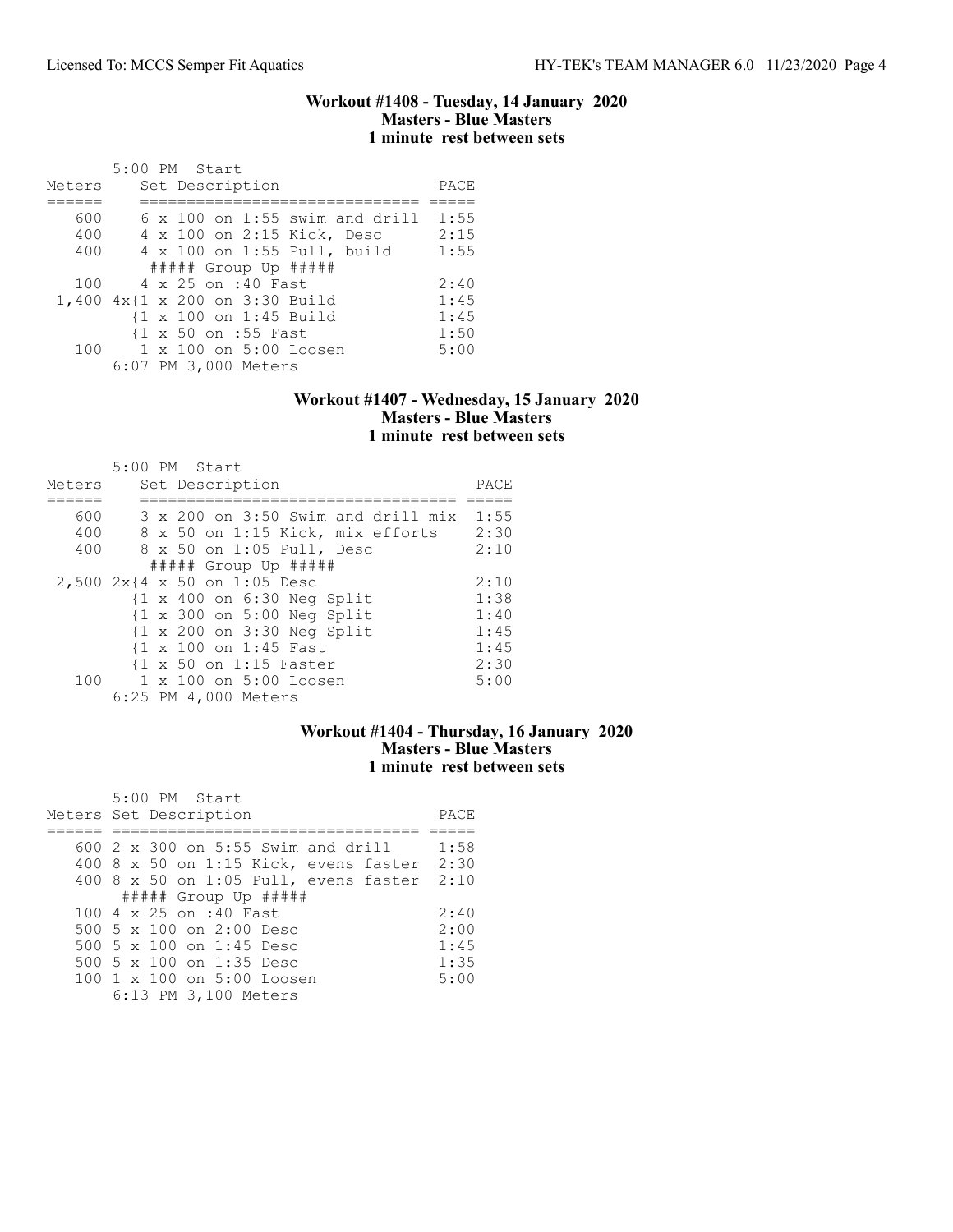### Workout #1408 - Tuesday, 14 January 2020
### Masters - Blue Masters
### 1 minute rest between sets

5:00 PM Start

| Meters | Set Description | PACE |
|---|---|---|
| 600 | 6 x 100 on 1:55 swim and drill | 1:55 |
| 400 | 4 x 100 on 2:15 Kick, Desc | 2:15 |
| 400 | 4 x 100 on 1:55 Pull, build | 1:55 |
| | ##### Group Up ##### | |
| 100 | 4 x 25 on :40 Fast | 2:40 |
| 1,400 | 4x{1 x 200 on 3:30 Build | 1:45 |
| | {1 x 100 on 1:45 Build | 1:45 |
| | {1 x 50 on :55 Fast | 1:50 |
| 100 | 1 x 100 on 5:00 Loosen | 5:00 |
| | 6:07 PM 3,000 Meters | |

### Workout #1407 - Wednesday, 15 January 2020
### Masters - Blue Masters
### 1 minute rest between sets

5:00 PM Start

| Meters | Set Description | PACE |
|---|---|---|
| 600 | 3 x 200 on 3:50 Swim and drill mix | 1:55 |
| 400 | 8 x 50 on 1:15 Kick, mix efforts | 2:30 |
| 400 | 8 x 50 on 1:05 Pull, Desc | 2:10 |
| | ##### Group Up ##### | |
| 2,500 | 2x{4 x 50 on 1:05 Desc | 2:10 |
| | {1 x 400 on 6:30 Neg Split | 1:38 |
| | {1 x 300 on 5:00 Neg Split | 1:40 |
| | {1 x 200 on 3:30 Neg Split | 1:45 |
| | {1 x 100 on 1:45 Fast | 1:45 |
| | {1 x 50 on 1:15 Faster | 2:30 |
| 100 | 1 x 100 on 5:00 Loosen | 5:00 |
| | 6:25 PM 4,000 Meters | |

### Workout #1404 - Thursday, 16 January 2020
### Masters - Blue Masters
### 1 minute rest between sets

5:00 PM Start

| Meters | Set Description | PACE |
|---|---|---|
| 600 | 2 x 300 on 5:55 Swim and drill | 1:58 |
| 400 | 8 x 50 on 1:15 Kick, evens faster | 2:30 |
| 400 | 8 x 50 on 1:05 Pull, evens faster | 2:10 |
| | ##### Group Up ##### | |
| 100 | 4 x 25 on :40 Fast | 2:40 |
| 500 | 5 x 100 on 2:00 Desc | 2:00 |
| 500 | 5 x 100 on 1:45 Desc | 1:45 |
| 500 | 5 x 100 on 1:35 Desc | 1:35 |
| 100 | 1 x 100 on 5:00 Loosen | 5:00 |
| | 6:13 PM 3,100 Meters | |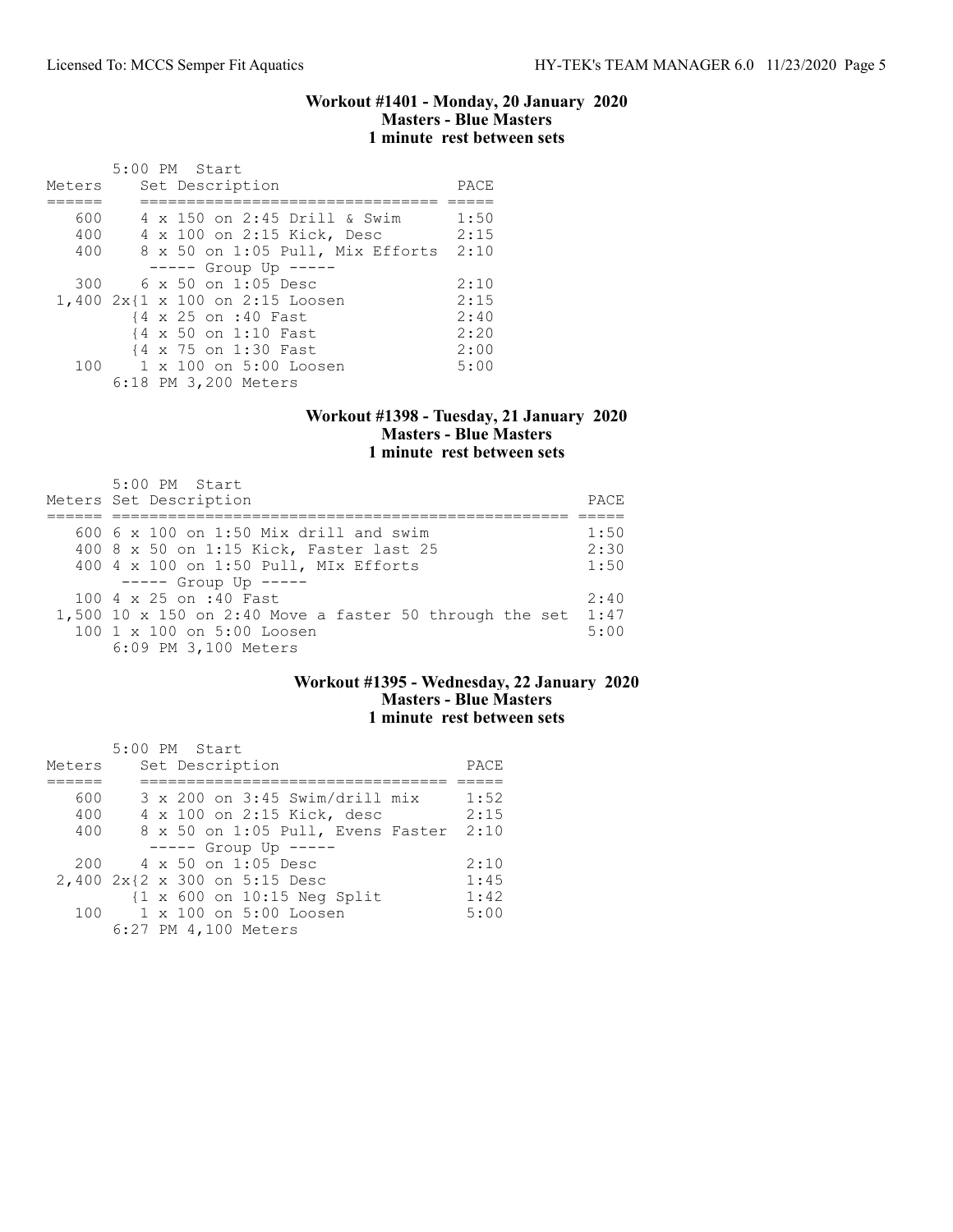### Workout #1401 - Monday, 20 January 2020
### Masters - Blue Masters
### 1 minute rest between sets

5:00 PM Start

| Meters | Set Description | PACE |
|---|---|---|
| 600 | 4 x 150 on 2:45 Drill & Swim | 1:50 |
| 400 | 4 x 100 on 2:15 Kick, Desc | 2:15 |
| 400 | 8 x 50 on 1:05 Pull, Mix Efforts | 2:10 |
| | ----- Group Up ----- | |
| 300 | 6 x 50 on 1:05 Desc | 2:10 |
| 1,400 | 2x{1 x 100 on 2:15 Loosen | 2:15 |
| | {4 x 25 on :40 Fast | 2:40 |
| | {4 x 50 on 1:10 Fast | 2:20 |
| | {4 x 75 on 1:30 Fast | 2:00 |
| 100 | 1 x 100 on 5:00 Loosen | 5:00 |
| | 6:18 PM 3,200 Meters | |

### Workout #1398 - Tuesday, 21 January 2020
### Masters - Blue Masters
### 1 minute rest between sets

5:00 PM Start

| Meters | Set Description | PACE |
|---|---|---|
| 600 | 6 x 100 on 1:50 Mix drill and swim | 1:50 |
| 400 | 8 x 50 on 1:15 Kick, Faster last 25 | 2:30 |
| 400 | 4 x 100 on 1:50 Pull, MIx Efforts | 1:50 |
| | ----- Group Up ----- | |
| 100 | 4 x 25 on :40 Fast | 2:40 |
| 1,500 | 10 x 150 on 2:40 Move a faster 50 through the set | 1:47 |
| 100 | 1 x 100 on 5:00 Loosen | 5:00 |
| | 6:09 PM 3,100 Meters | |

### Workout #1395 - Wednesday, 22 January 2020
### Masters - Blue Masters
### 1 minute rest between sets

5:00 PM Start

| Meters | Set Description | PACE |
|---|---|---|
| 600 | 3 x 200 on 3:45 Swim/drill mix | 1:52 |
| 400 | 4 x 100 on 2:15 Kick, desc | 2:15 |
| 400 | 8 x 50 on 1:05 Pull, Evens Faster | 2:10 |
| | ----- Group Up ----- | |
| 200 | 4 x 50 on 1:05 Desc | 2:10 |
| 2,400 | 2x{2 x 300 on 5:15 Desc | 1:45 |
| | {1 x 600 on 10:15 Neg Split | 1:42 |
| 100 | 1 x 100 on 5:00 Loosen | 5:00 |
| | 6:27 PM 4,100 Meters | |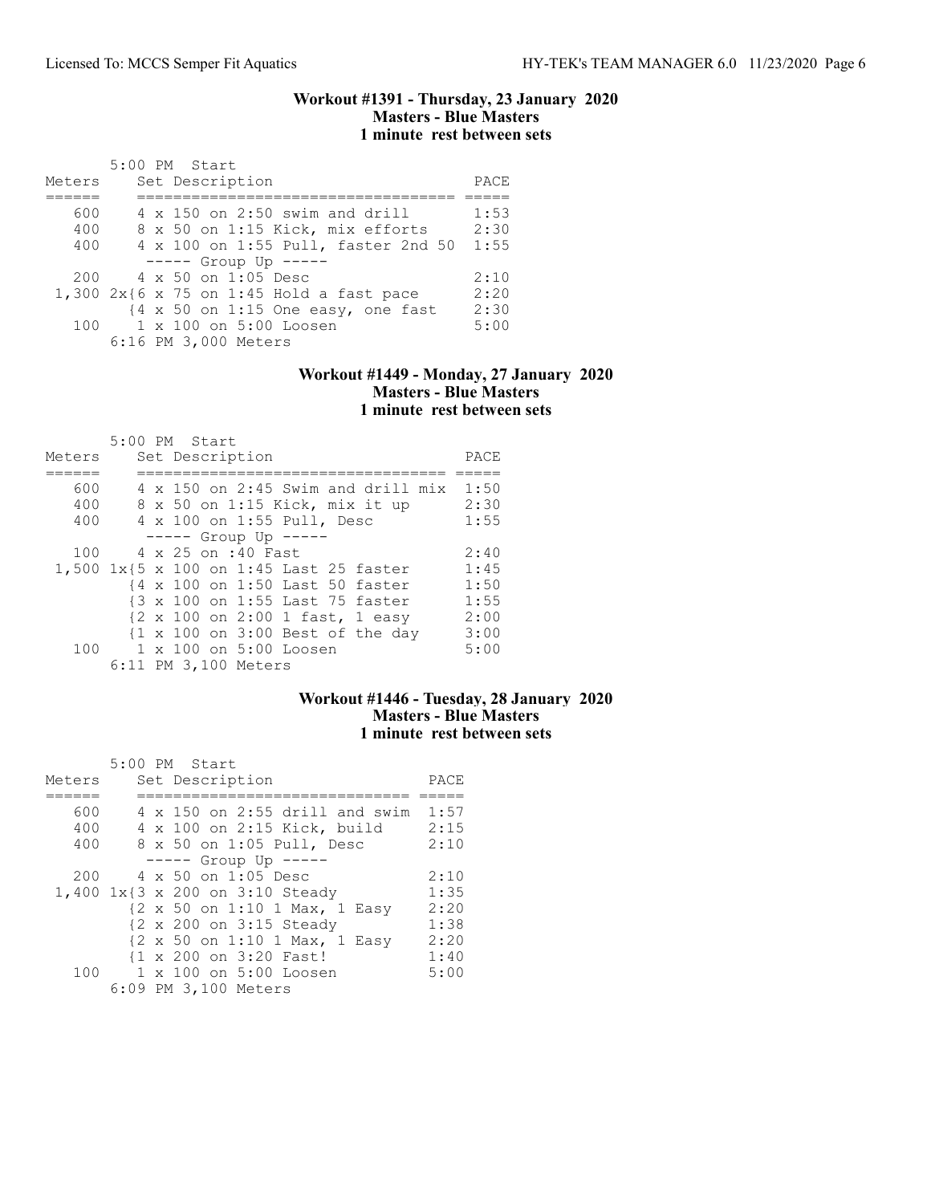## Workout #1391 - Thursday, 23 January 2020
### Masters - Blue Masters
### 1 minute rest between sets

5:00 PM Start

| Meters | Set Description | PACE |
|---|---|---|
| 600 | 4 x 150 on 2:50 swim and drill | 1:53 |
| 400 | 8 x 50 on 1:15 Kick, mix efforts | 2:30 |
| 400 | 4 x 100 on 1:55 Pull, faster 2nd 50 | 1:55 |
| | ----- Group Up ----- | |
| 200 | 4 x 50 on 1:05 Desc | 2:10 |
| 1,300 | 2x{6 x 75 on 1:45 Hold a fast pace | 2:20 |
| | {4 x 50 on 1:15 One easy, one fast | 2:30 |
| 100 | 1 x 100 on 5:00 Loosen | 5:00 |
| | 6:16 PM 3,000 Meters | |

## Workout #1449 - Monday, 27 January 2020
### Masters - Blue Masters
### 1 minute rest between sets

5:00 PM Start

| Meters | Set Description | PACE |
|---|---|---|
| 600 | 4 x 150 on 2:45 Swim and drill mix | 1:50 |
| 400 | 8 x 50 on 1:15 Kick, mix it up | 2:30 |
| 400 | 4 x 100 on 1:55 Pull, Desc | 1:55 |
| | ----- Group Up ----- | |
| 100 | 4 x 25 on :40 Fast | 2:40 |
| 1,500 | 1x{5 x 100 on 1:45 Last 25 faster | 1:45 |
| | {4 x 100 on 1:50 Last 50 faster | 1:50 |
| | {3 x 100 on 1:55 Last 75 faster | 1:55 |
| | {2 x 100 on 2:00 1 fast, 1 easy | 2:00 |
| | {1 x 100 on 3:00 Best of the day | 3:00 |
| 100 | 1 x 100 on 5:00 Loosen | 5:00 |
| | 6:11 PM 3,100 Meters | |

## Workout #1446 - Tuesday, 28 January 2020
### Masters - Blue Masters
### 1 minute rest between sets

5:00 PM Start

| Meters | Set Description | PACE |
|---|---|---|
| 600 | 4 x 150 on 2:55 drill and swim | 1:57 |
| 400 | 4 x 100 on 2:15 Kick, build | 2:15 |
| 400 | 8 x 50 on 1:05 Pull, Desc | 2:10 |
| | ----- Group Up ----- | |
| 200 | 4 x 50 on 1:05 Desc | 2:10 |
| 1,400 | 1x{3 x 200 on 3:10 Steady | 1:35 |
| | {2 x 50 on 1:10 1 Max, 1 Easy | 2:20 |
| | {2 x 200 on 3:15 Steady | 1:38 |
| | {2 x 50 on 1:10 1 Max, 1 Easy | 2:20 |
| | {1 x 200 on 3:20 Fast! | 1:40 |
| 100 | 1 x 100 on 5:00 Loosen | 5:00 |
| | 6:09 PM 3,100 Meters | |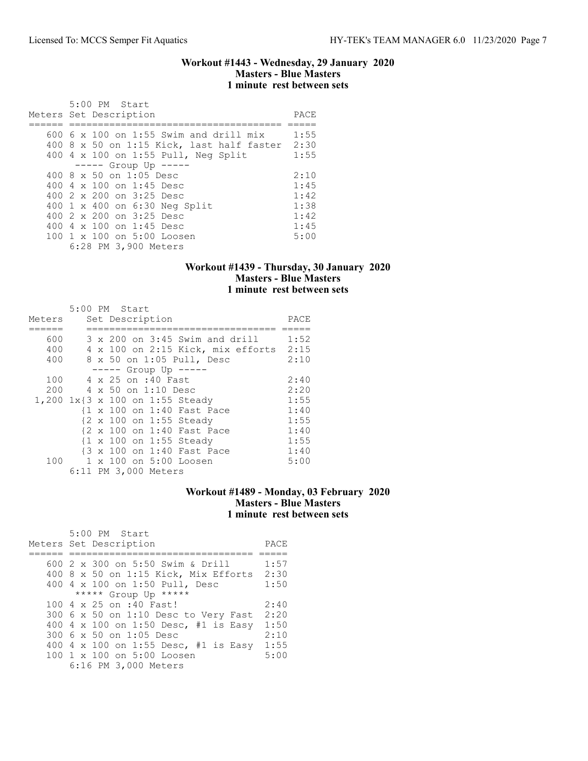### Workout #1443 - Wednesday, 29 January 2020
**Masters - Blue Masters**
**1 minute rest between sets**

5:00 PM Start

| Meters | Set Description | PACE |
|---|---|---|
| 600 | 6 x 100 on 1:55 Swim and drill mix | 1:55 |
| 400 | 8 x 50 on 1:15 Kick, last half faster | 2:30 |
| 400 | 4 x 100 on 1:55 Pull, Neg Split | 1:55 |
| | ----- Group Up ----- | |
| 400 | 8 x 50 on 1:05 Desc | 2:10 |
| 400 | 4 x 100 on 1:45 Desc | 1:45 |
| 400 | 2 x 200 on 3:25 Desc | 1:42 |
| 400 | 1 x 400 on 6:30 Neg Split | 1:38 |
| 400 | 2 x 200 on 3:25 Desc | 1:42 |
| 400 | 4 x 100 on 1:45 Desc | 1:45 |
| 100 | 1 x 100 on 5:00 Loosen | 5:00 |

6:28 PM 3,900 Meters

### Workout #1439 - Thursday, 30 January 2020
**Masters - Blue Masters**
**1 minute rest between sets**

5:00 PM Start

| Meters | Set Description | PACE |
|---|---|---|
| 600 | 3 x 200 on 3:45 Swim and drill | 1:52 |
| 400 | 4 x 100 on 2:15 Kick, mix efforts | 2:15 |
| 400 | 8 x 50 on 1:05 Pull, Desc | 2:10 |
| | ----- Group Up ----- | |
| 100 | 4 x 25 on :40 Fast | 2:40 |
| 200 | 4 x 50 on 1:10 Desc | 2:20 |
| 1,200 | 1x{3 x 100 on 1:55 Steady | 1:55 |
| | {1 x 100 on 1:40 Fast Pace | 1:40 |
| | {2 x 100 on 1:55 Steady | 1:55 |
| | {2 x 100 on 1:40 Fast Pace | 1:40 |
| | {1 x 100 on 1:55 Steady | 1:55 |
| | {3 x 100 on 1:40 Fast Pace | 1:40 |
| 100 | 1 x 100 on 5:00 Loosen | 5:00 |

6:11 PM 3,000 Meters

### Workout #1489 - Monday, 03 February 2020
**Masters - Blue Masters**
**1 minute rest between sets**

5:00 PM Start

| Meters | Set Description | PACE |
|---|---|---|
| 600 | 2 x 300 on 5:50 Swim & Drill | 1:57 |
| 400 | 8 x 50 on 1:15 Kick, Mix Efforts | 2:30 |
| 400 | 4 x 100 on 1:50 Pull, Desc | 1:50 |
| | ***** Group Up ***** | |
| 100 | 4 x 25 on :40 Fast! | 2:40 |
| 300 | 6 x 50 on 1:10 Desc to Very Fast | 2:20 |
| 400 | 4 x 100 on 1:50 Desc, #1 is Easy | 1:50 |
| 300 | 6 x 50 on 1:05 Desc | 2:10 |
| 400 | 4 x 100 on 1:55 Desc, #1 is Easy | 1:55 |
| 100 | 1 x 100 on 5:00 Loosen | 5:00 |

6:16 PM 3,000 Meters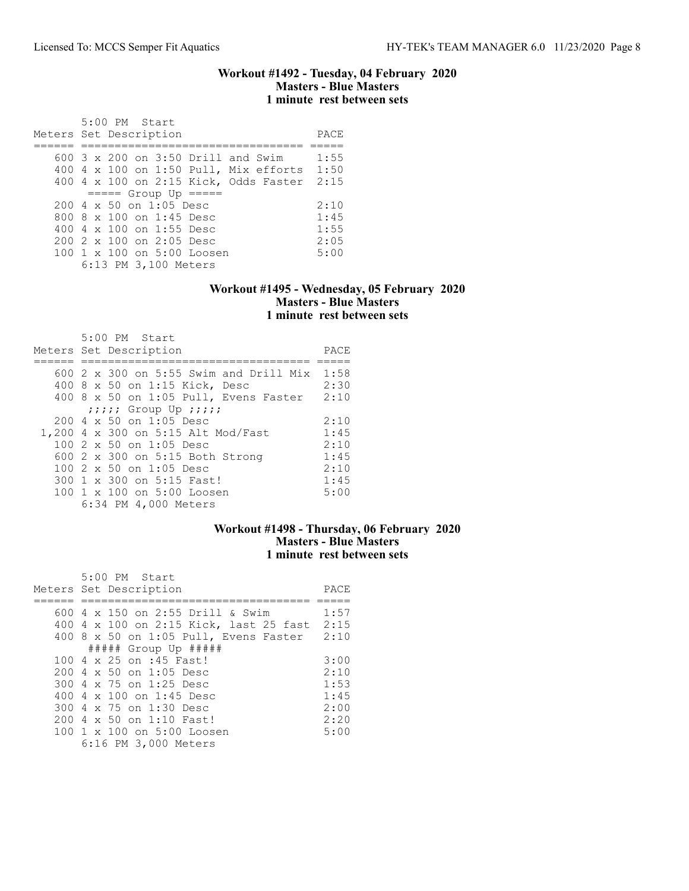### Workout #1492 - Tuesday, 04 February 2020
**Masters - Blue Masters**
**1 minute rest between sets**

| Meters | Set Description | PACE |
|---|---|---|
| | 5:00 PM Start | |
| 600 | 3 x 200 on 3:50 Drill and Swim | 1:55 |
| 400 | 4 x 100 on 1:50 Pull, Mix efforts | 1:50 |
| 400 | 4 x 100 on 2:15 Kick, Odds Faster | 2:15 |
| | ===== Group Up ===== | |
| 200 | 4 x 50 on 1:05 Desc | 2:10 |
| 800 | 8 x 100 on 1:45 Desc | 1:45 |
| 400 | 4 x 100 on 1:55 Desc | 1:55 |
| 200 | 2 x 100 on 2:05 Desc | 2:05 |
| 100 | 1 x 100 on 5:00 Loosen | 5:00 |
| | 6:13 PM 3,100 Meters | |

### Workout #1495 - Wednesday, 05 February 2020
**Masters - Blue Masters**
**1 minute rest between sets**

| Meters | Set Description | PACE |
|---|---|---|
| | 5:00 PM Start | |
| 600 | 2 x 300 on 5:55 Swim and Drill Mix | 1:58 |
| 400 | 8 x 50 on 1:15 Kick, Desc | 2:30 |
| 400 | 8 x 50 on 1:05 Pull, Evens Faster | 2:10 |
| | ;;;;; Group Up ;;;;; | |
| 200 | 4 x 50 on 1:05 Desc | 2:10 |
| 1,200 | 4 x 300 on 5:15 Alt Mod/Fast | 1:45 |
| 100 | 2 x 50 on 1:05 Desc | 2:10 |
| 600 | 2 x 300 on 5:15 Both Strong | 1:45 |
| 100 | 2 x 50 on 1:05 Desc | 2:10 |
| 300 | 1 x 300 on 5:15 Fast! | 1:45 |
| 100 | 1 x 100 on 5:00 Loosen | 5:00 |
| | 6:34 PM 4,000 Meters | |

### Workout #1498 - Thursday, 06 February 2020
**Masters - Blue Masters**
**1 minute rest between sets**

| Meters | Set Description | PACE |
|---|---|---|
| | 5:00 PM Start | |
| 600 | 4 x 150 on 2:55 Drill & Swim | 1:57 |
| 400 | 4 x 100 on 2:15 Kick, last 25 fast | 2:15 |
| 400 | 8 x 50 on 1:05 Pull, Evens Faster | 2:10 |
| | ##### Group Up ##### | |
| 100 | 4 x 25 on :45 Fast! | 3:00 |
| 200 | 4 x 50 on 1:05 Desc | 2:10 |
| 300 | 4 x 75 on 1:25 Desc | 1:53 |
| 400 | 4 x 100 on 1:45 Desc | 1:45 |
| 300 | 4 x 75 on 1:30 Desc | 2:00 |
| 200 | 4 x 50 on 1:10 Fast! | 2:20 |
| 100 | 1 x 100 on 5:00 Loosen | 5:00 |
| | 6:16 PM 3,000 Meters | |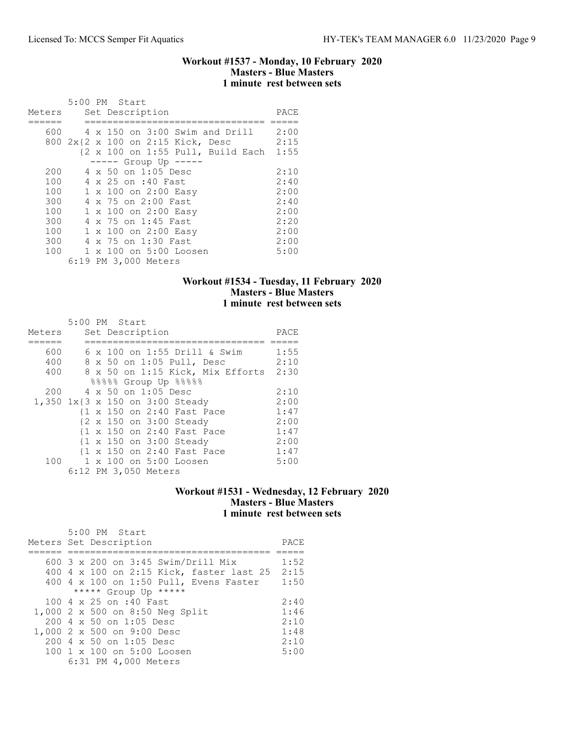### Workout #1537 - Monday, 10 February 2020
**Masters - Blue Masters**
**1 minute rest between sets**

5:00 PM Start

| Meters | Set Description | PACE |
|---|---|---|
| 600 | 4 x 150 on 3:00 Swim and Drill | 2:00 |
| 800 | 2x{2 x 100 on 2:15 Kick, Desc | 2:15 |
| | {2 x 100 on 1:55 Pull, Build Each | 1:55 |
| | ----- Group Up ----- | |
| 200 | 4 x 50 on 1:05 Desc | 2:10 |
| 100 | 4 x 25 on :40 Fast | 2:40 |
| 100 | 1 x 100 on 2:00 Easy | 2:00 |
| 300 | 4 x 75 on 2:00 Fast | 2:40 |
| 100 | 1 x 100 on 2:00 Easy | 2:00 |
| 300 | 4 x 75 on 1:45 Fast | 2:20 |
| 100 | 1 x 100 on 2:00 Easy | 2:00 |
| 300 | 4 x 75 on 1:30 Fast | 2:00 |
| 100 | 1 x 100 on 5:00 Loosen | 5:00 |

6:19 PM 3,000 Meters

### Workout #1534 - Tuesday, 11 February 2020
**Masters - Blue Masters**
**1 minute rest between sets**

5:00 PM Start

| Meters | Set Description | PACE |
|---|---|---|
| 600 | 6 x 100 on 1:55 Drill & Swim | 1:55 |
| 400 | 8 x 50 on 1:05 Pull, Desc | 2:10 |
| 400 | 8 x 50 on 1:15 Kick, Mix Efforts | 2:30 |
| | %%%%% Group Up %%%%% | |
| 200 | 4 x 50 on 1:05 Desc | 2:10 |
| 1,350 | 1x{3 x 150 on 3:00 Steady | 2:00 |
| | {1 x 150 on 2:40 Fast Pace | 1:47 |
| | {2 x 150 on 3:00 Steady | 2:00 |
| | {1 x 150 on 2:40 Fast Pace | 1:47 |
| | {1 x 150 on 3:00 Steady | 2:00 |
| | {1 x 150 on 2:40 Fast Pace | 1:47 |
| 100 | 1 x 100 on 5:00 Loosen | 5:00 |

6:12 PM 3,050 Meters

### Workout #1531 - Wednesday, 12 February 2020
**Masters - Blue Masters**
**1 minute rest between sets**

5:00 PM Start

| Meters | Set Description | PACE |
|---|---|---|
| 600 | 3 x 200 on 3:45 Swim/Drill Mix | 1:52 |
| 400 | 4 x 100 on 2:15 Kick, faster last 25 | 2:15 |
| 400 | 4 x 100 on 1:50 Pull, Evens Faster | 1:50 |
| | ***** Group Up ***** | |
| 100 | 4 x 25 on :40 Fast | 2:40 |
| 1,000 | 2 x 500 on 8:50 Neg Split | 1:46 |
| 200 | 4 x 50 on 1:05 Desc | 2:10 |
| 1,000 | 2 x 500 on 9:00 Desc | 1:48 |
| 200 | 4 x 50 on 1:05 Desc | 2:10 |
| 100 | 1 x 100 on 5:00 Loosen | 5:00 |

6:31 PM 4,000 Meters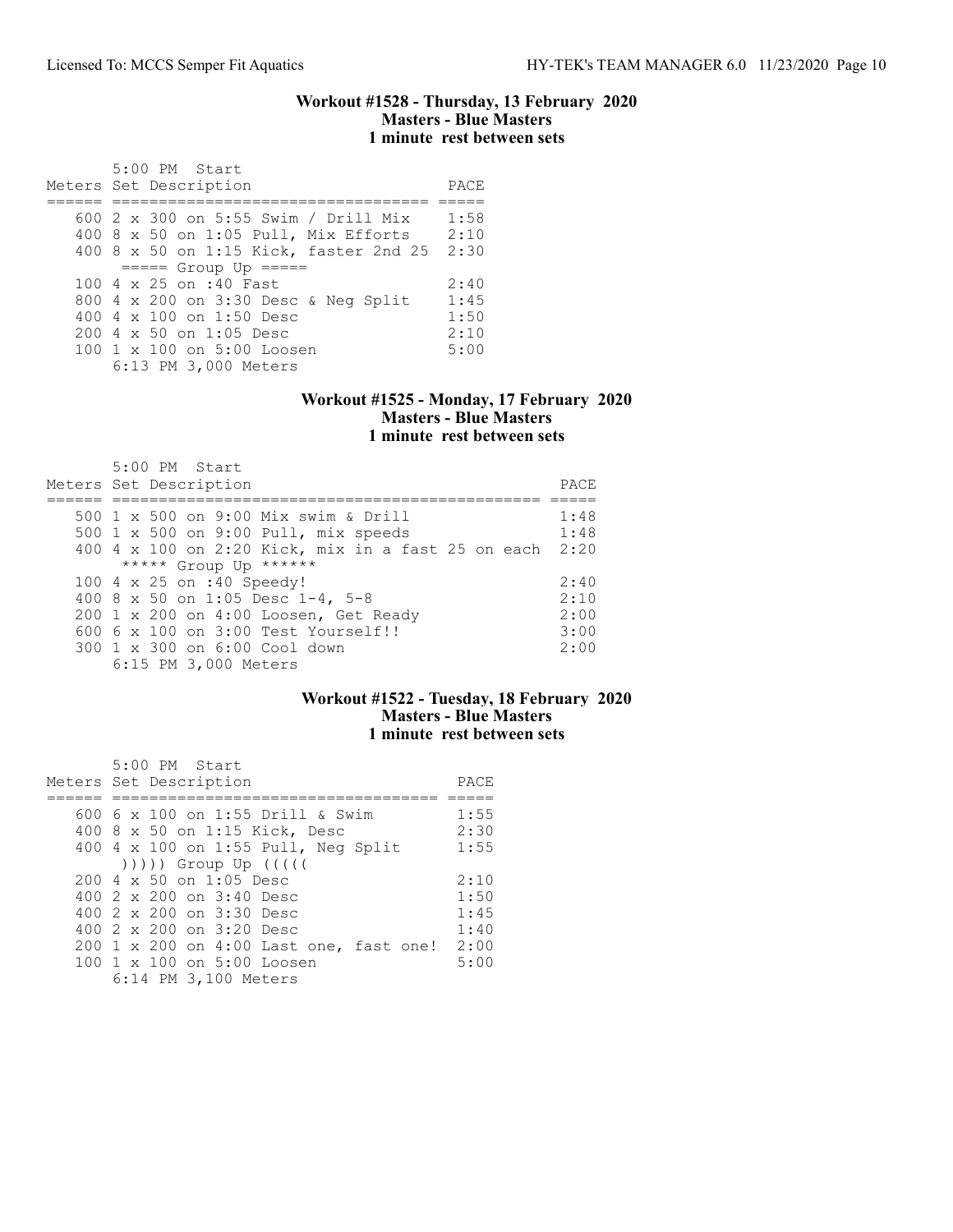### Workout #1528 - Thursday, 13 February 2020
### Masters - Blue Masters
### 1 minute rest between sets

5:00 PM Start

| Meters | Set Description | PACE |
|---|---|---|
| 600 | 2 x 300 on 5:55 Swim / Drill Mix | 1:58 |
| 400 | 8 x 50 on 1:05 Pull, Mix Efforts | 2:10 |
| 400 | 8 x 50 on 1:15 Kick, faster 2nd 25 | 2:30 |
| | ===== Group Up ===== | |
| 100 | 4 x 25 on :40 Fast | 2:40 |
| 800 | 4 x 200 on 3:30 Desc & Neg Split | 1:45 |
| 400 | 4 x 100 on 1:50 Desc | 1:50 |
| 200 | 4 x 50 on 1:05 Desc | 2:10 |
| 100 | 1 x 100 on 5:00 Loosen | 5:00 |
| | 6:13 PM 3,000 Meters | |

### Workout #1525 - Monday, 17 February 2020
### Masters - Blue Masters
### 1 minute rest between sets

5:00 PM Start

| Meters | Set Description | PACE |
|---|---|---|
| 500 | 1 x 500 on 9:00 Mix swim & Drill | 1:48 |
| 500 | 1 x 500 on 9:00 Pull, mix speeds | 1:48 |
| 400 | 4 x 100 on 2:20 Kick, mix in a fast 25 on each | 2:20 |
| | ***** Group Up ****** | |
| 100 | 4 x 25 on :40 Speedy! | 2:40 |
| 400 | 8 x 50 on 1:05 Desc 1-4, 5-8 | 2:10 |
| 200 | 1 x 200 on 4:00 Loosen, Get Ready | 2:00 |
| 600 | 6 x 100 on 3:00 Test Yourself!! | 3:00 |
| 300 | 1 x 300 on 6:00 Cool down | 2:00 |
| | 6:15 PM 3,000 Meters | |

### Workout #1522 - Tuesday, 18 February 2020
### Masters - Blue Masters
### 1 minute rest between sets

5:00 PM Start

| Meters | Set Description | PACE |
|---|---|---|
| 600 | 6 x 100 on 1:55 Drill & Swim | 1:55 |
| 400 | 8 x 50 on 1:15 Kick, Desc | 2:30 |
| 400 | 4 x 100 on 1:55 Pull, Neg Split | 1:55 |
| | ))))) Group Up ((((( | |
| 200 | 4 x 50 on 1:05 Desc | 2:10 |
| 400 | 2 x 200 on 3:40 Desc | 1:50 |
| 400 | 2 x 200 on 3:30 Desc | 1:45 |
| 400 | 2 x 200 on 3:20 Desc | 1:40 |
| 200 | 1 x 200 on 4:00 Last one, fast one! | 2:00 |
| 100 | 1 x 100 on 5:00 Loosen | 5:00 |
| | 6:14 PM 3,100 Meters | |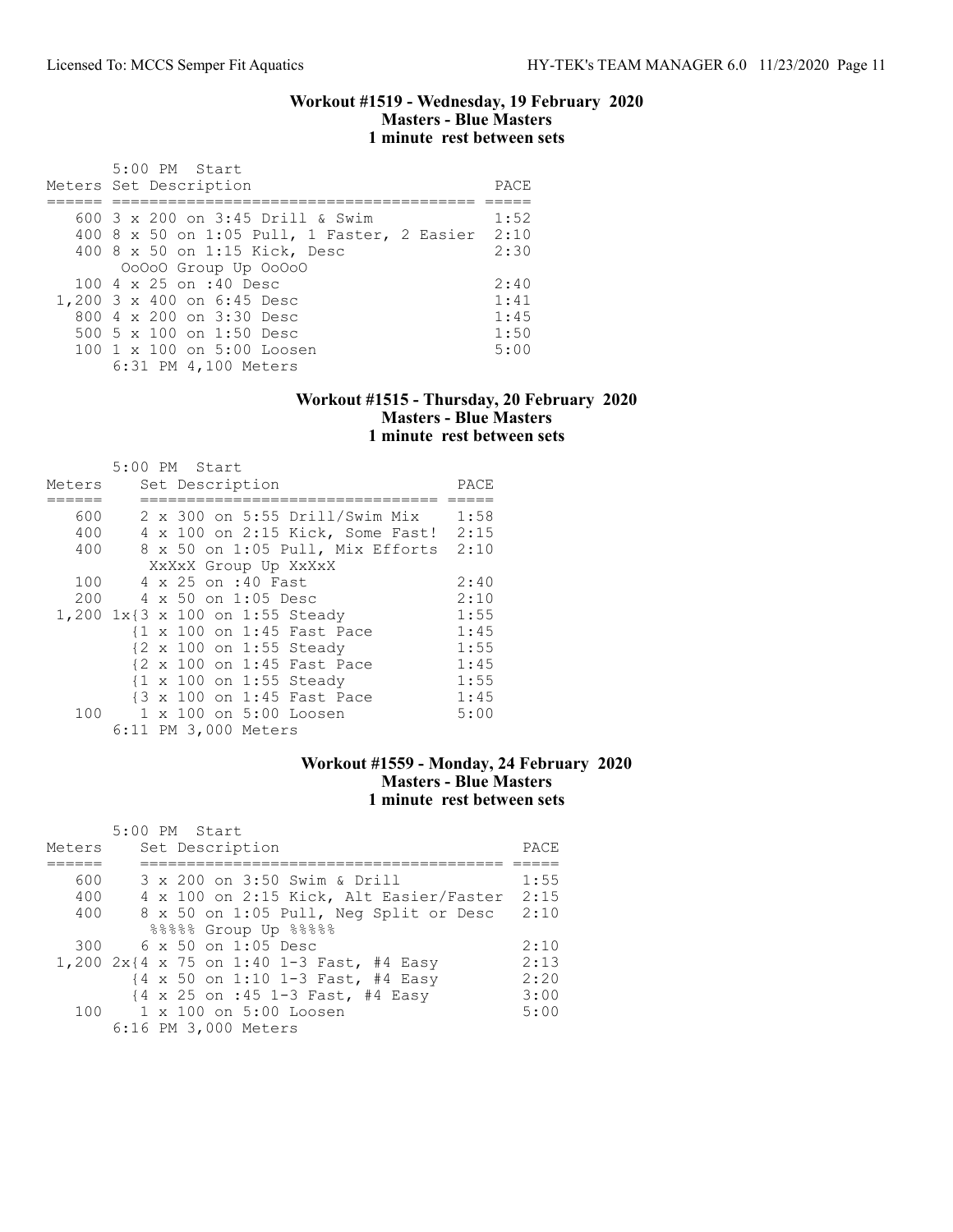### Workout #1519 - Wednesday, 19 February 2020
### Masters - Blue Masters
### 1 minute rest between sets

5:00 PM Start

| Meters | Set Description | PACE |
|---|---|---|
| 600 | 3 x 200 on 3:45 Drill & Swim | 1:52 |
| 400 | 8 x 50 on 1:05 Pull, 1 Faster, 2 Easier | 2:10 |
| 400 | 8 x 50 on 1:15 Kick, Desc | 2:30 |
| | OoOoO Group Up OoOoO | |
| 100 | 4 x 25 on :40 Desc | 2:40 |
| 1,200 | 3 x 400 on 6:45 Desc | 1:41 |
| 800 | 4 x 200 on 3:30 Desc | 1:45 |
| 500 | 5 x 100 on 1:50 Desc | 1:50 |
| 100 | 1 x 100 on 5:00 Loosen | 5:00 |
| | 6:31 PM 4,100 Meters | |

### Workout #1515 - Thursday, 20 February 2020
### Masters - Blue Masters
### 1 minute rest between sets

5:00 PM Start

| Meters | Set Description | PACE |
|---|---|---|
| 600 | 2 x 300 on 5:55 Drill/Swim Mix | 1:58 |
| 400 | 4 x 100 on 2:15 Kick, Some Fast! | 2:15 |
| 400 | 8 x 50 on 1:05 Pull, Mix Efforts | 2:10 |
| | XxXxX Group Up XxXxX | |
| 100 | 4 x 25 on :40 Fast | 2:40 |
| 200 | 4 x 50 on 1:05 Desc | 2:10 |
| 1,200 | 1x{3 x 100 on 1:55 Steady | 1:55 |
| | {1 x 100 on 1:45 Fast Pace | 1:45 |
| | {2 x 100 on 1:55 Steady | 1:55 |
| | {2 x 100 on 1:45 Fast Pace | 1:45 |
| | {1 x 100 on 1:55 Steady | 1:55 |
| | {3 x 100 on 1:45 Fast Pace | 1:45 |
| 100 | 1 x 100 on 5:00 Loosen | 5:00 |
| | 6:11 PM 3,000 Meters | |

### Workout #1559 - Monday, 24 February 2020
### Masters - Blue Masters
### 1 minute rest between sets

5:00 PM Start

| Meters | Set Description | PACE |
|---|---|---|
| 600 | 3 x 200 on 3:50 Swim & Drill | 1:55 |
| 400 | 4 x 100 on 2:15 Kick, Alt Easier/Faster | 2:15 |
| 400 | 8 x 50 on 1:05 Pull, Neg Split or Desc | 2:10 |
| | %%%%% Group Up %%%%% | |
| 300 | 6 x 50 on 1:05 Desc | 2:10 |
| 1,200 | 2x{4 x 75 on 1:40 1-3 Fast, #4 Easy | 2:13 |
| | {4 x 50 on 1:10 1-3 Fast, #4 Easy | 2:20 |
| | {4 x 25 on :45 1-3 Fast, #4 Easy | 3:00 |
| 100 | 1 x 100 on 5:00 Loosen | 5:00 |
| | 6:16 PM 3,000 Meters | |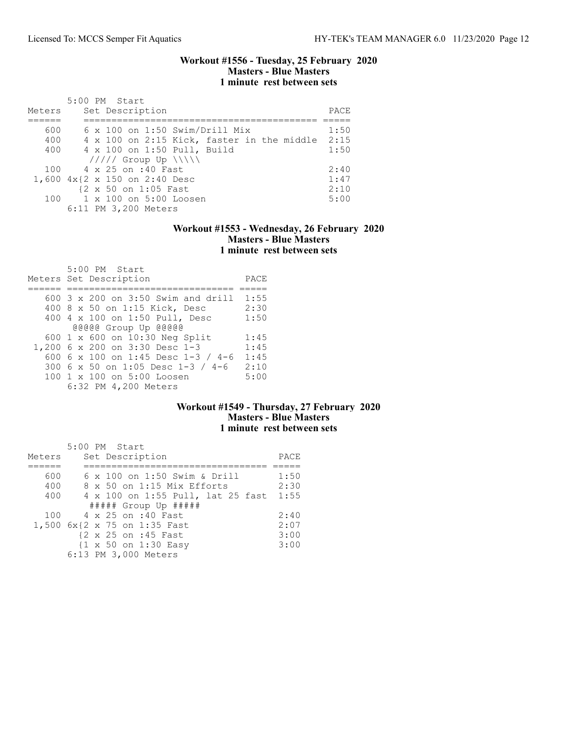### Workout #1556 - Tuesday, 25 February 2020
### Masters - Blue Masters
### 1 minute rest between sets

5:00 PM Start

| Meters | Set Description | PACE |
|---|---|---|
| 600 | 6 x 100 on 1:50 Swim/Drill Mix | 1:50 |
| 400 | 4 x 100 on 2:15 Kick, faster in the middle | 2:15 |
| 400 | 4 x 100 on 1:50 Pull, Build | 1:50 |
| | ///// Group Up \\\\\ | |
| 100 | 4 x 25 on :40 Fast | 2:40 |
| 1,600 | 4x{2 x 150 on 2:40 Desc | 1:47 |
| | {2 x 50 on 1:05 Fast | 2:10 |
| 100 | 1 x 100 on 5:00 Loosen | 5:00 |

6:11 PM 3,200 Meters

### Workout #1553 - Wednesday, 26 February 2020
### Masters - Blue Masters
### 1 minute rest between sets

5:00 PM Start

| Meters | Set Description | PACE |
|---|---|---|
| 600 | 3 x 200 on 3:50 Swim and drill | 1:55 |
| 400 | 8 x 50 on 1:15 Kick, Desc | 2:30 |
| 400 | 4 x 100 on 1:50 Pull, Desc | 1:50 |
| | @@@@@ Group Up @@@@@ | |
| 600 | 1 x 600 on 10:30 Neg Split | 1:45 |
| 1,200 | 6 x 200 on 3:30 Desc 1-3 | 1:45 |
| 600 | 6 x 100 on 1:45 Desc 1-3 / 4-6 | 1:45 |
| 300 | 6 x 50 on 1:05 Desc 1-3 / 4-6 | 2:10 |
| 100 | 1 x 100 on 5:00 Loosen | 5:00 |

6:32 PM 4,200 Meters

### Workout #1549 - Thursday, 27 February 2020
### Masters - Blue Masters
### 1 minute rest between sets

5:00 PM Start

| Meters | Set Description | PACE |
|---|---|---|
| 600 | 6 x 100 on 1:50 Swim & Drill | 1:50 |
| 400 | 8 x 50 on 1:15 Mix Efforts | 2:30 |
| 400 | 4 x 100 on 1:55 Pull, lat 25 fast | 1:55 |
| | ##### Group Up ##### | |
| 100 | 4 x 25 on :40 Fast | 2:40 |
| 1,500 | 6x{2 x 75 on 1:35 Fast | 2:07 |
| | {2 x 25 on :45 Fast | 3:00 |
| | {1 x 50 on 1:30 Easy | 3:00 |

6:13 PM 3,000 Meters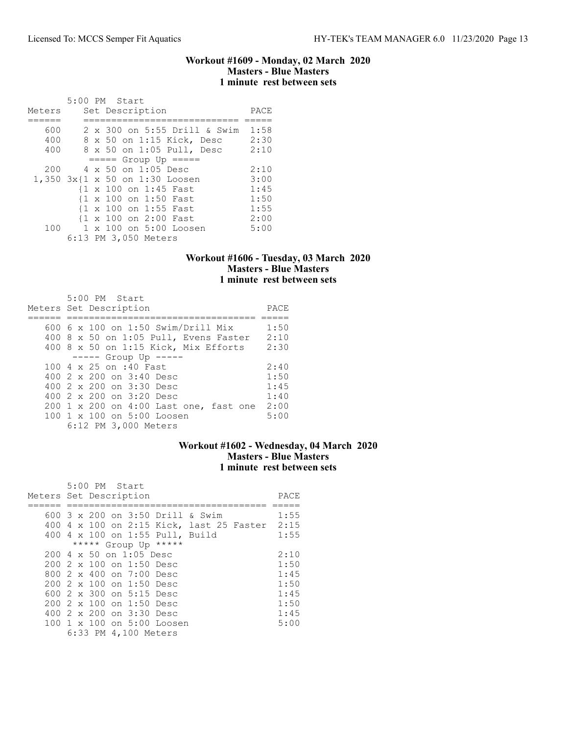### Workout #1609 - Monday, 02 March 2020
**Masters - Blue Masters**
**1 minute rest between sets**

5:00 PM Start

| Meters | Set Description | PACE |
|---|---|---|
| 600 | 2 x 300 on 5:55 Drill & Swim | 1:58 |
| 400 | 8 x 50 on 1:15 Kick, Desc | 2:30 |
| 400 | 8 x 50 on 1:05 Pull, Desc | 2:10 |
| | ===== Group Up ===== | |
| 200 | 4 x 50 on 1:05 Desc | 2:10 |
| 1,350 | 3x{1 x 50 on 1:30 Loosen | 3:00 |
| | {1 x 100 on 1:45 Fast | 1:45 |
| | {1 x 100 on 1:50 Fast | 1:50 |
| | {1 x 100 on 1:55 Fast | 1:55 |
| | {1 x 100 on 2:00 Fast | 2:00 |
| 100 | 1 x 100 on 5:00 Loosen | 5:00 |

6:13 PM 3,050 Meters

### Workout #1606 - Tuesday, 03 March 2020
**Masters - Blue Masters**
**1 minute rest between sets**

5:00 PM Start

| Meters | Set Description | PACE |
|---|---|---|
| 600 | 6 x 100 on 1:50 Swim/Drill Mix | 1:50 |
| 400 | 8 x 50 on 1:05 Pull, Evens Faster | 2:10 |
| 400 | 8 x 50 on 1:15 Kick, Mix Efforts | 2:30 |
| | ----- Group Up ----- | |
| 100 | 4 x 25 on :40 Fast | 2:40 |
| 400 | 2 x 200 on 3:40 Desc | 1:50 |
| 400 | 2 x 200 on 3:30 Desc | 1:45 |
| 400 | 2 x 200 on 3:20 Desc | 1:40 |
| 200 | 1 x 200 on 4:00 Last one, fast one | 2:00 |
| 100 | 1 x 100 on 5:00 Loosen | 5:00 |

6:12 PM 3,000 Meters

### Workout #1602 - Wednesday, 04 March 2020
**Masters - Blue Masters**
**1 minute rest between sets**

5:00 PM Start

| Meters | Set Description | PACE |
|---|---|---|
| 600 | 3 x 200 on 3:50 Drill & Swim | 1:55 |
| 400 | 4 x 100 on 2:15 Kick, last 25 Faster | 2:15 |
| 400 | 4 x 100 on 1:55 Pull, Build | 1:55 |
| | ***** Group Up ***** | |
| 200 | 4 x 50 on 1:05 Desc | 2:10 |
| 200 | 2 x 100 on 1:50 Desc | 1:50 |
| 800 | 2 x 400 on 7:00 Desc | 1:45 |
| 200 | 2 x 100 on 1:50 Desc | 1:50 |
| 600 | 2 x 300 on 5:15 Desc | 1:45 |
| 200 | 2 x 100 on 1:50 Desc | 1:50 |
| 400 | 2 x 200 on 3:30 Desc | 1:45 |
| 100 | 1 x 100 on 5:00 Loosen | 5:00 |

6:33 PM 4,100 Meters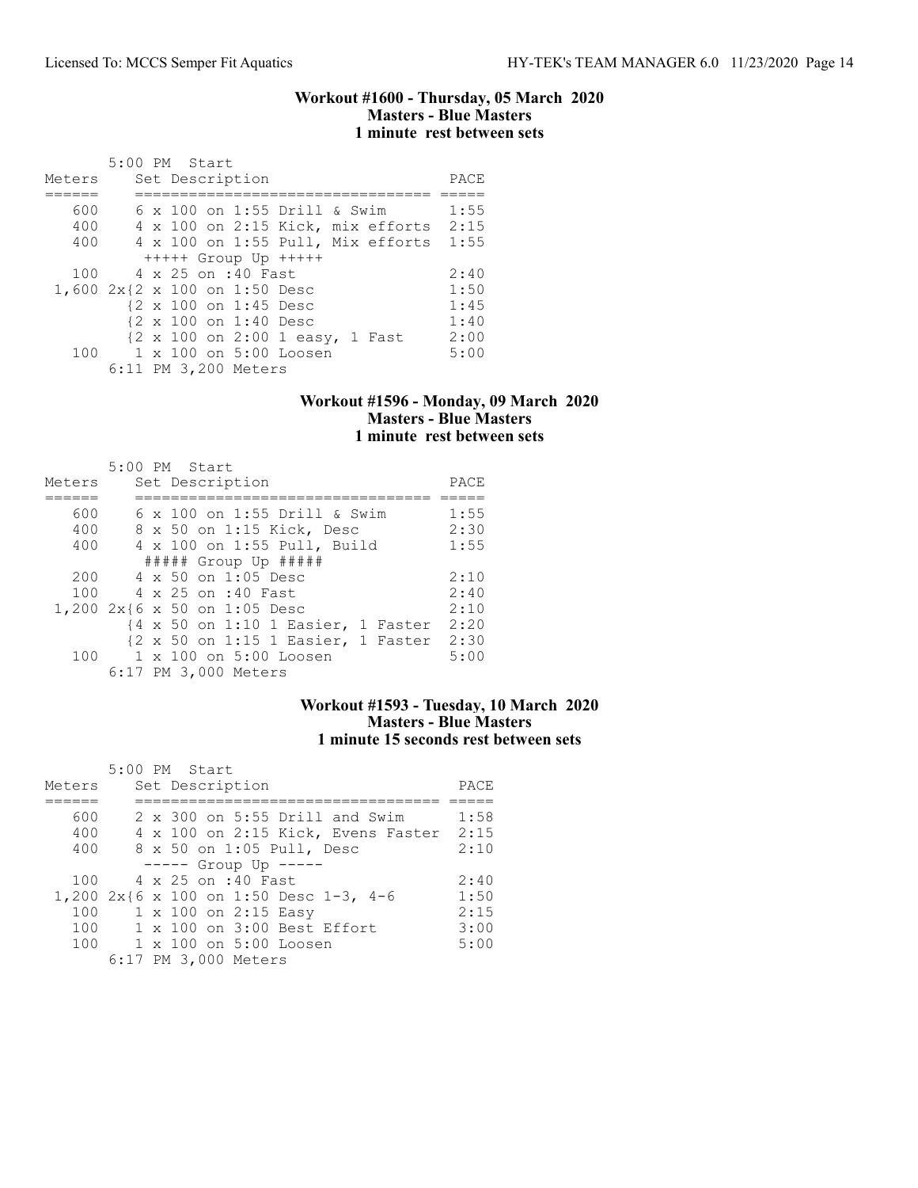### Workout #1600 - Thursday, 05 March 2020
### Masters - Blue Masters
### 1 minute rest between sets

```
       5:00 PM  Start
Meters     Set Description                     PACE
======     ================================== =====
   600     6 x 100 on 1:55 Drill & Swim       1:55
   400     4 x 100 on 2:15 Kick, mix efforts  2:15
   400     4 x 100 on 1:55 Pull, Mix efforts  1:55
            +++++ Group Up +++++
   100     4 x 25 on :40 Fast                 2:40
 1,600 2x{2 x 100 on 1:50 Desc                1:50
          {2 x 100 on 1:45 Desc               1:45
          {2 x 100 on 1:40 Desc               1:40
          {2 x 100 on 2:00 1 easy, 1 Fast     2:00
   100     1 x 100 on 5:00 Loosen             5:00
       6:11 PM 3,200 Meters
```

### Workout #1596 - Monday, 09 March 2020
### Masters - Blue Masters
### 1 minute rest between sets

```
       5:00 PM  Start
Meters     Set Description                     PACE
======     ================================== =====
   600     6 x 100 on 1:55 Drill & Swim       1:55
   400     8 x 50 on 1:15 Kick, Desc          2:30
   400     4 x 100 on 1:55 Pull, Build        1:55
            ##### Group Up #####
   200     4 x 50 on 1:05 Desc                2:10
   100     4 x 25 on :40 Fast                 2:40
 1,200 2x{6 x 50 on 1:05 Desc                 2:10
          {4 x 50 on 1:10 1 Easier, 1 Faster  2:20
          {2 x 50 on 1:15 1 Easier, 1 Faster  2:30
   100     1 x 100 on 5:00 Loosen             5:00
       6:17 PM 3,000 Meters
```

### Workout #1593 - Tuesday, 10 March 2020
### Masters - Blue Masters
### 1 minute 15 seconds rest between sets

```
       5:00 PM  Start
Meters     Set Description                     PACE
======     ================================== =====
   600     2 x 300 on 5:55 Drill and Swim     1:58
   400     4 x 100 on 2:15 Kick, Evens Faster 2:15
   400     8 x 50 on 1:05 Pull, Desc          2:10
            ----- Group Up -----
   100     4 x 25 on :40 Fast                 2:40
 1,200 2x{6 x 100 on 1:50 Desc 1-3, 4-6       1:50
   100     1 x 100 on 2:15 Easy               2:15
   100     1 x 100 on 3:00 Best Effort        3:00
   100     1 x 100 on 5:00 Loosen             5:00
       6:17 PM 3,000 Meters
```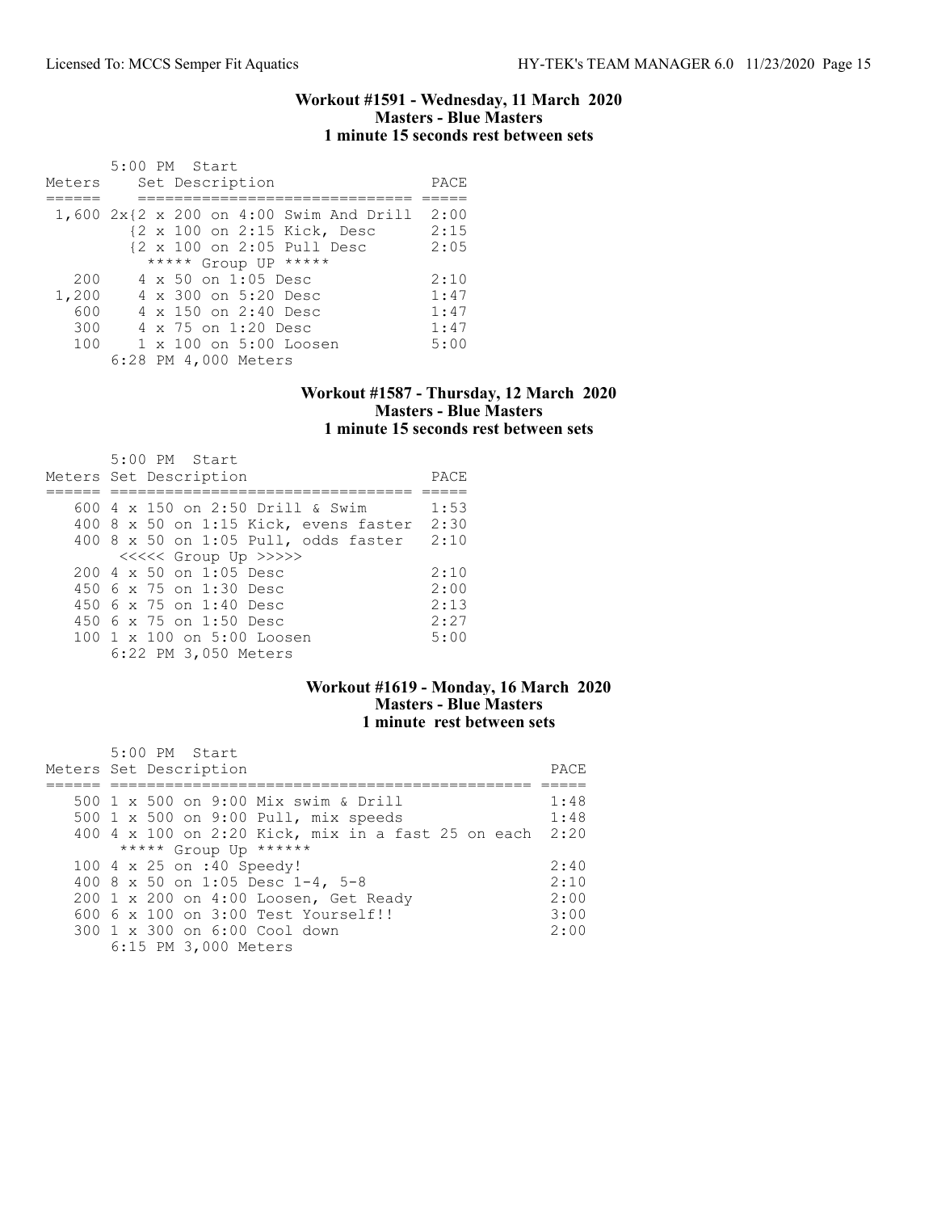### Workout #1591 - Wednesday, 11 March 2020
**Masters - Blue Masters**
**1 minute 15 seconds rest between sets**

5:00 PM Start

| Meters | Set Description | PACE |
|---|---|---|
| 1,600 | 2x{2 x 200 on 4:00 Swim And Drill | 2:00 |
| | {2 x 100 on 2:15 Kick, Desc | 2:15 |
| | {2 x 100 on 2:05 Pull Desc | 2:05 |
| | ***** Group UP ***** | |
| 200 | 4 x 50 on 1:05 Desc | 2:10 |
| 1,200 | 4 x 300 on 5:20 Desc | 1:47 |
| 600 | 4 x 150 on 2:40 Desc | 1:47 |
| 300 | 4 x 75 on 1:20 Desc | 1:47 |
| 100 | 1 x 100 on 5:00 Loosen | 5:00 |
| | 6:28 PM 4,000 Meters | |

### Workout #1587 - Thursday, 12 March 2020
**Masters - Blue Masters**
**1 minute 15 seconds rest between sets**

5:00 PM Start

| Meters | Set Description | PACE |
|---|---|---|
| 600 | 4 x 150 on 2:50 Drill & Swim | 1:53 |
| 400 | 8 x 50 on 1:15 Kick, evens faster | 2:30 |
| 400 | 8 x 50 on 1:05 Pull, odds faster | 2:10 |
| | <<<<< Group Up >>>>> | |
| 200 | 4 x 50 on 1:05 Desc | 2:10 |
| 450 | 6 x 75 on 1:30 Desc | 2:00 |
| 450 | 6 x 75 on 1:40 Desc | 2:13 |
| 450 | 6 x 75 on 1:50 Desc | 2:27 |
| 100 | 1 x 100 on 5:00 Loosen | 5:00 |
| | 6:22 PM 3,050 Meters | |

### Workout #1619 - Monday, 16 March 2020
**Masters - Blue Masters**
**1 minute rest between sets**

5:00 PM Start

| Meters | Set Description | PACE |
|---|---|---|
| 500 | 1 x 500 on 9:00 Mix swim & Drill | 1:48 |
| 500 | 1 x 500 on 9:00 Pull, mix speeds | 1:48 |
| 400 | 4 x 100 on 2:20 Kick, mix in a fast 25 on each | 2:20 |
| | ***** Group Up ****** | |
| 100 | 4 x 25 on :40 Speedy! | 2:40 |
| 400 | 8 x 50 on 1:05 Desc 1-4, 5-8 | 2:10 |
| 200 | 1 x 200 on 4:00 Loosen, Get Ready | 2:00 |
| 600 | 6 x 100 on 3:00 Test Yourself!! | 3:00 |
| 300 | 1 x 300 on 6:00 Cool down | 2:00 |
| | 6:15 PM 3,000 Meters | |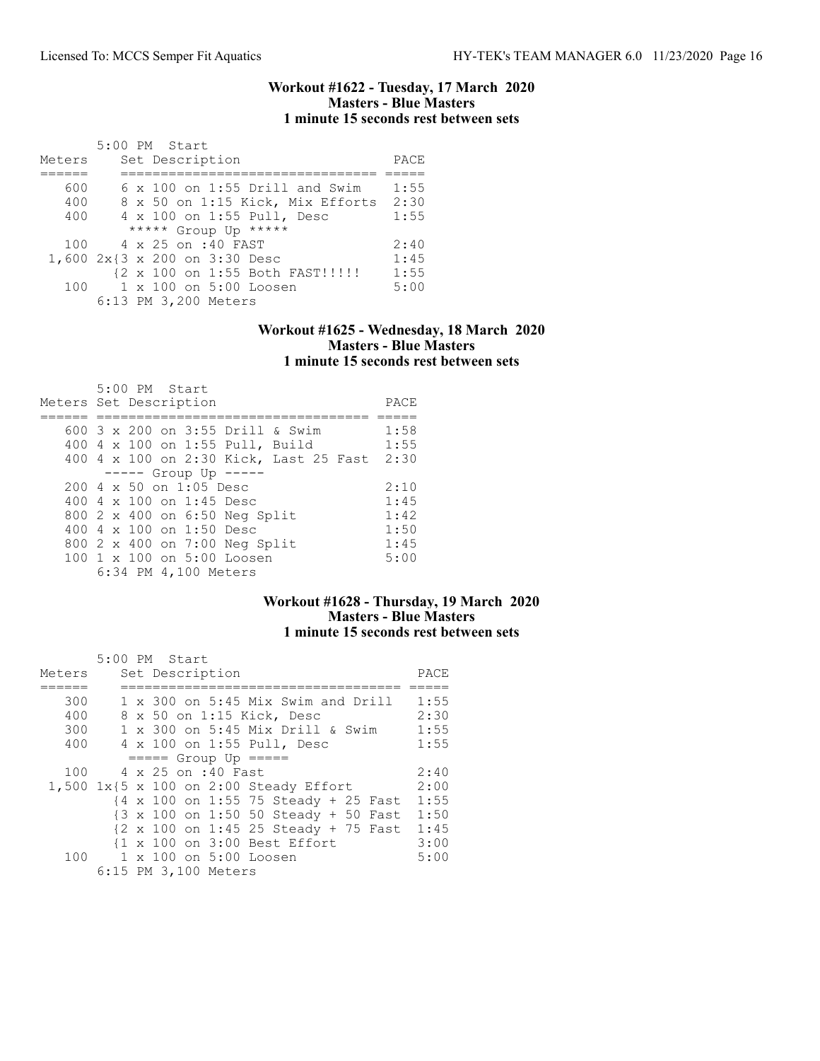### Workout #1622 - Tuesday, 17 March 2020
### Masters - Blue Masters
### 1 minute 15 seconds rest between sets

5:00 PM Start

| Meters | Set Description | PACE |
|---|---|---|
| 600 | 6 x 100 on 1:55 Drill and Swim | 1:55 |
| 400 | 8 x 50 on 1:15 Kick, Mix Efforts | 2:30 |
| 400 | 4 x 100 on 1:55 Pull, Desc | 1:55 |
| | ***** Group Up ***** | |
| 100 | 4 x 25 on :40 FAST | 2:40 |
| 1,600 | 2x{3 x 200 on 3:30 Desc | 1:45 |
| | {2 x 100 on 1:55 Both FAST!!!!! | 1:55 |
| 100 | 1 x 100 on 5:00 Loosen | 5:00 |
| | 6:13 PM 3,200 Meters | |

### Workout #1625 - Wednesday, 18 March 2020
### Masters - Blue Masters
### 1 minute 15 seconds rest between sets

5:00 PM Start

| Meters | Set Description | PACE |
|---|---|---|
| 600 | 3 x 200 on 3:55 Drill & Swim | 1:58 |
| 400 | 4 x 100 on 1:55 Pull, Build | 1:55 |
| 400 | 4 x 100 on 2:30 Kick, Last 25 Fast | 2:30 |
| | ----- Group Up ----- | |
| 200 | 4 x 50 on 1:05 Desc | 2:10 |
| 400 | 4 x 100 on 1:45 Desc | 1:45 |
| 800 | 2 x 400 on 6:50 Neg Split | 1:42 |
| 400 | 4 x 100 on 1:50 Desc | 1:50 |
| 800 | 2 x 400 on 7:00 Neg Split | 1:45 |
| 100 | 1 x 100 on 5:00 Loosen | 5:00 |
| | 6:34 PM 4,100 Meters | |

### Workout #1628 - Thursday, 19 March 2020
### Masters - Blue Masters
### 1 minute 15 seconds rest between sets

5:00 PM Start

| Meters | Set Description | PACE |
|---|---|---|
| 300 | 1 x 300 on 5:45 Mix Swim and Drill | 1:55 |
| 400 | 8 x 50 on 1:15 Kick, Desc | 2:30 |
| 300 | 1 x 300 on 5:45 Mix Drill & Swim | 1:55 |
| 400 | 4 x 100 on 1:55 Pull, Desc | 1:55 |
| | ===== Group Up ===== | |
| 100 | 4 x 25 on :40 Fast | 2:40 |
| 1,500 | 1x{5 x 100 on 2:00 Steady Effort | 2:00 |
| | {4 x 100 on 1:55 75 Steady + 25 Fast | 1:55 |
| | {3 x 100 on 1:50 50 Steady + 50 Fast | 1:50 |
| | {2 x 100 on 1:45 25 Steady + 75 Fast | 1:45 |
| | {1 x 100 on 3:00 Best Effort | 3:00 |
| 100 | 1 x 100 on 5:00 Loosen | 5:00 |
| | 6:15 PM 3,100 Meters | |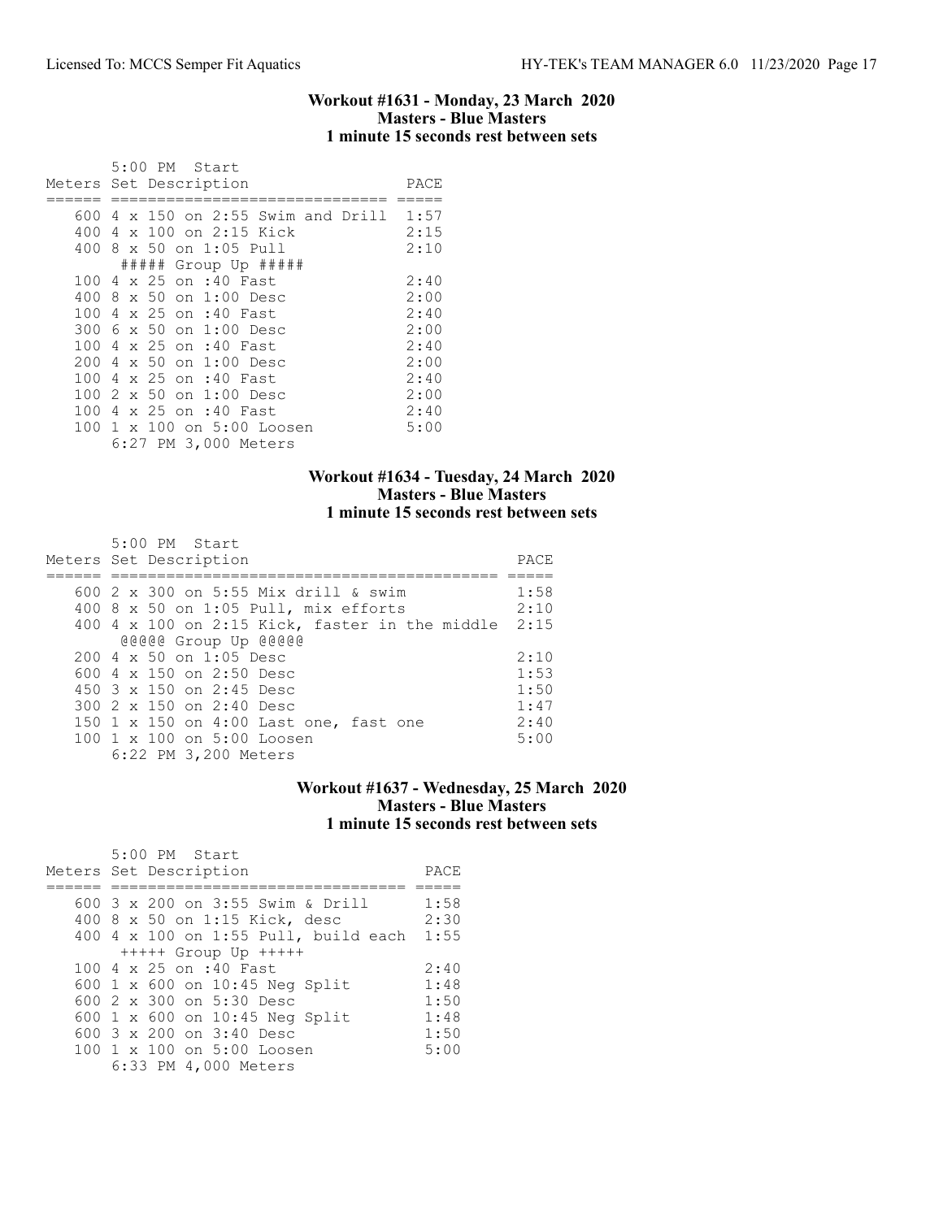### Workout #1631 - Monday, 23 March 2020
**Masters - Blue Masters**
**1 minute 15 seconds rest between sets**

5:00 PM Start

| Meters | Set Description | PACE |
|---|---|---|
| 600 | 4 x 150 on 2:55 Swim and Drill | 1:57 |
| 400 | 4 x 100 on 2:15 Kick | 2:15 |
| 400 | 8 x 50 on 1:05 Pull | 2:10 |
| | ##### Group Up ##### | |
| 100 | 4 x 25 on :40 Fast | 2:40 |
| 400 | 8 x 50 on 1:00 Desc | 2:00 |
| 100 | 4 x 25 on :40 Fast | 2:40 |
| 300 | 6 x 50 on 1:00 Desc | 2:00 |
| 100 | 4 x 25 on :40 Fast | 2:40 |
| 200 | 4 x 50 on 1:00 Desc | 2:00 |
| 100 | 4 x 25 on :40 Fast | 2:40 |
| 100 | 2 x 50 on 1:00 Desc | 2:00 |
| 100 | 4 x 25 on :40 Fast | 2:40 |
| 100 | 1 x 100 on 5:00 Loosen | 5:00 |

6:27 PM 3,000 Meters

### Workout #1634 - Tuesday, 24 March 2020
**Masters - Blue Masters**
**1 minute 15 seconds rest between sets**

5:00 PM Start

| Meters | Set Description | PACE |
|---|---|---|
| 600 | 2 x 300 on 5:55 Mix drill & swim | 1:58 |
| 400 | 8 x 50 on 1:05 Pull, mix efforts | 2:10 |
| 400 | 4 x 100 on 2:15 Kick, faster in the middle | 2:15 |
| | @@@@@ Group Up @@@@@ | |
| 200 | 4 x 50 on 1:05 Desc | 2:10 |
| 600 | 4 x 150 on 2:50 Desc | 1:53 |
| 450 | 3 x 150 on 2:45 Desc | 1:50 |
| 300 | 2 x 150 on 2:40 Desc | 1:47 |
| 150 | 1 x 150 on 4:00 Last one, fast one | 2:40 |
| 100 | 1 x 100 on 5:00 Loosen | 5:00 |

6:22 PM 3,200 Meters

### Workout #1637 - Wednesday, 25 March 2020
**Masters - Blue Masters**
**1 minute 15 seconds rest between sets**

5:00 PM Start

| Meters | Set Description | PACE |
|---|---|---|
| 600 | 3 x 200 on 3:55 Swim & Drill | 1:58 |
| 400 | 8 x 50 on 1:15 Kick, desc | 2:30 |
| 400 | 4 x 100 on 1:55 Pull, build each | 1:55 |
| | +++++ Group Up +++++ | |
| 100 | 4 x 25 on :40 Fast | 2:40 |
| 600 | 1 x 600 on 10:45 Neg Split | 1:48 |
| 600 | 2 x 300 on 5:30 Desc | 1:50 |
| 600 | 1 x 600 on 10:45 Neg Split | 1:48 |
| 600 | 3 x 200 on 3:40 Desc | 1:50 |
| 100 | 1 x 100 on 5:00 Loosen | 5:00 |

6:33 PM 4,000 Meters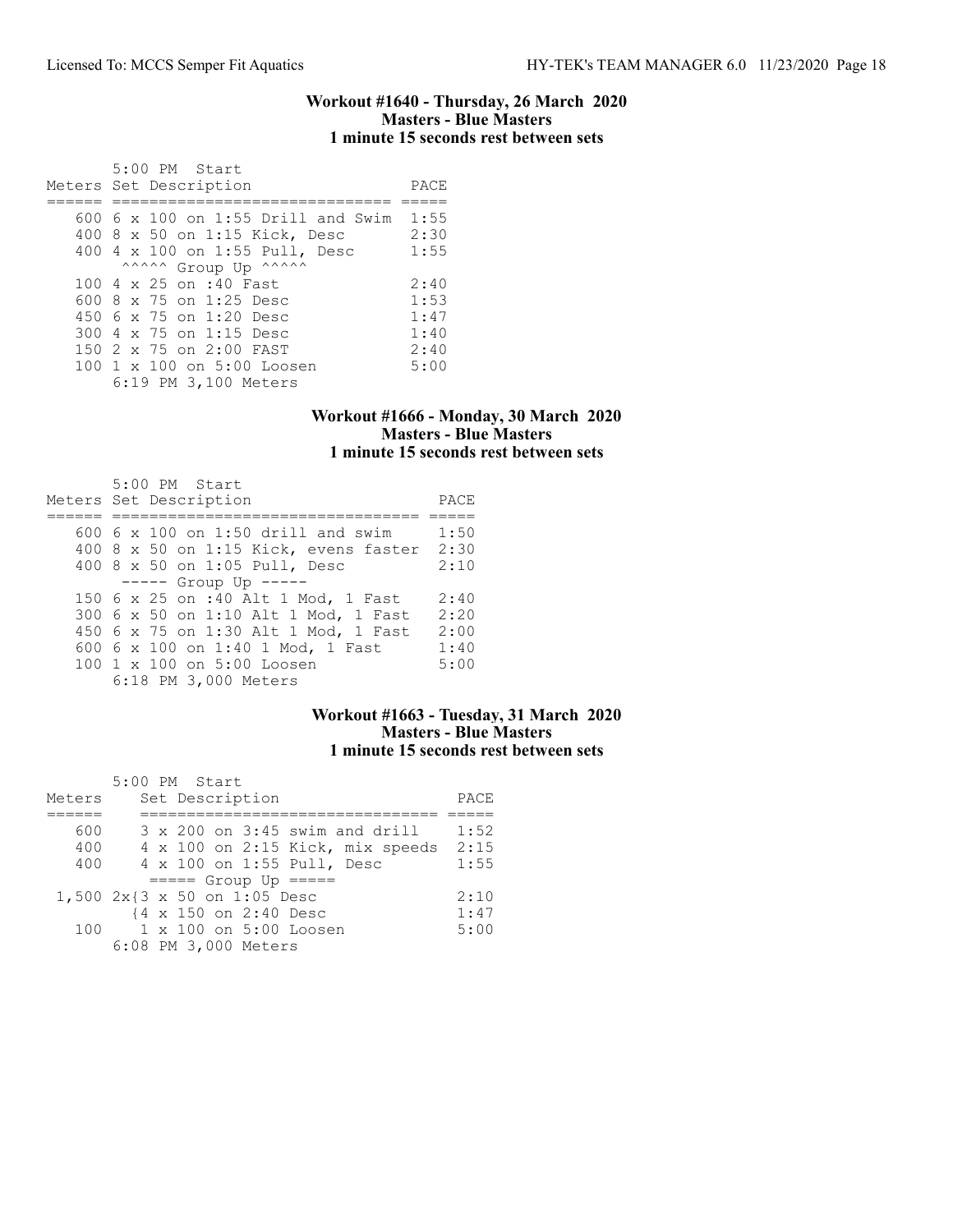### Workout #1640 - Thursday, 26 March 2020
### Masters - Blue Masters
### 1 minute 15 seconds rest between sets

5:00 PM Start

| Meters | Set Description | PACE |
|---|---|---|
| 600 | 6 x 100 on 1:55 Drill and Swim | 1:55 |
| 400 | 8 x 50 on 1:15 Kick, Desc | 2:30 |
| 400 | 4 x 100 on 1:55 Pull, Desc | 1:55 |
| | ^^^^^ Group Up ^^^^^ | |
| 100 | 4 x 25 on :40 Fast | 2:40 |
| 600 | 8 x 75 on 1:25 Desc | 1:53 |
| 450 | 6 x 75 on 1:20 Desc | 1:47 |
| 300 | 4 x 75 on 1:15 Desc | 1:40 |
| 150 | 2 x 75 on 2:00 FAST | 2:40 |
| 100 | 1 x 100 on 5:00 Loosen | 5:00 |

6:19 PM 3,100 Meters

### Workout #1666 - Monday, 30 March 2020
### Masters - Blue Masters
### 1 minute 15 seconds rest between sets

5:00 PM Start

| Meters | Set Description | PACE |
|---|---|---|
| 600 | 6 x 100 on 1:50 drill and swim | 1:50 |
| 400 | 8 x 50 on 1:15 Kick, evens faster | 2:30 |
| 400 | 8 x 50 on 1:05 Pull, Desc | 2:10 |
| | ----- Group Up ----- | |
| 150 | 6 x 25 on :40 Alt 1 Mod, 1 Fast | 2:40 |
| 300 | 6 x 50 on 1:10 Alt 1 Mod, 1 Fast | 2:20 |
| 450 | 6 x 75 on 1:30 Alt 1 Mod, 1 Fast | 2:00 |
| 600 | 6 x 100 on 1:40 1 Mod, 1 Fast | 1:40 |
| 100 | 1 x 100 on 5:00 Loosen | 5:00 |

6:18 PM 3,000 Meters

### Workout #1663 - Tuesday, 31 March 2020
### Masters - Blue Masters
### 1 minute 15 seconds rest between sets

5:00 PM Start

| Meters | Set Description | PACE |
|---|---|---|
| 600 | 3 x 200 on 3:45 swim and drill | 1:52 |
| 400 | 4 x 100 on 2:15 Kick, mix speeds | 2:15 |
| 400 | 4 x 100 on 1:55 Pull, Desc | 1:55 |
| | ===== Group Up ===== | |
| 1,500 | 2x{3 x 50 on 1:05 Desc | 2:10 |
| | {4 x 150 on 2:40 Desc | 1:47 |
| 100 | 1 x 100 on 5:00 Loosen | 5:00 |

6:08 PM 3,000 Meters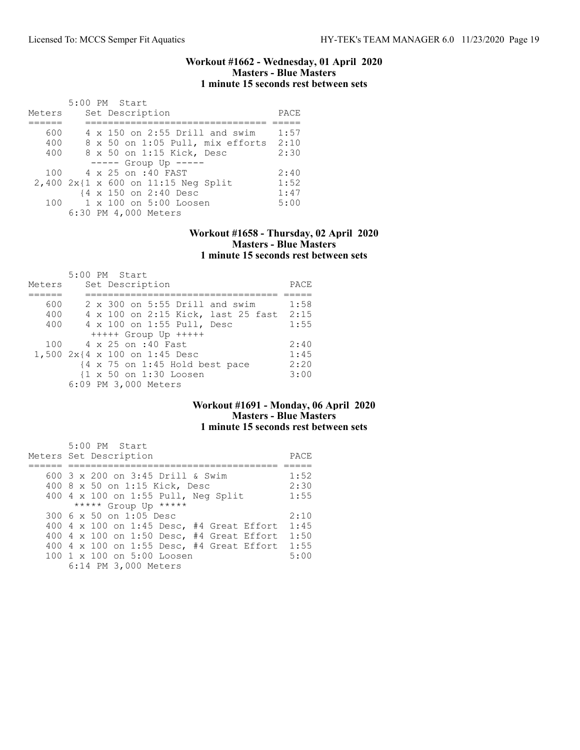### Workout #1662 - Wednesday, 01 April 2020
### Masters - Blue Masters
### 1 minute 15 seconds rest between sets

5:00 PM Start

| Meters | Set Description | PACE |
|---|---|---|
| 600 | 4 x 150 on 2:55 Drill and swim | 1:57 |
| 400 | 8 x 50 on 1:05 Pull, mix efforts | 2:10 |
| 400 | 8 x 50 on 1:15 Kick, Desc | 2:30 |
| | ----- Group Up ----- | |
| 100 | 4 x 25 on :40 FAST | 2:40 |
| 2,400 | 2x{1 x 600 on 11:15 Neg Split | 1:52 |
| | {4 x 150 on 2:40 Desc | 1:47 |
| 100 | 1 x 100 on 5:00 Loosen | 5:00 |

6:30 PM 4,000 Meters

### Workout #1658 - Thursday, 02 April 2020
### Masters - Blue Masters
### 1 minute 15 seconds rest between sets

5:00 PM Start

| Meters | Set Description | PACE |
|---|---|---|
| 600 | 2 x 300 on 5:55 Drill and swim | 1:58 |
| 400 | 4 x 100 on 2:15 Kick, last 25 fast | 2:15 |
| 400 | 4 x 100 on 1:55 Pull, Desc | 1:55 |
| | +++++ Group Up +++++ | |
| 100 | 4 x 25 on :40 Fast | 2:40 |
| 1,500 | 2x{4 x 100 on 1:45 Desc | 1:45 |
| | {4 x 75 on 1:45 Hold best pace | 2:20 |
| | {1 x 50 on 1:30 Loosen | 3:00 |

6:09 PM 3,000 Meters

### Workout #1691 - Monday, 06 April 2020
### Masters - Blue Masters
### 1 minute 15 seconds rest between sets

5:00 PM Start

| Meters | Set Description | PACE |
|---|---|---|
| 600 | 3 x 200 on 3:45 Drill & Swim | 1:52 |
| 400 | 8 x 50 on 1:15 Kick, Desc | 2:30 |
| 400 | 4 x 100 on 1:55 Pull, Neg Split | 1:55 |
| | ***** Group Up ***** | |
| 300 | 6 x 50 on 1:05 Desc | 2:10 |
| 400 | 4 x 100 on 1:45 Desc, #4 Great Effort | 1:45 |
| 400 | 4 x 100 on 1:50 Desc, #4 Great Effort | 1:50 |
| 400 | 4 x 100 on 1:55 Desc, #4 Great Effort | 1:55 |
| 100 | 1 x 100 on 5:00 Loosen | 5:00 |

6:14 PM 3,000 Meters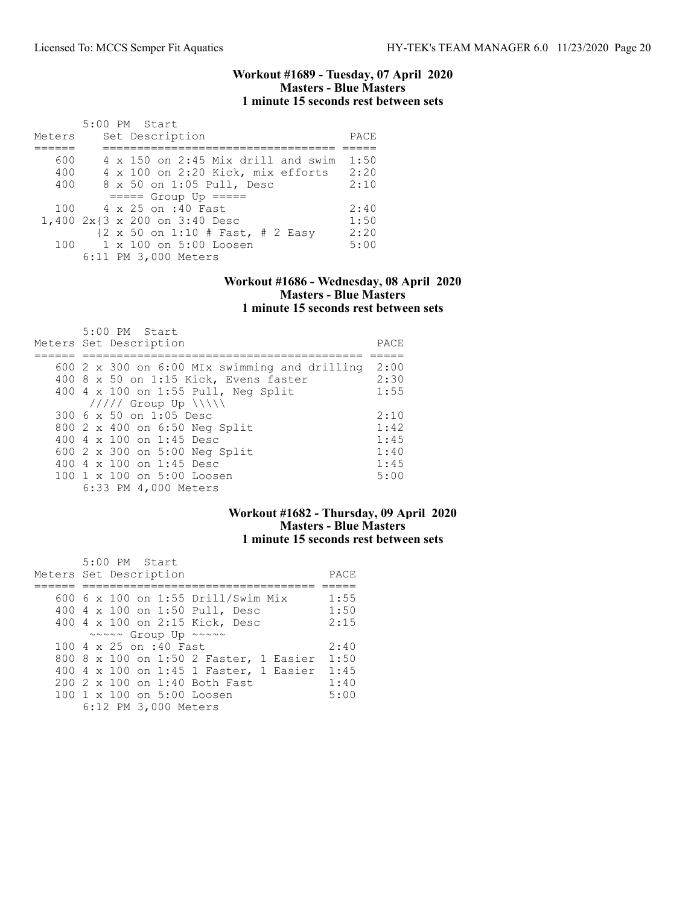### Workout #1689 - Tuesday, 07 April 2020
### Masters - Blue Masters
### 1 minute 15 seconds rest between sets

```
       5:00 PM  Start
Meters    Set Description                    PACE
======    =================================  =====
   600    4 x 150 on 2:45 Mix drill and swim  1:50
   400    4 x 100 on 2:20 Kick, mix efforts   2:20
   400    8 x 50 on 1:05 Pull, Desc           2:10
           ===== Group Up =====
   100    4 x 25 on :40 Fast                  2:40
 1,400 2x{3 x 200 on 3:40 Desc                1:50
         {2 x 50 on 1:10 # Fast, # 2 Easy     2:20
   100    1 x 100 on 5:00 Loosen              5:00
       6:11 PM 3,000 Meters
```

### Workout #1686 - Wednesday, 08 April 2020
### Masters - Blue Masters
### 1 minute 15 seconds rest between sets

```
       5:00 PM  Start
Meters Set Description                              PACE
====== ========================================  =====
   600 2 x 300 on 6:00 MIx swimming and drilling  2:00
   400 8 x 50 on 1:15 Kick, Evens faster          2:30
   400 4 x 100 on 1:55 Pull, Neg Split            1:55
        ///// Group Up \\\\\
   300 6 x 50 on 1:05 Desc                        2:10
   800 2 x 400 on 6:50 Neg Split                  1:42
   400 4 x 100 on 1:45 Desc                       1:45
   600 2 x 300 on 5:00 Neg Split                  1:40
   400 4 x 100 on 1:45 Desc                       1:45
   100 1 x 100 on 5:00 Loosen                     5:00
       6:33 PM 4,000 Meters
```

### Workout #1682 - Thursday, 09 April 2020
### Masters - Blue Masters
### 1 minute 15 seconds rest between sets

```
       5:00 PM  Start
Meters Set Description                       PACE
====== =================================  =====
   600 6 x 100 on 1:55 Drill/Swim Mix      1:55
   400 4 x 100 on 1:50 Pull, Desc          1:50
   400 4 x 100 on 2:15 Kick, Desc          2:15
        ~~~~~ Group Up ~~~~~
   100 4 x 25 on :40 Fast                  2:40
   800 8 x 100 on 1:50 2 Faster, 1 Easier  1:50
   400 4 x 100 on 1:45 1 Faster, 1 Easier  1:45
   200 2 x 100 on 1:40 Both Fast           1:40
   100 1 x 100 on 5:00 Loosen              5:00
       6:12 PM 3,000 Meters
```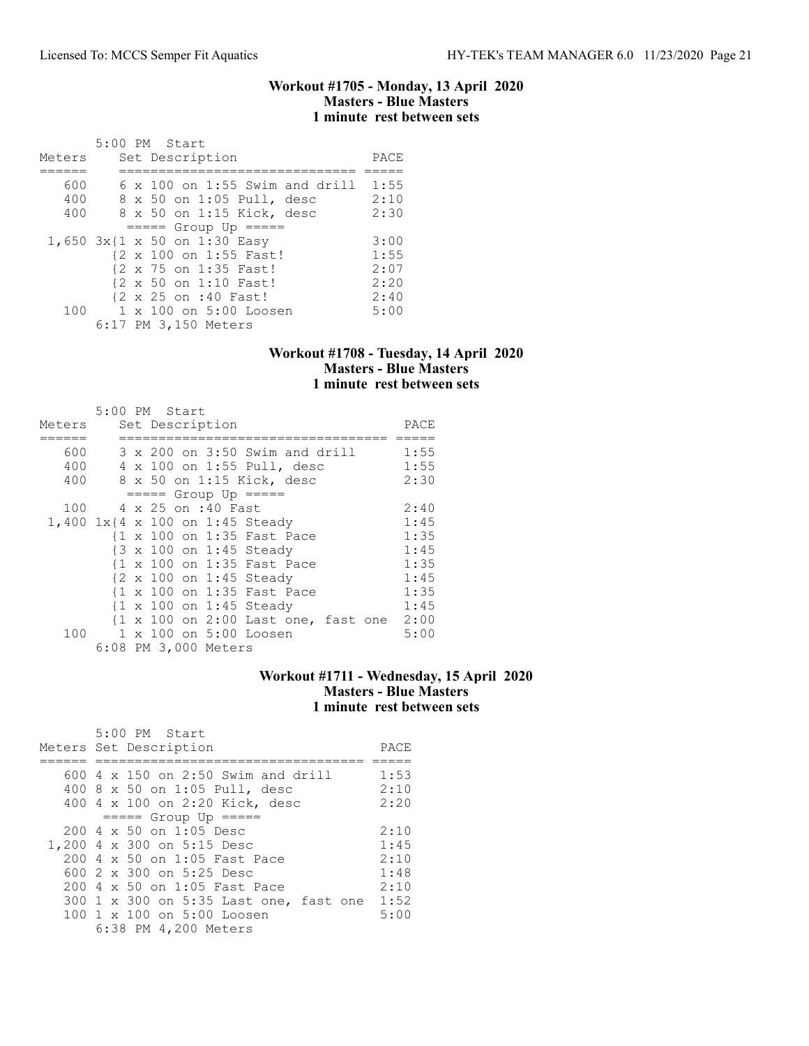### Workout #1705 - Monday, 13 April 2020
### Masters - Blue Masters
### 1 minute rest between sets

5:00 PM Start

| Meters | Set Description | PACE |
|---|---|---|
| 600 | 6 x 100 on 1:55 Swim and drill | 1:55 |
| 400 | 8 x 50 on 1:05 Pull, desc | 2:10 |
| 400 | 8 x 50 on 1:15 Kick, desc | 2:30 |
| | ===== Group Up ===== | |
| 1,650 | 3x{1 x 50 on 1:30 Easy | 3:00 |
| | {2 x 100 on 1:55 Fast! | 1:55 |
| | {2 x 75 on 1:35 Fast! | 2:07 |
| | {2 x 50 on 1:10 Fast! | 2:20 |
| | {2 x 25 on :40 Fast! | 2:40 |
| 100 | 1 x 100 on 5:00 Loosen | 5:00 |

6:17 PM 3,150 Meters

### Workout #1708 - Tuesday, 14 April 2020
### Masters - Blue Masters
### 1 minute rest between sets

5:00 PM Start

| Meters | Set Description | PACE |
|---|---|---|
| 600 | 3 x 200 on 3:50 Swim and drill | 1:55 |
| 400 | 4 x 100 on 1:55 Pull, desc | 1:55 |
| 400 | 8 x 50 on 1:15 Kick, desc | 2:30 |
| | ===== Group Up ===== | |
| 100 | 4 x 25 on :40 Fast | 2:40 |
| 1,400 | 1x{4 x 100 on 1:45 Steady | 1:45 |
| | {1 x 100 on 1:35 Fast Pace | 1:35 |
| | {3 x 100 on 1:45 Steady | 1:45 |
| | {1 x 100 on 1:35 Fast Pace | 1:35 |
| | {2 x 100 on 1:45 Steady | 1:45 |
| | {1 x 100 on 1:35 Fast Pace | 1:35 |
| | {1 x 100 on 1:45 Steady | 1:45 |
| | {1 x 100 on 2:00 Last one, fast one | 2:00 |
| 100 | 1 x 100 on 5:00 Loosen | 5:00 |

6:08 PM 3,000 Meters

### Workout #1711 - Wednesday, 15 April 2020
### Masters - Blue Masters
### 1 minute rest between sets

5:00 PM Start

| Meters | Set Description | PACE |
|---|---|---|
| 600 | 4 x 150 on 2:50 Swim and drill | 1:53 |
| 400 | 8 x 50 on 1:05 Pull, desc | 2:10 |
| 400 | 4 x 100 on 2:20 Kick, desc | 2:20 |
| | ===== Group Up ===== | |
| 200 | 4 x 50 on 1:05 Desc | 2:10 |
| 1,200 | 4 x 300 on 5:15 Desc | 1:45 |
| 200 | 4 x 50 on 1:05 Fast Pace | 2:10 |
| 600 | 2 x 300 on 5:25 Desc | 1:48 |
| 200 | 4 x 50 on 1:05 Fast Pace | 2:10 |
| 300 | 1 x 300 on 5:35 Last one, fast one | 1:52 |
| 100 | 1 x 100 on 5:00 Loosen | 5:00 |

6:38 PM 4,200 Meters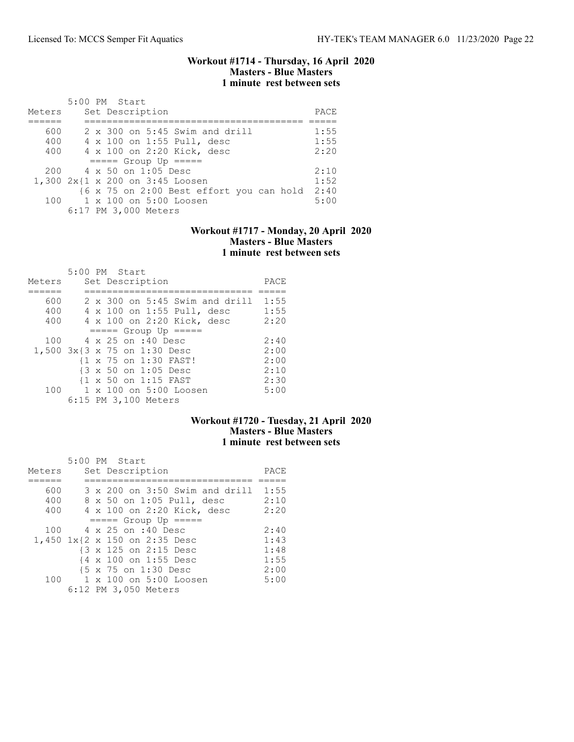### Workout #1714 - Thursday, 16 April 2020
**Masters - Blue Masters**
**1 minute rest between sets**

| Meters | Set Description | PACE |
|---|---|---|
| | 5:00 PM Start | |
| 600 | 2 x 300 on 5:45 Swim and drill | 1:55 |
| 400 | 4 x 100 on 1:55 Pull, desc | 1:55 |
| 400 | 4 x 100 on 2:20 Kick, desc | 2:20 |
| | ===== Group Up ===== | |
| 200 | 4 x 50 on 1:05 Desc | 2:10 |
| 1,300 | 2x{1 x 200 on 3:45 Loosen | 1:52 |
| | {6 x 75 on 2:00 Best effort you can hold | 2:40 |
| 100 | 1 x 100 on 5:00 Loosen | 5:00 |
| | 6:17 PM 3,000 Meters | |

### Workout #1717 - Monday, 20 April 2020
**Masters - Blue Masters**
**1 minute rest between sets**

| Meters | Set Description | PACE |
|---|---|---|
| | 5:00 PM Start | |
| 600 | 2 x 300 on 5:45 Swim and drill | 1:55 |
| 400 | 4 x 100 on 1:55 Pull, desc | 1:55 |
| 400 | 4 x 100 on 2:20 Kick, desc | 2:20 |
| | ===== Group Up ===== | |
| 100 | 4 x 25 on :40 Desc | 2:40 |
| 1,500 | 3x{3 x 75 on 1:30 Desc | 2:00 |
| | {1 x 75 on 1:30 FAST! | 2:00 |
| | {3 x 50 on 1:05 Desc | 2:10 |
| | {1 x 50 on 1:15 FAST | 2:30 |
| 100 | 1 x 100 on 5:00 Loosen | 5:00 |
| | 6:15 PM 3,100 Meters | |

### Workout #1720 - Tuesday, 21 April 2020
**Masters - Blue Masters**
**1 minute rest between sets**

| Meters | Set Description | PACE |
|---|---|---|
| | 5:00 PM Start | |
| 600 | 3 x 200 on 3:50 Swim and drill | 1:55 |
| 400 | 8 x 50 on 1:05 Pull, desc | 2:10 |
| 400 | 4 x 100 on 2:20 Kick, desc | 2:20 |
| | ===== Group Up ===== | |
| 100 | 4 x 25 on :40 Desc | 2:40 |
| 1,450 | 1x{2 x 150 on 2:35 Desc | 1:43 |
| | {3 x 125 on 2:15 Desc | 1:48 |
| | {4 x 100 on 1:55 Desc | 1:55 |
| | {5 x 75 on 1:30 Desc | 2:00 |
| 100 | 1 x 100 on 5:00 Loosen | 5:00 |
| | 6:12 PM 3,050 Meters | |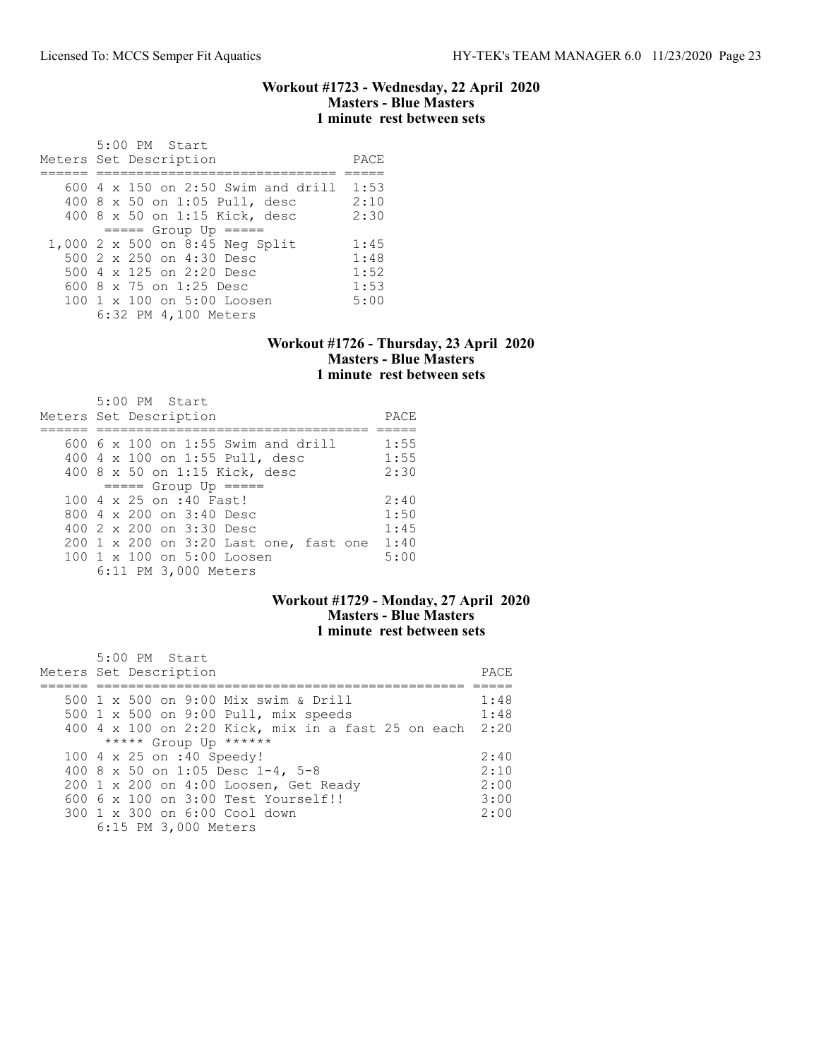### Workout #1723 - Wednesday, 22 April 2020
**Masters - Blue Masters**
**1 minute rest between sets**

```
       5:00 PM  Start
Meters Set Description                  PACE
====== ============================== =====
   600 4 x 150 on 2:50 Swim and drill  1:53
   400 8 x 50 on 1:05 Pull, desc       2:10
   400 8 x 50 on 1:15 Kick, desc       2:30
        ===== Group Up =====
 1,000 2 x 500 on 8:45 Neg Split       1:45
   500 2 x 250 on 4:30 Desc            1:48
   500 4 x 125 on 2:20 Desc            1:52
   600 8 x 75 on 1:25 Desc             1:53
   100 1 x 100 on 5:00 Loosen          5:00
       6:32 PM 4,100 Meters
```

### Workout #1726 - Thursday, 23 April 2020
**Masters - Blue Masters**
**1 minute rest between sets**

```
       5:00 PM  Start
Meters Set Description                      PACE
====== ================================== =====
   600 6 x 100 on 1:55 Swim and drill      1:55
   400 4 x 100 on 1:55 Pull, desc          1:55
   400 8 x 50 on 1:15 Kick, desc           2:30
        ===== Group Up =====
   100 4 x 25 on :40 Fast!                 2:40
   800 4 x 200 on 3:40 Desc                1:50
   400 2 x 200 on 3:30 Desc                1:45
   200 1 x 200 on 3:20 Last one, fast one  1:40
   100 1 x 100 on 5:00 Loosen              5:00
       6:11 PM 3,000 Meters
```

### Workout #1729 - Monday, 27 April 2020
**Masters - Blue Masters**
**1 minute rest between sets**

```
       5:00 PM  Start
Meters Set Description                                   PACE
====== =============================================== =====
   500 1 x 500 on 9:00 Mix swim & Drill                 1:48
   500 1 x 500 on 9:00 Pull, mix speeds                 1:48
   400 4 x 100 on 2:20 Kick, mix in a fast 25 on each  2:20
        ***** Group Up ******
   100 4 x 25 on :40 Speedy!                            2:40
   400 8 x 50 on 1:05 Desc 1-4, 5-8                     2:10
   200 1 x 200 on 4:00 Loosen, Get Ready                2:00
   600 6 x 100 on 3:00 Test Yourself!!                  3:00
   300 1 x 300 on 6:00 Cool down                        2:00
       6:15 PM 3,000 Meters
```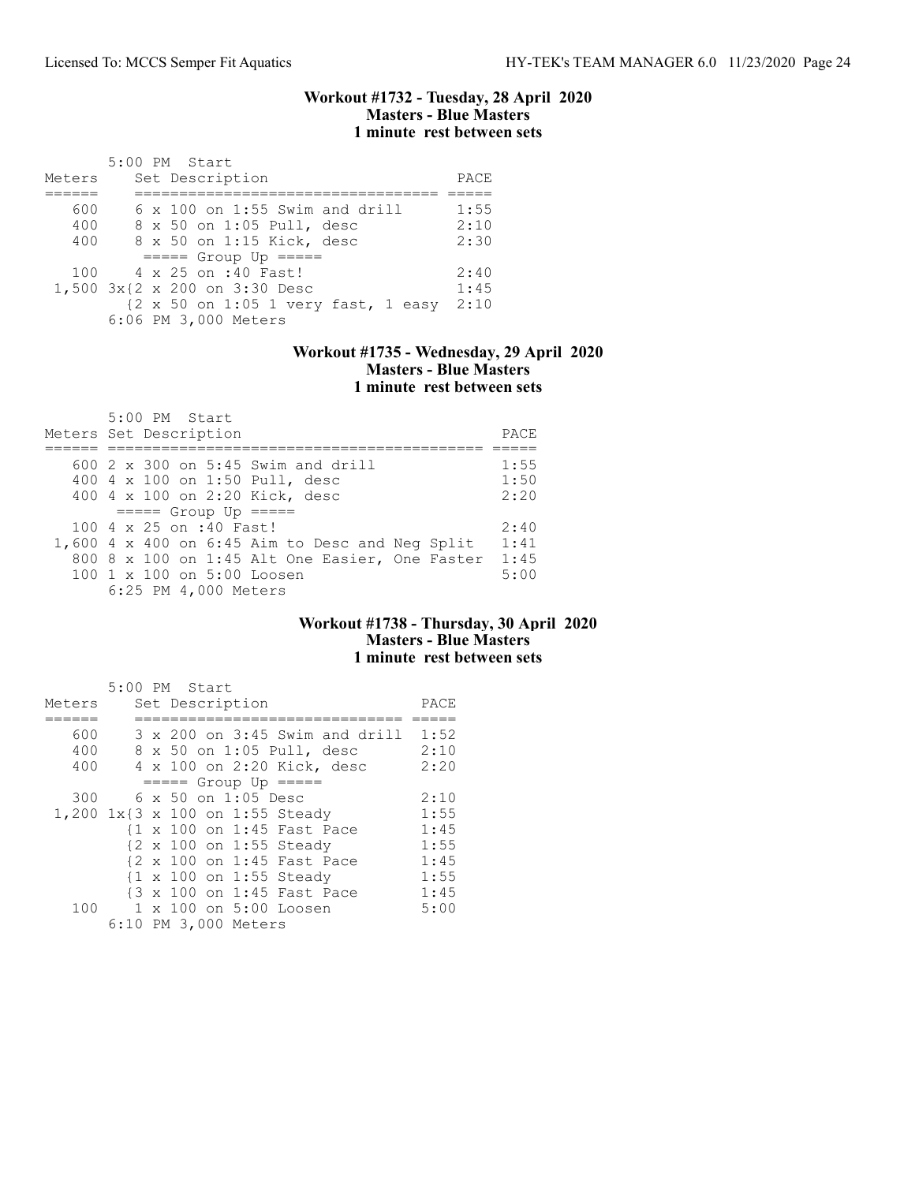### Workout #1732 - Tuesday, 28 April 2020
**Masters - Blue Masters**
**1 minute rest between sets**

5:00 PM Start

| Meters | Set Description | PACE |
|---|---|---|
| 600 | 6 x 100 on 1:55 Swim and drill | 1:55 |
| 400 | 8 x 50 on 1:05 Pull, desc | 2:10 |
| 400 | 8 x 50 on 1:15 Kick, desc | 2:30 |
| | ===== Group Up ===== | |
| 100 | 4 x 25 on :40 Fast! | 2:40 |
| 1,500 | 3x{2 x 200 on 3:30 Desc | 1:45 |
| | {2 x 50 on 1:05 1 very fast, 1 easy | 2:10 |

6:06 PM 3,000 Meters

### Workout #1735 - Wednesday, 29 April 2020
**Masters - Blue Masters**
**1 minute rest between sets**

5:00 PM Start

| Meters | Set Description | PACE |
|---|---|---|
| 600 | 2 x 300 on 5:45 Swim and drill | 1:55 |
| 400 | 4 x 100 on 1:50 Pull, desc | 1:50 |
| 400 | 4 x 100 on 2:20 Kick, desc | 2:20 |
| | ===== Group Up ===== | |
| 100 | 4 x 25 on :40 Fast! | 2:40 |
| 1,600 | 4 x 400 on 6:45 Aim to Desc and Neg Split | 1:41 |
| 800 | 8 x 100 on 1:45 Alt One Easier, One Faster | 1:45 |
| 100 | 1 x 100 on 5:00 Loosen | 5:00 |

6:25 PM 4,000 Meters

### Workout #1738 - Thursday, 30 April 2020
**Masters - Blue Masters**
**1 minute rest between sets**

5:00 PM Start

| Meters | Set Description | PACE |
|---|---|---|
| 600 | 3 x 200 on 3:45 Swim and drill | 1:52 |
| 400 | 8 x 50 on 1:05 Pull, desc | 2:10 |
| 400 | 4 x 100 on 2:20 Kick, desc | 2:20 |
| | ===== Group Up ===== | |
| 300 | 6 x 50 on 1:05 Desc | 2:10 |
| 1,200 | 1x{3 x 100 on 1:55 Steady | 1:55 |
| | {1 x 100 on 1:45 Fast Pace | 1:45 |
| | {2 x 100 on 1:55 Steady | 1:55 |
| | {2 x 100 on 1:45 Fast Pace | 1:45 |
| | {1 x 100 on 1:55 Steady | 1:55 |
| | {3 x 100 on 1:45 Fast Pace | 1:45 |
| 100 | 1 x 100 on 5:00 Loosen | 5:00 |

6:10 PM 3,000 Meters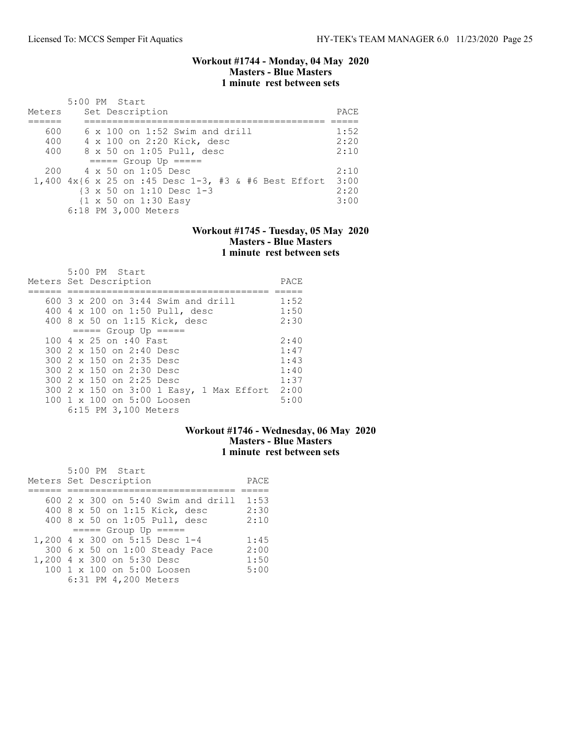### Workout #1744 - Monday, 04 May 2020
**Masters - Blue Masters**
**1 minute rest between sets**

5:00 PM Start

| Meters | Set Description | PACE |
|---|---|---|
| 600 | 6 x 100 on 1:52 Swim and drill | 1:52 |
| 400 | 4 x 100 on 2:20 Kick, desc | 2:20 |
| 400 | 8 x 50 on 1:05 Pull, desc | 2:10 |
| | ===== Group Up ===== | |
| 200 | 4 x 50 on 1:05 Desc | 2:10 |
| 1,400 | 4x{6 x 25 on :45 Desc 1-3, #3 & #6 Best Effort | 3:00 |
| | {3 x 50 on 1:10 Desc 1-3 | 2:20 |
| | {1 x 50 on 1:30 Easy | 3:00 |
| | 6:18 PM 3,000 Meters | |

### Workout #1745 - Tuesday, 05 May 2020
**Masters - Blue Masters**
**1 minute rest between sets**

5:00 PM Start

| Meters | Set Description | PACE |
|---|---|---|
| 600 | 3 x 200 on 3:44 Swim and drill | 1:52 |
| 400 | 4 x 100 on 1:50 Pull, desc | 1:50 |
| 400 | 8 x 50 on 1:15 Kick, desc | 2:30 |
| | ===== Group Up ===== | |
| 100 | 4 x 25 on :40 Fast | 2:40 |
| 300 | 2 x 150 on 2:40 Desc | 1:47 |
| 300 | 2 x 150 on 2:35 Desc | 1:43 |
| 300 | 2 x 150 on 2:30 Desc | 1:40 |
| 300 | 2 x 150 on 2:25 Desc | 1:37 |
| 300 | 2 x 150 on 3:00 1 Easy, 1 Max Effort | 2:00 |
| 100 | 1 x 100 on 5:00 Loosen | 5:00 |
| | 6:15 PM 3,100 Meters | |

### Workout #1746 - Wednesday, 06 May 2020
**Masters - Blue Masters**
**1 minute rest between sets**

5:00 PM Start

| Meters | Set Description | PACE |
|---|---|---|
| 600 | 2 x 300 on 5:40 Swim and drill | 1:53 |
| 400 | 8 x 50 on 1:15 Kick, desc | 2:30 |
| 400 | 8 x 50 on 1:05 Pull, desc | 2:10 |
| | ===== Group Up ===== | |
| 1,200 | 4 x 300 on 5:15 Desc 1-4 | 1:45 |
| 300 | 6 x 50 on 1:00 Steady Pace | 2:00 |
| 1,200 | 4 x 300 on 5:30 Desc | 1:50 |
| 100 | 1 x 100 on 5:00 Loosen | 5:00 |
| | 6:31 PM 4,200 Meters | |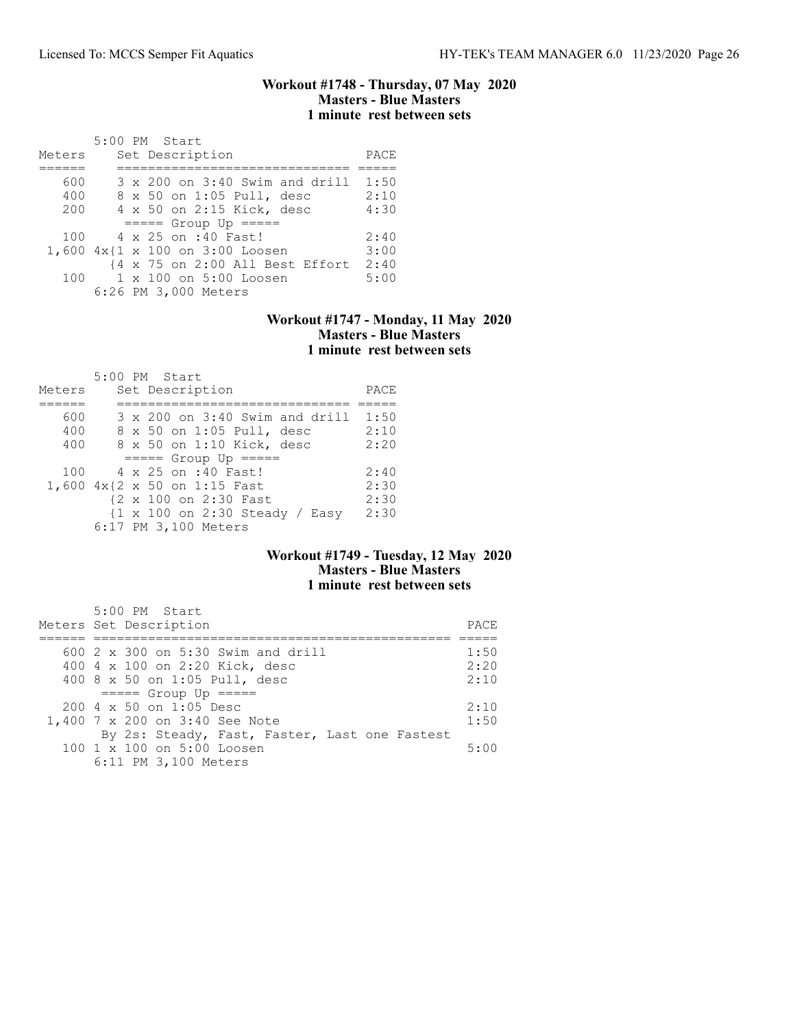### Workout #1748 - Thursday, 07 May 2020
### Masters - Blue Masters
### 1 minute rest between sets

5:00 PM Start

| Meters | Set Description | PACE |
|---|---|---|
| 600 | 3 x 200 on 3:40 Swim and drill | 1:50 |
| 400 | 8 x 50 on 1:05 Pull, desc | 2:10 |
| 200 | 4 x 50 on 2:15 Kick, desc | 4:30 |
| | ===== Group Up ===== | |
| 100 | 4 x 25 on :40 Fast! | 2:40 |
| 1,600 | 4x{1 x 100 on 3:00 Loosen | 3:00 |
| | {4 x 75 on 2:00 All Best Effort | 2:40 |
| 100 | 1 x 100 on 5:00 Loosen | 5:00 |
| | 6:26 PM 3,000 Meters | |

### Workout #1747 - Monday, 11 May 2020
### Masters - Blue Masters
### 1 minute rest between sets

5:00 PM Start

| Meters | Set Description | PACE |
|---|---|---|
| 600 | 3 x 200 on 3:40 Swim and drill | 1:50 |
| 400 | 8 x 50 on 1:05 Pull, desc | 2:10 |
| 400 | 8 x 50 on 1:10 Kick, desc | 2:20 |
| | ===== Group Up ===== | |
| 100 | 4 x 25 on :40 Fast! | 2:40 |
| 1,600 | 4x{2 x 50 on 1:15 Fast | 2:30 |
| | {2 x 100 on 2:30 Fast | 2:30 |
| | {1 x 100 on 2:30 Steady / Easy | 2:30 |
| | 6:17 PM 3,100 Meters | |

### Workout #1749 - Tuesday, 12 May 2020
### Masters - Blue Masters
### 1 minute rest between sets

5:00 PM Start

| Meters | Set Description | PACE |
|---|---|---|
| 600 | 2 x 300 on 5:30 Swim and drill | 1:50 |
| 400 | 4 x 100 on 2:20 Kick, desc | 2:20 |
| 400 | 8 x 50 on 1:05 Pull, desc | 2:10 |
| | ===== Group Up ===== | |
| 200 | 4 x 50 on 1:05 Desc | 2:10 |
| 1,400 | 7 x 200 on 3:40 See Note | 1:50 |
| | By 2s: Steady, Fast, Faster, Last one Fastest | |
| 100 | 1 x 100 on 5:00 Loosen | 5:00 |
| | 6:11 PM 3,100 Meters | |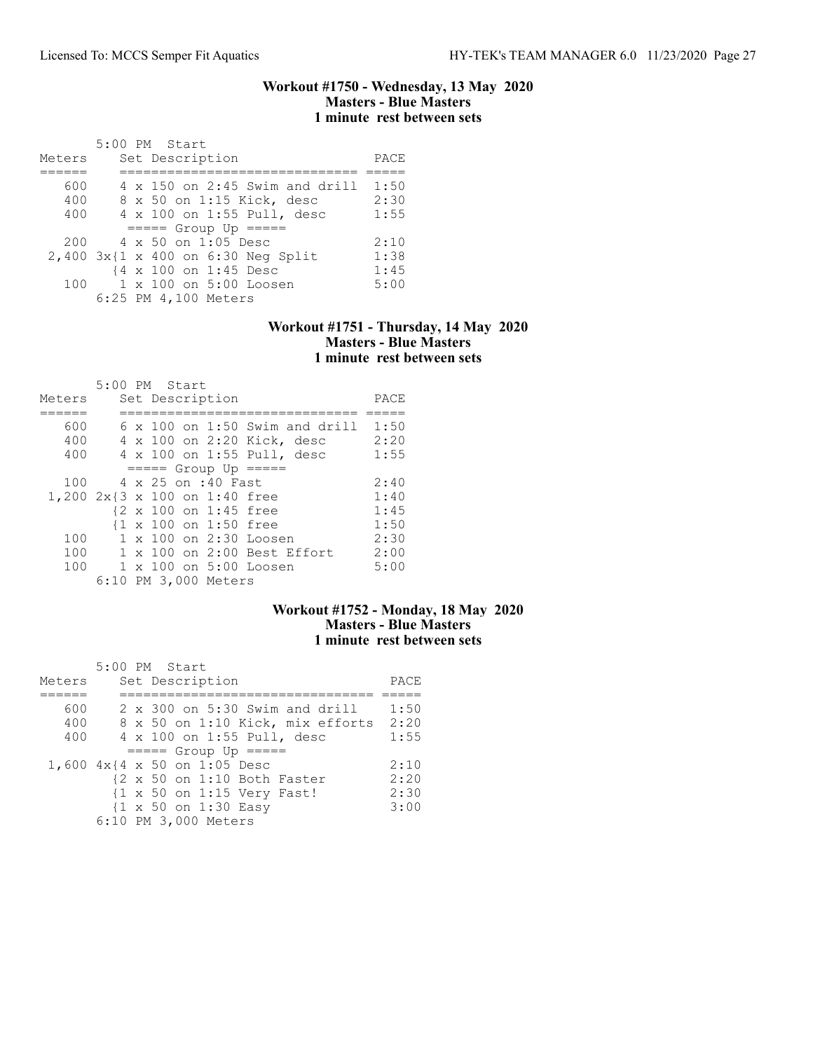## Workout #1750 - Wednesday, 13 May 2020
### Masters - Blue Masters
### 1 minute rest between sets

```
       5:00 PM  Start
Meters     Set Description                 PACE
======     ==============================  =====
   600     4 x 150 on 2:45 Swim and drill  1:50
   400     8 x 50 on 1:15 Kick, desc       2:30
   400     4 x 100 on 1:55 Pull, desc      1:55
            ===== Group Up =====
   200     4 x 50 on 1:05 Desc             2:10
 2,400 3x{1 x 400 on 6:30 Neg Split        1:38
         {4 x 100 on 1:45 Desc             1:45
   100     1 x 100 on 5:00 Loosen          5:00
       6:25 PM 4,100 Meters
```

## Workout #1751 - Thursday, 14 May 2020
### Masters - Blue Masters
### 1 minute rest between sets

```
       5:00 PM  Start
Meters     Set Description                 PACE
======     ==============================  =====
   600     6 x 100 on 1:50 Swim and drill  1:50
   400     4 x 100 on 2:20 Kick, desc      2:20
   400     4 x 100 on 1:55 Pull, desc      1:55
            ===== Group Up =====
   100     4 x 25 on :40 Fast              2:40
 1,200 2x{3 x 100 on 1:40 free             1:40
         {2 x 100 on 1:45 free             1:45
         {1 x 100 on 1:50 free             1:50
   100     1 x 100 on 2:30 Loosen          2:30
   100     1 x 100 on 2:00 Best Effort     2:00
   100     1 x 100 on 5:00 Loosen          5:00
       6:10 PM 3,000 Meters
```

## Workout #1752 - Monday, 18 May 2020
### Masters - Blue Masters
### 1 minute rest between sets

```
       5:00 PM  Start
Meters     Set Description                    PACE
======     =================================  =====
   600     2 x 300 on 5:30 Swim and drill     1:50
   400     8 x 50 on 1:10 Kick, mix efforts   2:20
   400     4 x 100 on 1:55 Pull, desc         1:55
            ===== Group Up =====
 1,600 4x{4 x 50 on 1:05 Desc                 2:10
         {2 x 50 on 1:10 Both Faster          2:20
         {1 x 50 on 1:15 Very Fast!           2:30
         {1 x 50 on 1:30 Easy                 3:00
       6:10 PM 3,000 Meters
```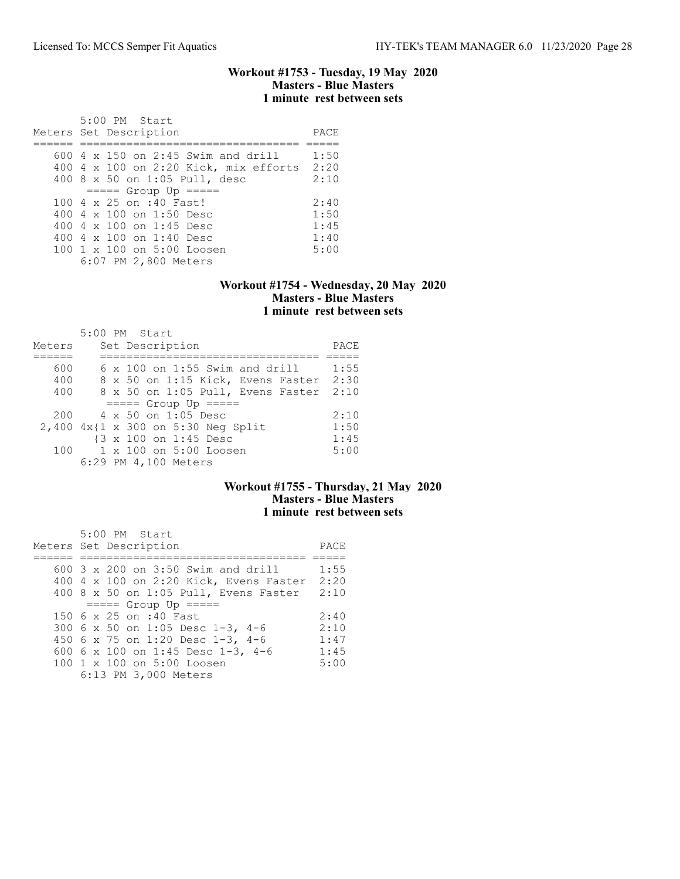### Workout #1753 - Tuesday, 19 May 2020
**Masters - Blue Masters**
**1 minute rest between sets**

5:00 PM Start

| Meters | Set Description | PACE |
|---|---|---|
| 600 | 4 x 150 on 2:45 Swim and drill | 1:50 |
| 400 | 4 x 100 on 2:20 Kick, mix efforts | 2:20 |
| 400 | 8 x 50 on 1:05 Pull, desc | 2:10 |
| | ===== Group Up ===== | |
| 100 | 4 x 25 on :40 Fast! | 2:40 |
| 400 | 4 x 100 on 1:50 Desc | 1:50 |
| 400 | 4 x 100 on 1:45 Desc | 1:45 |
| 400 | 4 x 100 on 1:40 Desc | 1:40 |
| 100 | 1 x 100 on 5:00 Loosen | 5:00 |

6:07 PM 2,800 Meters

### Workout #1754 - Wednesday, 20 May 2020
**Masters - Blue Masters**
**1 minute rest between sets**

5:00 PM Start

| Meters | Set Description | PACE |
|---|---|---|
| 600 | 6 x 100 on 1:55 Swim and drill | 1:55 |
| 400 | 8 x 50 on 1:15 Kick, Evens Faster | 2:30 |
| 400 | 8 x 50 on 1:05 Pull, Evens Faster | 2:10 |
| | ===== Group Up ===== | |
| 200 | 4 x 50 on 1:05 Desc | 2:10 |
| 2,400 | 4x{1 x 300 on 5:30 Neg Split | 1:50 |
| | {3 x 100 on 1:45 Desc | 1:45 |
| 100 | 1 x 100 on 5:00 Loosen | 5:00 |

6:29 PM 4,100 Meters

### Workout #1755 - Thursday, 21 May 2020
**Masters - Blue Masters**
**1 minute rest between sets**

5:00 PM Start

| Meters | Set Description | PACE |
|---|---|---|
| 600 | 3 x 200 on 3:50 Swim and drill | 1:55 |
| 400 | 4 x 100 on 2:20 Kick, Evens Faster | 2:20 |
| 400 | 8 x 50 on 1:05 Pull, Evens Faster | 2:10 |
| | ===== Group Up ===== | |
| 150 | 6 x 25 on :40 Fast | 2:40 |
| 300 | 6 x 50 on 1:05 Desc 1-3, 4-6 | 2:10 |
| 450 | 6 x 75 on 1:20 Desc 1-3, 4-6 | 1:47 |
| 600 | 6 x 100 on 1:45 Desc 1-3, 4-6 | 1:45 |
| 100 | 1 x 100 on 5:00 Loosen | 5:00 |

6:13 PM 3,000 Meters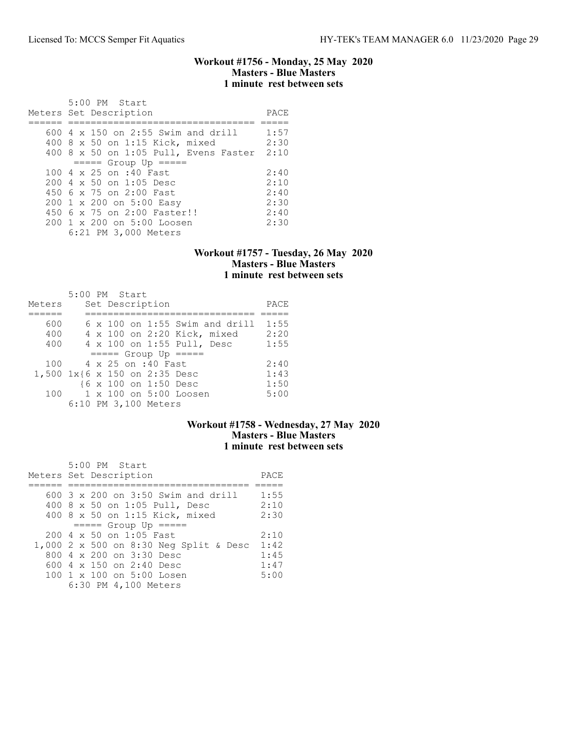### Workout #1756 - Monday, 25 May 2020
**Masters - Blue Masters**
**1 minute rest between sets**

5:00 PM Start

| Meters | Set Description | PACE |
|---|---|---|
| 600 | 4 x 150 on 2:55 Swim and drill | 1:57 |
| 400 | 8 x 50 on 1:15 Kick, mixed | 2:30 |
| 400 | 8 x 50 on 1:05 Pull, Evens Faster | 2:10 |
| | ===== Group Up ===== | |
| 100 | 4 x 25 on :40 Fast | 2:40 |
| 200 | 4 x 50 on 1:05 Desc | 2:10 |
| 450 | 6 x 75 on 2:00 Fast | 2:40 |
| 200 | 1 x 200 on 5:00 Easy | 2:30 |
| 450 | 6 x 75 on 2:00 Faster!! | 2:40 |
| 200 | 1 x 200 on 5:00 Loosen | 2:30 |

6:21 PM 3,000 Meters

### Workout #1757 - Tuesday, 26 May 2020
**Masters - Blue Masters**
**1 minute rest between sets**

5:00 PM Start

| Meters | Set Description | PACE |
|---|---|---|
| 600 | 6 x 100 on 1:55 Swim and drill | 1:55 |
| 400 | 4 x 100 on 2:20 Kick, mixed | 2:20 |
| 400 | 4 x 100 on 1:55 Pull, Desc | 1:55 |
| | ===== Group Up ===== | |
| 100 | 4 x 25 on :40 Fast | 2:40 |
| 1,500 | 1x{6 x 150 on 2:35 Desc | 1:43 |
| | {6 x 100 on 1:50 Desc | 1:50 |
| 100 | 1 x 100 on 5:00 Loosen | 5:00 |

6:10 PM 3,100 Meters

### Workout #1758 - Wednesday, 27 May 2020
**Masters - Blue Masters**
**1 minute rest between sets**

5:00 PM Start

| Meters | Set Description | PACE |
|---|---|---|
| 600 | 3 x 200 on 3:50 Swim and drill | 1:55 |
| 400 | 8 x 50 on 1:05 Pull, Desc | 2:10 |
| 400 | 8 x 50 on 1:15 Kick, mixed | 2:30 |
| | ===== Group Up ===== | |
| 200 | 4 x 50 on 1:05 Fast | 2:10 |
| 1,000 | 2 x 500 on 8:30 Neg Split & Desc | 1:42 |
| 800 | 4 x 200 on 3:30 Desc | 1:45 |
| 600 | 4 x 150 on 2:40 Desc | 1:47 |
| 100 | 1 x 100 on 5:00 Losen | 5:00 |

6:30 PM 4,100 Meters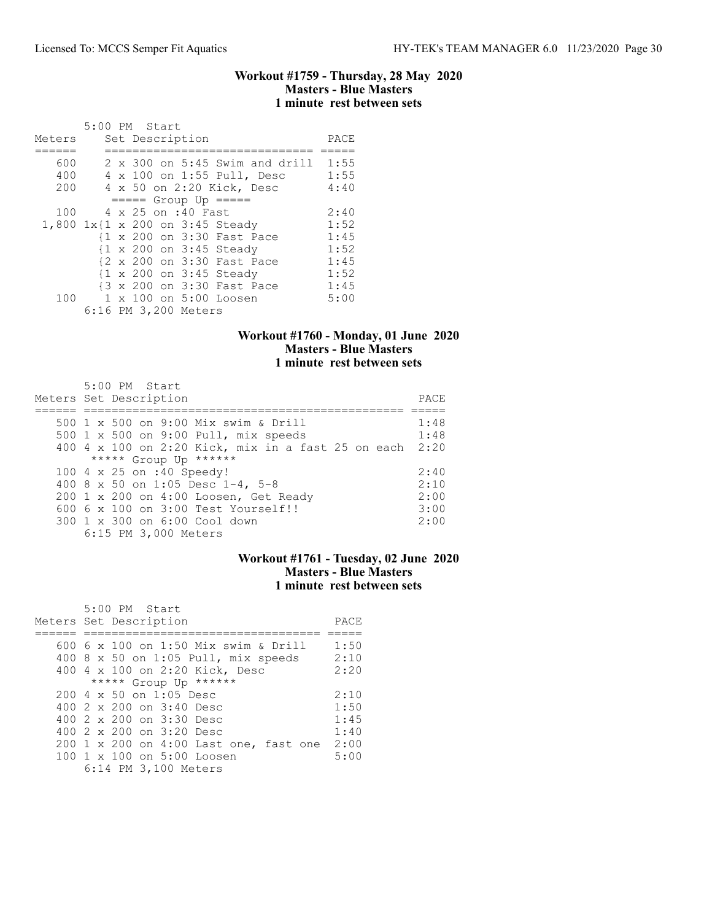## Workout #1759 - Thursday, 28 May 2020
### Masters - Blue Masters
### 1 minute rest between sets

5:00 PM Start

| Meters | Set Description | PACE |
|---|---|---|
| 600 | 2 x 300 on 5:45 Swim and drill | 1:55 |
| 400 | 4 x 100 on 1:55 Pull, Desc | 1:55 |
| 200 | 4 x 50 on 2:20 Kick, Desc | 4:40 |
| | ===== Group Up ===== | |
| 100 | 4 x 25 on :40 Fast | 2:40 |
| 1,800 | 1x{1 x 200 on 3:45 Steady | 1:52 |
| | {1 x 200 on 3:30 Fast Pace | 1:45 |
| | {1 x 200 on 3:45 Steady | 1:52 |
| | {2 x 200 on 3:30 Fast Pace | 1:45 |
| | {1 x 200 on 3:45 Steady | 1:52 |
| | {3 x 200 on 3:30 Fast Pace | 1:45 |
| 100 | 1 x 100 on 5:00 Loosen | 5:00 |

6:16 PM 3,200 Meters

## Workout #1760 - Monday, 01 June 2020
### Masters - Blue Masters
### 1 minute rest between sets

5:00 PM Start

| Meters | Set Description | PACE |
|---|---|---|
| 500 | 1 x 500 on 9:00 Mix swim & Drill | 1:48 |
| 500 | 1 x 500 on 9:00 Pull, mix speeds | 1:48 |
| 400 | 4 x 100 on 2:20 Kick, mix in a fast 25 on each | 2:20 |
| | ***** Group Up ****** | |
| 100 | 4 x 25 on :40 Speedy! | 2:40 |
| 400 | 8 x 50 on 1:05 Desc 1-4, 5-8 | 2:10 |
| 200 | 1 x 200 on 4:00 Loosen, Get Ready | 2:00 |
| 600 | 6 x 100 on 3:00 Test Yourself!! | 3:00 |
| 300 | 1 x 300 on 6:00 Cool down | 2:00 |

6:15 PM 3,000 Meters

## Workout #1761 - Tuesday, 02 June 2020
### Masters - Blue Masters
### 1 minute rest between sets

5:00 PM Start

| Meters | Set Description | PACE |
|---|---|---|
| 600 | 6 x 100 on 1:50 Mix swim & Drill | 1:50 |
| 400 | 8 x 50 on 1:05 Pull, mix speeds | 2:10 |
| 400 | 4 x 100 on 2:20 Kick, Desc | 2:20 |
| | ***** Group Up ****** | |
| 200 | 4 x 50 on 1:05 Desc | 2:10 |
| 400 | 2 x 200 on 3:40 Desc | 1:50 |
| 400 | 2 x 200 on 3:30 Desc | 1:45 |
| 400 | 2 x 200 on 3:20 Desc | 1:40 |
| 200 | 1 x 200 on 4:00 Last one, fast one | 2:00 |
| 100 | 1 x 100 on 5:00 Loosen | 5:00 |

6:14 PM 3,100 Meters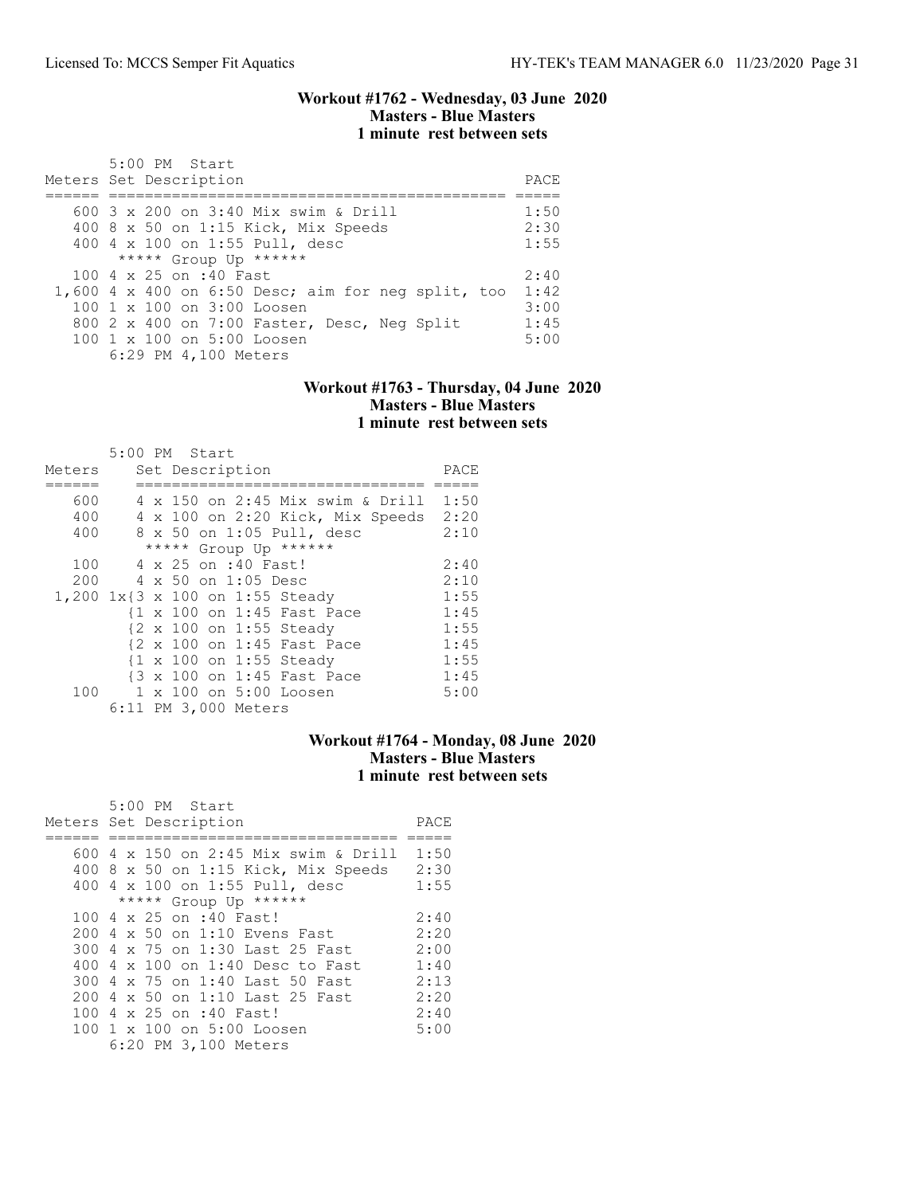### Workout #1762 - Wednesday, 03 June 2020
### Masters - Blue Masters
### 1 minute rest between sets

5:00 PM Start

| Meters | Set Description | PACE |
|---|---|---|
| 600 | 3 x 200 on 3:40 Mix swim & Drill | 1:50 |
| 400 | 8 x 50 on 1:15 Kick, Mix Speeds | 2:30 |
| 400 | 4 x 100 on 1:55 Pull, desc | 1:55 |
| | ***** Group Up ****** | |
| 100 | 4 x 25 on :40 Fast | 2:40 |
| 1,600 | 4 x 400 on 6:50 Desc; aim for neg split, too | 1:42 |
| 100 | 1 x 100 on 3:00 Loosen | 3:00 |
| 800 | 2 x 400 on 7:00 Faster, Desc, Neg Split | 1:45 |
| 100 | 1 x 100 on 5:00 Loosen | 5:00 |

6:29 PM 4,100 Meters

### Workout #1763 - Thursday, 04 June 2020
### Masters - Blue Masters
### 1 minute rest between sets

5:00 PM Start

| Meters | Set Description | PACE |
|---|---|---|
| 600 | 4 x 150 on 2:45 Mix swim & Drill | 1:50 |
| 400 | 4 x 100 on 2:20 Kick, Mix Speeds | 2:20 |
| 400 | 8 x 50 on 1:05 Pull, desc | 2:10 |
| | ***** Group Up ****** | |
| 100 | 4 x 25 on :40 Fast! | 2:40 |
| 200 | 4 x 50 on 1:05 Desc | 2:10 |
| 1,200 | 1x{3 x 100 on 1:55 Steady | 1:55 |
| | {1 x 100 on 1:45 Fast Pace | 1:45 |
| | {2 x 100 on 1:55 Steady | 1:55 |
| | {2 x 100 on 1:45 Fast Pace | 1:45 |
| | {1 x 100 on 1:55 Steady | 1:55 |
| | {3 x 100 on 1:45 Fast Pace | 1:45 |
| 100 | 1 x 100 on 5:00 Loosen | 5:00 |

6:11 PM 3,000 Meters

### Workout #1764 - Monday, 08 June 2020
### Masters - Blue Masters
### 1 minute rest between sets

5:00 PM Start

| Meters | Set Description | PACE |
|---|---|---|
| 600 | 4 x 150 on 2:45 Mix swim & Drill | 1:50 |
| 400 | 8 x 50 on 1:15 Kick, Mix Speeds | 2:30 |
| 400 | 4 x 100 on 1:55 Pull, desc | 1:55 |
| | ***** Group Up ****** | |
| 100 | 4 x 25 on :40 Fast! | 2:40 |
| 200 | 4 x 50 on 1:10 Evens Fast | 2:20 |
| 300 | 4 x 75 on 1:30 Last 25 Fast | 2:00 |
| 400 | 4 x 100 on 1:40 Desc to Fast | 1:40 |
| 300 | 4 x 75 on 1:40 Last 50 Fast | 2:13 |
| 200 | 4 x 50 on 1:10 Last 25 Fast | 2:20 |
| 100 | 4 x 25 on :40 Fast! | 2:40 |
| 100 | 1 x 100 on 5:00 Loosen | 5:00 |

6:20 PM 3,100 Meters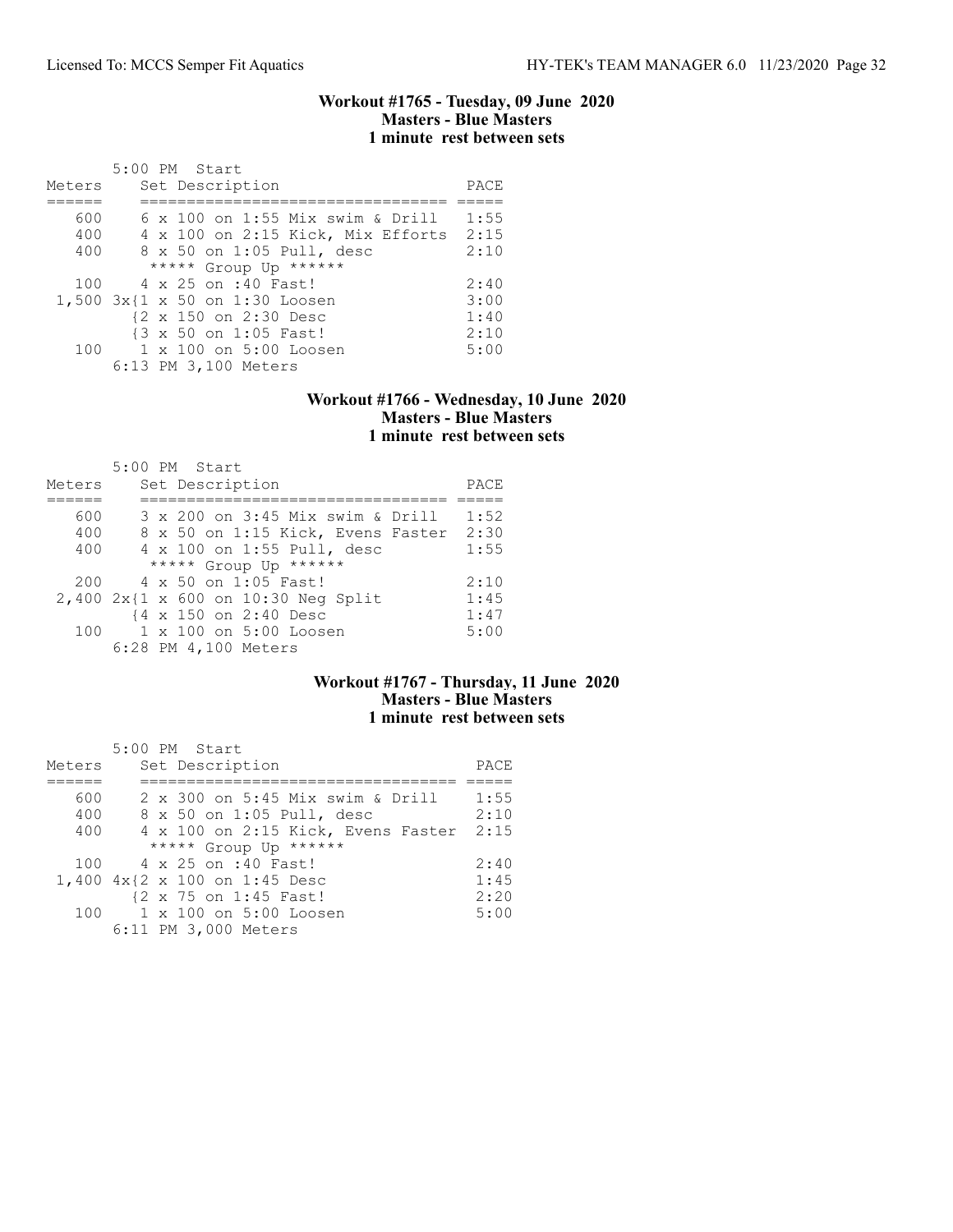### Workout #1765 - Tuesday, 09 June 2020
### Masters - Blue Masters
### 1 minute rest between sets

```
       5:00 PM  Start
Meters     Set Description                   PACE
======     ================================= =====
   600     6 x 100 on 1:55 Mix swim & Drill  1:55
   400     4 x 100 on 2:15 Kick, Mix Efforts 2:15
   400     8 x 50 on 1:05 Pull, desc         2:10
           ***** Group Up ******
   100     4 x 25 on :40 Fast!               2:40
 1,500 3x{1 x 50 on 1:30 Loosen              3:00
         {2 x 150 on 2:30 Desc               1:40
         {3 x 50 on 1:05 Fast!               2:10
   100     1 x 100 on 5:00 Loosen            5:00
       6:13 PM 3,100 Meters
```

### Workout #1766 - Wednesday, 10 June 2020
### Masters - Blue Masters
### 1 minute rest between sets

```
       5:00 PM  Start
Meters     Set Description                   PACE
======     ================================= =====
   600     3 x 200 on 3:45 Mix swim & Drill  1:52
   400     8 x 50 on 1:15 Kick, Evens Faster 2:30
   400     4 x 100 on 1:55 Pull, desc        1:55
           ***** Group Up ******
   200     4 x 50 on 1:05 Fast!              2:10
 2,400 2x{1 x 600 on 10:30 Neg Split         1:45
         {4 x 150 on 2:40 Desc               1:47
   100     1 x 100 on 5:00 Loosen            5:00
       6:28 PM 4,100 Meters
```

### Workout #1767 - Thursday, 11 June 2020
### Masters - Blue Masters
### 1 minute rest between sets

```
       5:00 PM  Start
Meters     Set Description                    PACE
======     ================================== =====
   600     2 x 300 on 5:45 Mix swim & Drill   1:55
   400     8 x 50 on 1:05 Pull, desc          2:10
   400     4 x 100 on 2:15 Kick, Evens Faster 2:15
           ***** Group Up ******
   100     4 x 25 on :40 Fast!                2:40
 1,400 4x{2 x 100 on 1:45 Desc                1:45
         {2 x 75 on 1:45 Fast!                2:20
   100     1 x 100 on 5:00 Loosen             5:00
       6:11 PM 3,000 Meters
```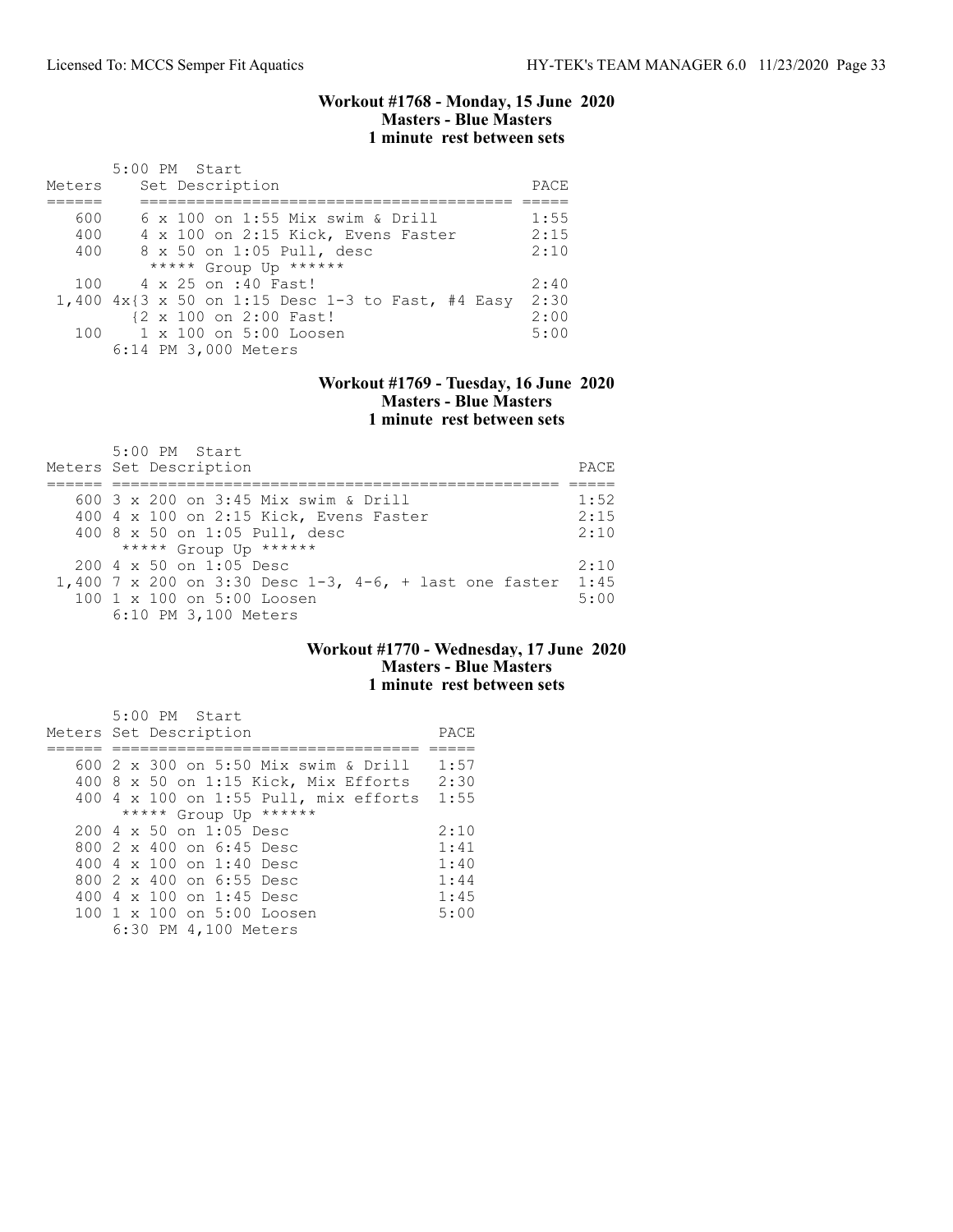### Workout #1768 - Monday, 15 June 2020
**Masters - Blue Masters**
**1 minute rest between sets**

5:00 PM Start

| Meters | Set Description | PACE |
|---|---|---|
| 600 | 6 x 100 on 1:55 Mix swim & Drill | 1:55 |
| 400 | 4 x 100 on 2:15 Kick, Evens Faster | 2:15 |
| 400 | 8 x 50 on 1:05 Pull, desc | 2:10 |
| | ***** Group Up ****** | |
| 100 | 4 x 25 on :40 Fast! | 2:40 |
| 1,400 | 4x{3 x 50 on 1:15 Desc 1-3 to Fast, #4 Easy | 2:30 |
| | {2 x 100 on 2:00 Fast! | 2:00 |
| 100 | 1 x 100 on 5:00 Loosen | 5:00 |
| | 6:14 PM 3,000 Meters | |

### Workout #1769 - Tuesday, 16 June 2020
**Masters - Blue Masters**
**1 minute rest between sets**

5:00 PM Start

| Meters | Set Description | PACE |
|---|---|---|
| 600 | 3 x 200 on 3:45 Mix swim & Drill | 1:52 |
| 400 | 4 x 100 on 2:15 Kick, Evens Faster | 2:15 |
| 400 | 8 x 50 on 1:05 Pull, desc | 2:10 |
| | ***** Group Up ****** | |
| 200 | 4 x 50 on 1:05 Desc | 2:10 |
| 1,400 | 7 x 200 on 3:30 Desc 1-3, 4-6, + last one faster | 1:45 |
| 100 | 1 x 100 on 5:00 Loosen | 5:00 |
| | 6:10 PM 3,100 Meters | |

### Workout #1770 - Wednesday, 17 June 2020
**Masters - Blue Masters**
**1 minute rest between sets**

5:00 PM Start

| Meters | Set Description | PACE |
|---|---|---|
| 600 | 2 x 300 on 5:50 Mix swim & Drill | 1:57 |
| 400 | 8 x 50 on 1:15 Kick, Mix Efforts | 2:30 |
| 400 | 4 x 100 on 1:55 Pull, mix efforts | 1:55 |
| | ***** Group Up ****** | |
| 200 | 4 x 50 on 1:05 Desc | 2:10 |
| 800 | 2 x 400 on 6:45 Desc | 1:41 |
| 400 | 4 x 100 on 1:40 Desc | 1:40 |
| 800 | 2 x 400 on 6:55 Desc | 1:44 |
| 400 | 4 x 100 on 1:45 Desc | 1:45 |
| 100 | 1 x 100 on 5:00 Loosen | 5:00 |
| | 6:30 PM 4,100 Meters | |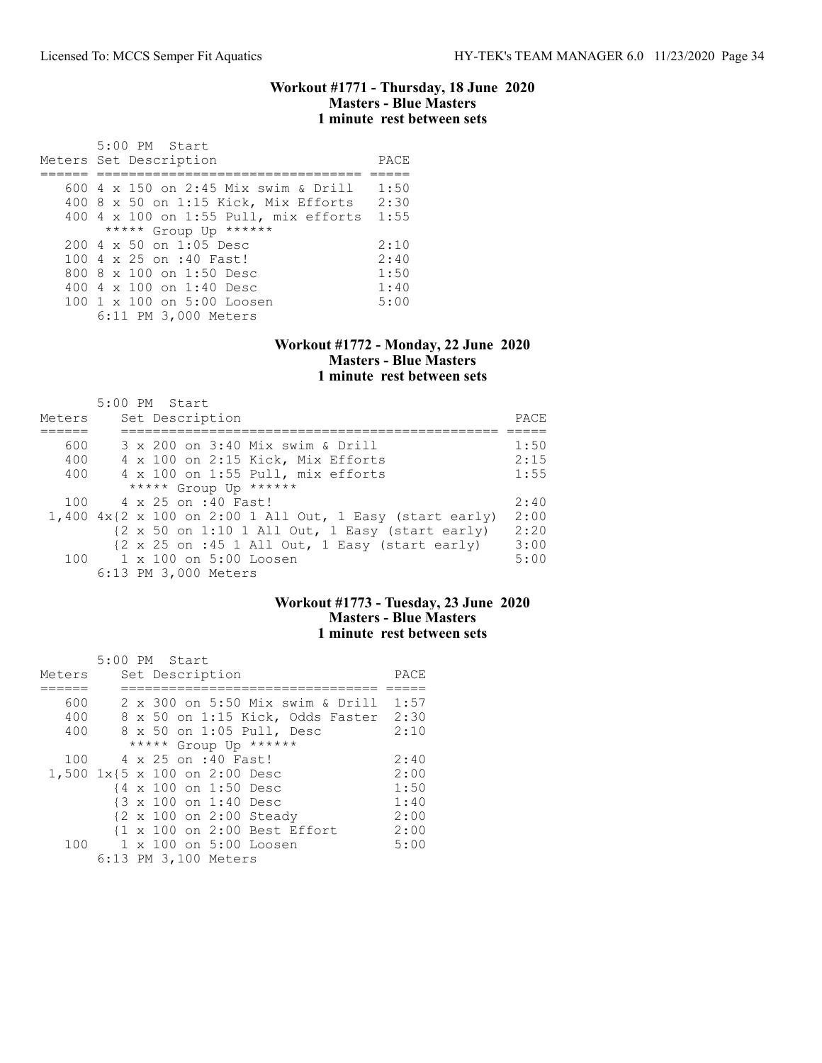### Workout #1771 - Thursday, 18 June 2020
### Masters - Blue Masters
### 1 minute rest between sets

5:00 PM Start

| Meters | Set Description | PACE |
|---|---|---|
| 600 | 4 x 150 on 2:45 Mix swim & Drill | 1:50 |
| 400 | 8 x 50 on 1:15 Kick, Mix Efforts | 2:30 |
| 400 | 4 x 100 on 1:55 Pull, mix efforts | 1:55 |
| | ***** Group Up ****** | |
| 200 | 4 x 50 on 1:05 Desc | 2:10 |
| 100 | 4 x 25 on :40 Fast! | 2:40 |
| 800 | 8 x 100 on 1:50 Desc | 1:50 |
| 400 | 4 x 100 on 1:40 Desc | 1:40 |
| 100 | 1 x 100 on 5:00 Loosen | 5:00 |
| | 6:11 PM 3,000 Meters | |

### Workout #1772 - Monday, 22 June 2020
### Masters - Blue Masters
### 1 minute rest between sets

5:00 PM Start

| Meters | Set Description | PACE |
|---|---|---|
| 600 | 3 x 200 on 3:40 Mix swim & Drill | 1:50 |
| 400 | 4 x 100 on 2:15 Kick, Mix Efforts | 2:15 |
| 400 | 4 x 100 on 1:55 Pull, mix efforts | 1:55 |
| | ***** Group Up ****** | |
| 100 | 4 x 25 on :40 Fast! | 2:40 |
| 1,400 | 4x{2 x 100 on 2:00 1 All Out, 1 Easy (start early) | 2:00 |
| | {2 x 50 on 1:10 1 All Out, 1 Easy (start early) | 2:20 |
| | {2 x 25 on :45 1 All Out, 1 Easy (start early) | 3:00 |
| 100 | 1 x 100 on 5:00 Loosen | 5:00 |
| | 6:13 PM 3,000 Meters | |

### Workout #1773 - Tuesday, 23 June 2020
### Masters - Blue Masters
### 1 minute rest between sets

5:00 PM Start

| Meters | Set Description | PACE |
|---|---|---|
| 600 | 2 x 300 on 5:50 Mix swim & Drill | 1:57 |
| 400 | 8 x 50 on 1:15 Kick, Odds Faster | 2:30 |
| 400 | 8 x 50 on 1:05 Pull, Desc | 2:10 |
| | ***** Group Up ****** | |
| 100 | 4 x 25 on :40 Fast! | 2:40 |
| 1,500 | 1x{5 x 100 on 2:00 Desc | 2:00 |
| | {4 x 100 on 1:50 Desc | 1:50 |
| | {3 x 100 on 1:40 Desc | 1:40 |
| | {2 x 100 on 2:00 Steady | 2:00 |
| | {1 x 100 on 2:00 Best Effort | 2:00 |
| 100 | 1 x 100 on 5:00 Loosen | 5:00 |
| | 6:13 PM 3,100 Meters | |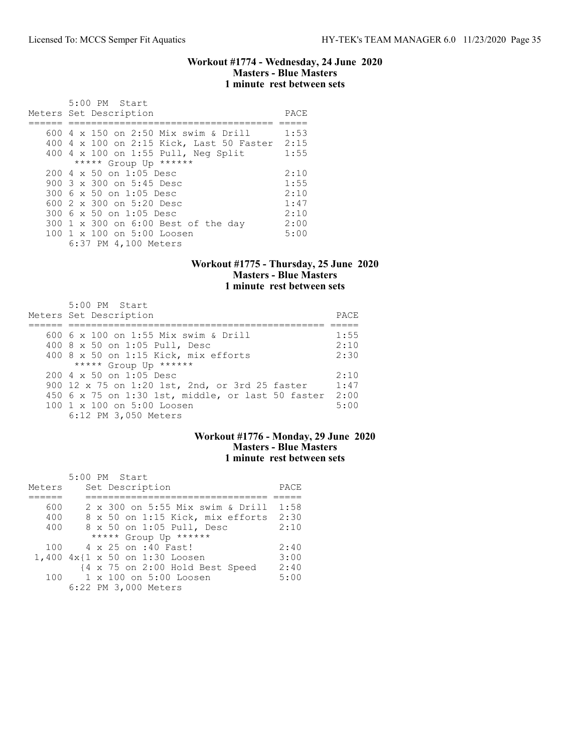### Workout #1774 - Wednesday, 24 June 2020
**Masters - Blue Masters**
**1 minute rest between sets**

5:00 PM Start

| Meters | Set Description | PACE |
|---|---|---|
| 600 | 4 x 150 on 2:50 Mix swim & Drill | 1:53 |
| 400 | 4 x 100 on 2:15 Kick, Last 50 Faster | 2:15 |
| 400 | 4 x 100 on 1:55 Pull, Neg Split | 1:55 |
| | ***** Group Up ****** | |
| 200 | 4 x 50 on 1:05 Desc | 2:10 |
| 900 | 3 x 300 on 5:45 Desc | 1:55 |
| 300 | 6 x 50 on 1:05 Desc | 2:10 |
| 600 | 2 x 300 on 5:20 Desc | 1:47 |
| 300 | 6 x 50 on 1:05 Desc | 2:10 |
| 300 | 1 x 300 on 6:00 Best of the day | 2:00 |
| 100 | 1 x 100 on 5:00 Loosen | 5:00 |

6:37 PM 4,100 Meters

### Workout #1775 - Thursday, 25 June 2020
**Masters - Blue Masters**
**1 minute rest between sets**

5:00 PM Start

| Meters | Set Description | PACE |
|---|---|---|
| 600 | 6 x 100 on 1:55 Mix swim & Drill | 1:55 |
| 400 | 8 x 50 on 1:05 Pull, Desc | 2:10 |
| 400 | 8 x 50 on 1:15 Kick, mix efforts | 2:30 |
| | ***** Group Up ****** | |
| 200 | 4 x 50 on 1:05 Desc | 2:10 |
| 900 | 12 x 75 on 1:20 1st, 2nd, or 3rd 25 faster | 1:47 |
| 450 | 6 x 75 on 1:30 1st, middle, or last 50 faster | 2:00 |
| 100 | 1 x 100 on 5:00 Loosen | 5:00 |

6:12 PM 3,050 Meters

### Workout #1776 - Monday, 29 June 2020
**Masters - Blue Masters**
**1 minute rest between sets**

5:00 PM Start

| Meters | Set Description | PACE |
|---|---|---|
| 600 | 2 x 300 on 5:55 Mix swim & Drill | 1:58 |
| 400 | 8 x 50 on 1:15 Kick, mix efforts | 2:30 |
| 400 | 8 x 50 on 1:05 Pull, Desc | 2:10 |
| | ***** Group Up ****** | |
| 100 | 4 x 25 on :40 Fast! | 2:40 |
| 1,400 | 4x{1 x 50 on 1:30 Loosen | 3:00 |
| | {4 x 75 on 2:00 Hold Best Speed | 2:40 |
| 100 | 1 x 100 on 5:00 Loosen | 5:00 |

6:22 PM 3,000 Meters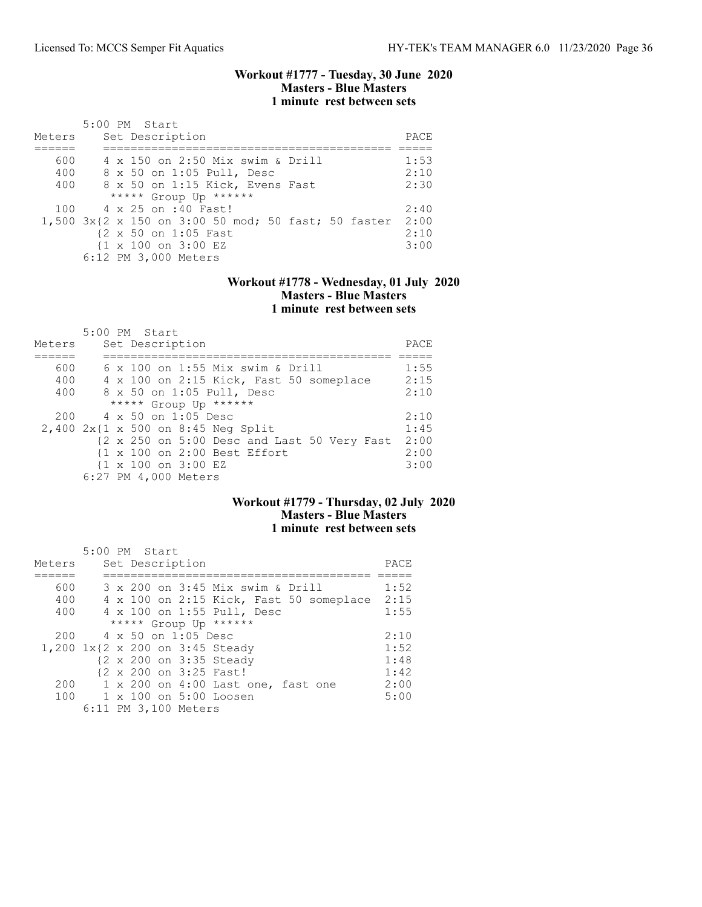## Workout #1777 - Tuesday, 30 June 2020
### Masters - Blue Masters
### 1 minute rest between sets

```
       5:00 PM  Start
Meters     Set Description                            PACE
======     =========================================  =====
   600     4 x 150 on 2:50 Mix swim & Drill           1:53
   400     8 x 50 on 1:05 Pull, Desc                  2:10
   400     8 x 50 on 1:15 Kick, Evens Fast            2:30
            ***** Group Up ******
   100     4 x 25 on :40 Fast!                        2:40
 1,500 3x{2 x 150 on 3:00 50 mod; 50 fast; 50 faster  2:00
          {2 x 50 on 1:05 Fast                        2:10
          {1 x 100 on 3:00 EZ                         3:00
       6:12 PM 3,000 Meters
```

## Workout #1778 - Wednesday, 01 July 2020
### Masters - Blue Masters
### 1 minute rest between sets

```
       5:00 PM  Start
Meters     Set Description                            PACE
======     =========================================  =====
   600     6 x 100 on 1:55 Mix swim & Drill           1:55
   400     4 x 100 on 2:15 Kick, Fast 50 someplace    2:15
   400     8 x 50 on 1:05 Pull, Desc                  2:10
            ***** Group Up ******
   200     4 x 50 on 1:05 Desc                        2:10
 2,400 2x{1 x 500 on 8:45 Neg Split                   1:45
          {2 x 250 on 5:00 Desc and Last 50 Very Fast 2:00
          {1 x 100 on 2:00 Best Effort                2:00
          {1 x 100 on 3:00 EZ                         3:00
       6:27 PM 4,000 Meters
```

## Workout #1779 - Thursday, 02 July 2020
### Masters - Blue Masters
### 1 minute rest between sets

```
       5:00 PM  Start
Meters     Set Description                          PACE
======     =======================================  =====
   600     3 x 200 on 3:45 Mix swim & Drill         1:52
   400     4 x 100 on 2:15 Kick, Fast 50 someplace  2:15
   400     4 x 100 on 1:55 Pull, Desc               1:55
            ***** Group Up ******
   200     4 x 50 on 1:05 Desc                      2:10
 1,200 1x{2 x 200 on 3:45 Steady                    1:52
          {2 x 200 on 3:35 Steady                   1:48
          {2 x 200 on 3:25 Fast!                    1:42
   200     1 x 200 on 4:00 Last one, fast one       2:00
   100     1 x 100 on 5:00 Loosen                   5:00
       6:11 PM 3,100 Meters
```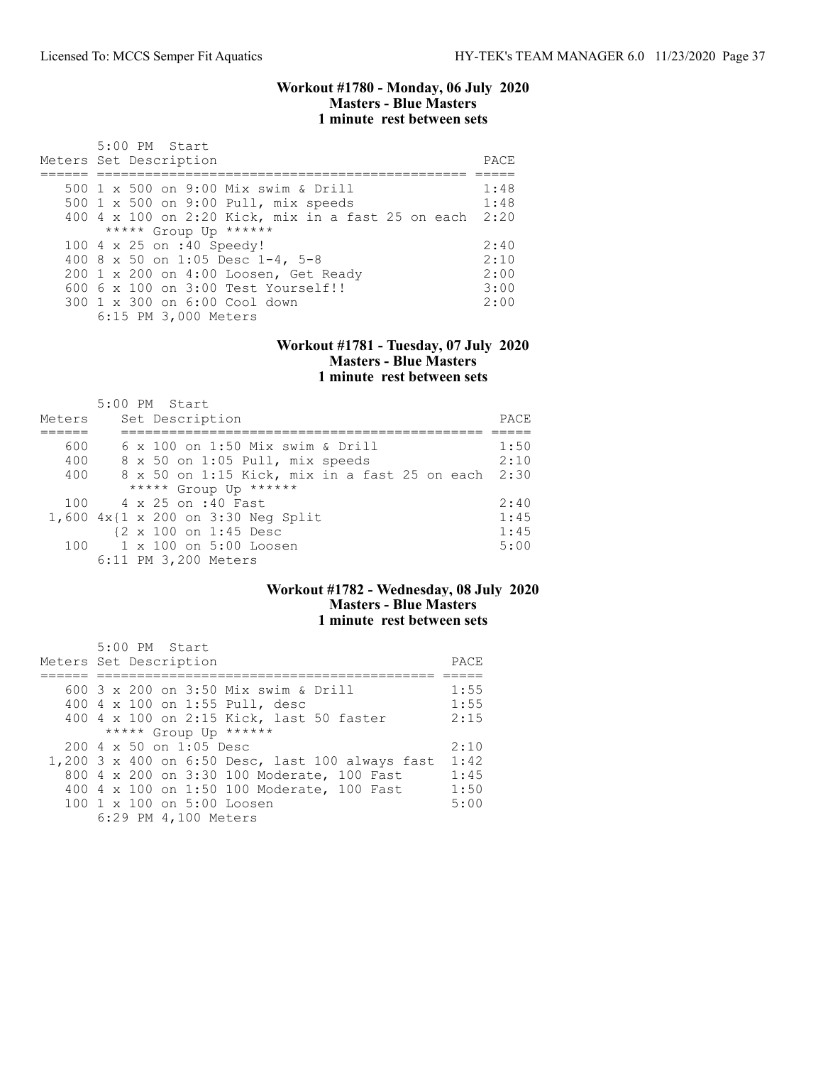### Workout #1780 - Monday, 06 July 2020
**Masters - Blue Masters**
**1 minute rest between sets**

5:00 PM Start

| Meters | Set Description | PACE |
|---|---|---|
| 500 | 1 x 500 on 9:00 Mix swim & Drill | 1:48 |
| 500 | 1 x 500 on 9:00 Pull, mix speeds | 1:48 |
| 400 | 4 x 100 on 2:20 Kick, mix in a fast 25 on each | 2:20 |
| | ***** Group Up ****** | |
| 100 | 4 x 25 on :40 Speedy! | 2:40 |
| 400 | 8 x 50 on 1:05 Desc 1-4, 5-8 | 2:10 |
| 200 | 1 x 200 on 4:00 Loosen, Get Ready | 2:00 |
| 600 | 6 x 100 on 3:00 Test Yourself!! | 3:00 |
| 300 | 1 x 300 on 6:00 Cool down | 2:00 |
| | 6:15 PM 3,000 Meters | |

### Workout #1781 - Tuesday, 07 July 2020
**Masters - Blue Masters**
**1 minute rest between sets**

5:00 PM Start

| Meters | Set Description | PACE |
|---|---|---|
| 600 | 6 x 100 on 1:50 Mix swim & Drill | 1:50 |
| 400 | 8 x 50 on 1:05 Pull, mix speeds | 2:10 |
| 400 | 8 x 50 on 1:15 Kick, mix in a fast 25 on each | 2:30 |
| | ***** Group Up ****** | |
| 100 | 4 x 25 on :40 Fast | 2:40 |
| 1,600 | 4x{1 x 200 on 3:30 Neg Split | 1:45 |
| | {2 x 100 on 1:45 Desc | 1:45 |
| 100 | 1 x 100 on 5:00 Loosen | 5:00 |
| | 6:11 PM 3,200 Meters | |

### Workout #1782 - Wednesday, 08 July 2020
**Masters - Blue Masters**
**1 minute rest between sets**

5:00 PM Start

| Meters | Set Description | PACE |
|---|---|---|
| 600 | 3 x 200 on 3:50 Mix swim & Drill | 1:55 |
| 400 | 4 x 100 on 1:55 Pull, desc | 1:55 |
| 400 | 4 x 100 on 2:15 Kick, last 50 faster | 2:15 |
| | ***** Group Up ****** | |
| 200 | 4 x 50 on 1:05 Desc | 2:10 |
| 1,200 | 3 x 400 on 6:50 Desc, last 100 always fast | 1:42 |
| 800 | 4 x 200 on 3:30 100 Moderate, 100 Fast | 1:45 |
| 400 | 4 x 100 on 1:50 100 Moderate, 100 Fast | 1:50 |
| 100 | 1 x 100 on 5:00 Loosen | 5:00 |
| | 6:29 PM 4,100 Meters | |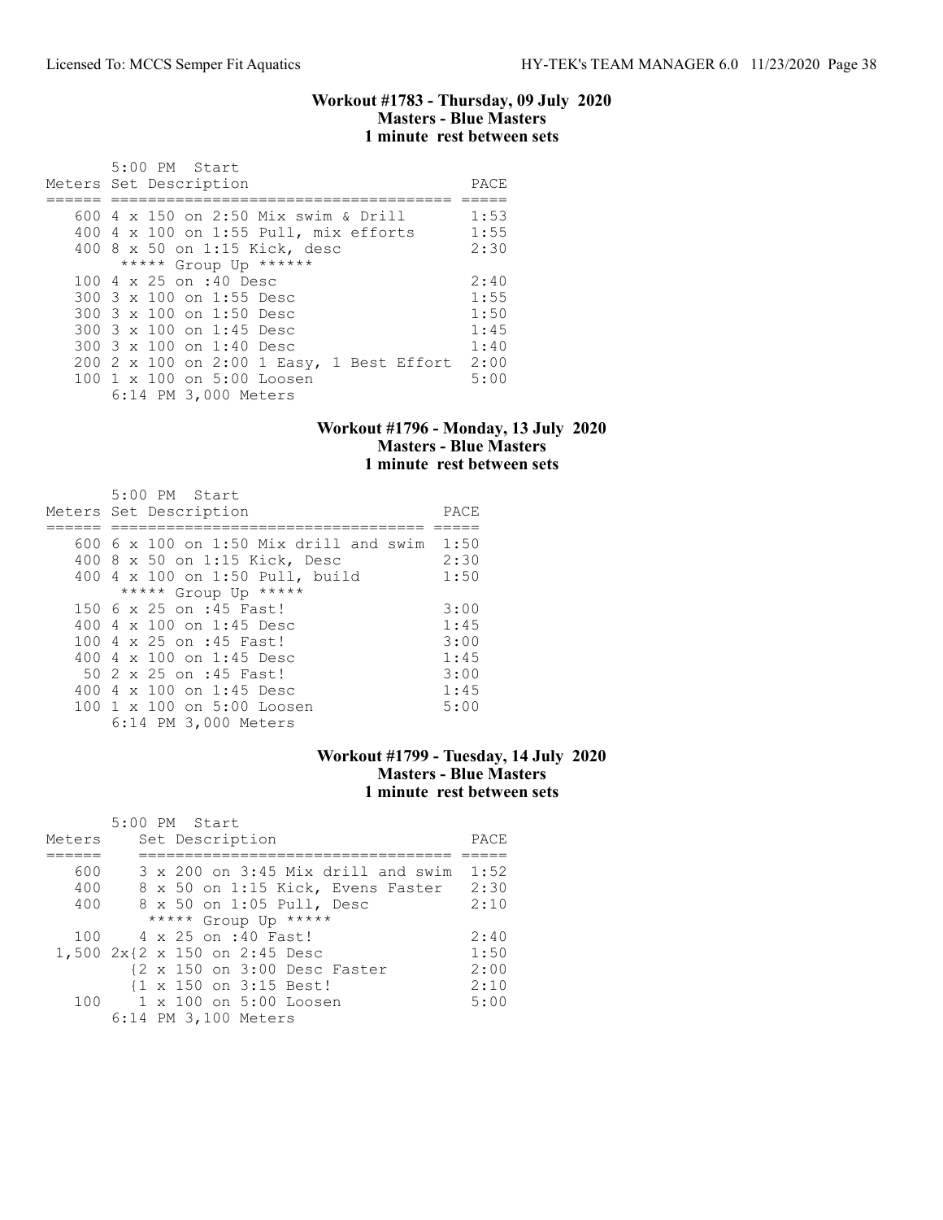### Workout #1783 - Thursday, 09 July 2020
### Masters - Blue Masters
### 1 minute rest between sets

5:00 PM Start

| Meters | Set Description | PACE |
|---|---|---|
| 600 | 4 x 150 on 2:50 Mix swim & Drill | 1:53 |
| 400 | 4 x 100 on 1:55 Pull, mix efforts | 1:55 |
| 400 | 8 x 50 on 1:15 Kick, desc | 2:30 |
| | ***** Group Up ****** | |
| 100 | 4 x 25 on :40 Desc | 2:40 |
| 300 | 3 x 100 on 1:55 Desc | 1:55 |
| 300 | 3 x 100 on 1:50 Desc | 1:50 |
| 300 | 3 x 100 on 1:45 Desc | 1:45 |
| 300 | 3 x 100 on 1:40 Desc | 1:40 |
| 200 | 2 x 100 on 2:00 1 Easy, 1 Best Effort | 2:00 |
| 100 | 1 x 100 on 5:00 Loosen | 5:00 |

6:14 PM 3,000 Meters

### Workout #1796 - Monday, 13 July 2020
### Masters - Blue Masters
### 1 minute rest between sets

5:00 PM Start

| Meters | Set Description | PACE |
|---|---|---|
| 600 | 6 x 100 on 1:50 Mix drill and swim | 1:50 |
| 400 | 8 x 50 on 1:15 Kick, Desc | 2:30 |
| 400 | 4 x 100 on 1:50 Pull, build | 1:50 |
| | ***** Group Up ***** | |
| 150 | 6 x 25 on :45 Fast! | 3:00 |
| 400 | 4 x 100 on 1:45 Desc | 1:45 |
| 100 | 4 x 25 on :45 Fast! | 3:00 |
| 400 | 4 x 100 on 1:45 Desc | 1:45 |
| 50 | 2 x 25 on :45 Fast! | 3:00 |
| 400 | 4 x 100 on 1:45 Desc | 1:45 |
| 100 | 1 x 100 on 5:00 Loosen | 5:00 |

6:14 PM 3,000 Meters

### Workout #1799 - Tuesday, 14 July 2020
### Masters - Blue Masters
### 1 minute rest between sets

5:00 PM Start

| Meters | Set Description | PACE |
|---|---|---|
| 600 | 3 x 200 on 3:45 Mix drill and swim | 1:52 |
| 400 | 8 x 50 on 1:15 Kick, Evens Faster | 2:30 |
| 400 | 8 x 50 on 1:05 Pull, Desc | 2:10 |
| | ***** Group Up ***** | |
| 100 | 4 x 25 on :40 Fast! | 2:40 |
| 1,500 | 2x{2 x 150 on 2:45 Desc | 1:50 |
| | {2 x 150 on 3:00 Desc Faster | 2:00 |
| | {1 x 150 on 3:15 Best! | 2:10 |
| 100 | 1 x 100 on 5:00 Loosen | 5:00 |

6:14 PM 3,100 Meters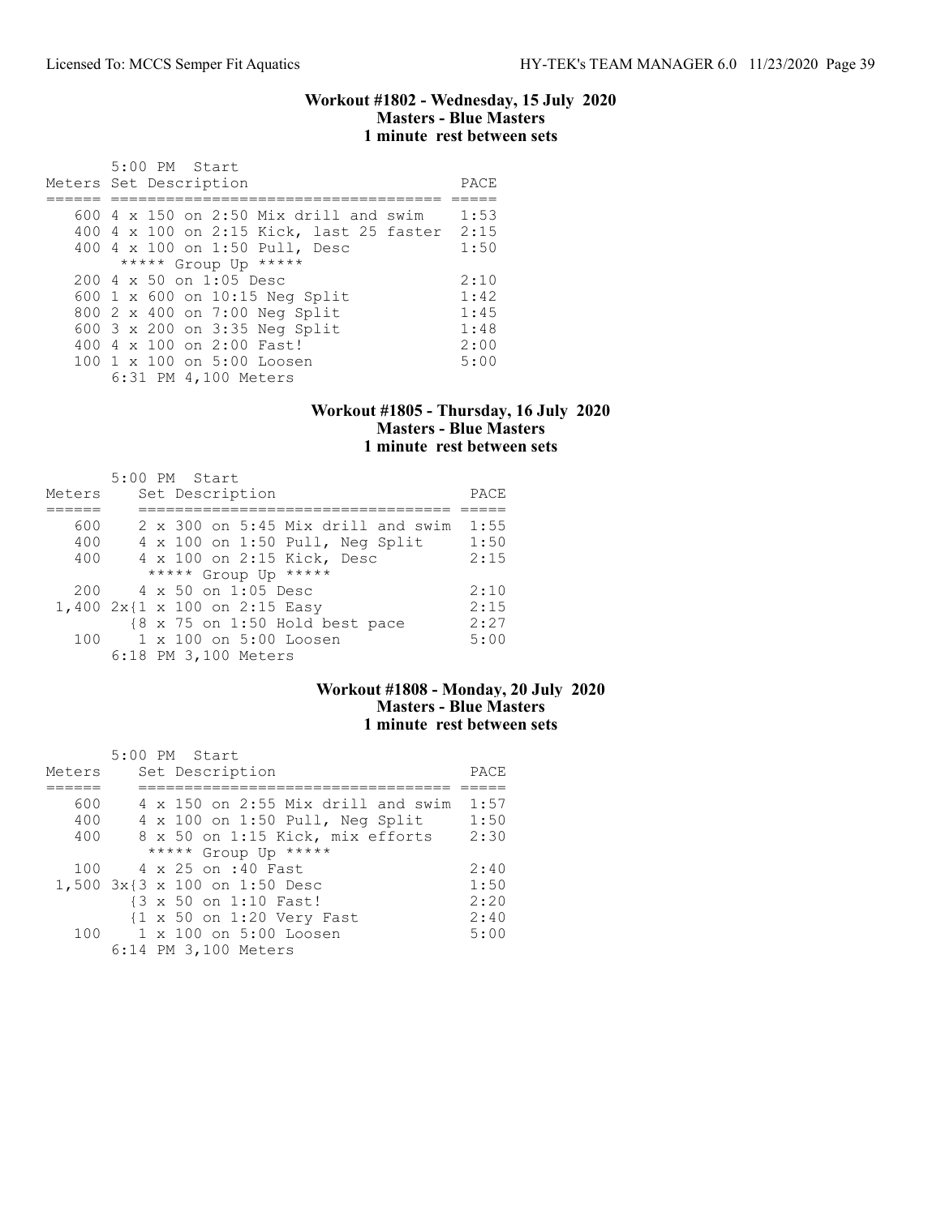### Workout #1802 - Wednesday, 15 July 2020
**Masters - Blue Masters**
**1 minute rest between sets**

5:00 PM Start

| Meters | Set Description | PACE |
|---|---|---|
| 600 | 4 x 150 on 2:50 Mix drill and swim | 1:53 |
| 400 | 4 x 100 on 2:15 Kick, last 25 faster | 2:15 |
| 400 | 4 x 100 on 1:50 Pull, Desc | 1:50 |
| | ***** Group Up ***** | |
| 200 | 4 x 50 on 1:05 Desc | 2:10 |
| 600 | 1 x 600 on 10:15 Neg Split | 1:42 |
| 800 | 2 x 400 on 7:00 Neg Split | 1:45 |
| 600 | 3 x 200 on 3:35 Neg Split | 1:48 |
| 400 | 4 x 100 on 2:00 Fast! | 2:00 |
| 100 | 1 x 100 on 5:00 Loosen | 5:00 |

6:31 PM 4,100 Meters

### Workout #1805 - Thursday, 16 July 2020
**Masters - Blue Masters**
**1 minute rest between sets**

5:00 PM Start

| Meters | Set Description | PACE |
|---|---|---|
| 600 | 2 x 300 on 5:45 Mix drill and swim | 1:55 |
| 400 | 4 x 100 on 1:50 Pull, Neg Split | 1:50 |
| 400 | 4 x 100 on 2:15 Kick, Desc | 2:15 |
| | ***** Group Up ***** | |
| 200 | 4 x 50 on 1:05 Desc | 2:10 |
| 1,400 | 2x{1 x 100 on 2:15 Easy | 2:15 |
| | {8 x 75 on 1:50 Hold best pace | 2:27 |
| 100 | 1 x 100 on 5:00 Loosen | 5:00 |

6:18 PM 3,100 Meters

### Workout #1808 - Monday, 20 July 2020
**Masters - Blue Masters**
**1 minute rest between sets**

5:00 PM Start

| Meters | Set Description | PACE |
|---|---|---|
| 600 | 4 x 150 on 2:55 Mix drill and swim | 1:57 |
| 400 | 4 x 100 on 1:50 Pull, Neg Split | 1:50 |
| 400 | 8 x 50 on 1:15 Kick, mix efforts | 2:30 |
| | ***** Group Up ***** | |
| 100 | 4 x 25 on :40 Fast | 2:40 |
| 1,500 | 3x{3 x 100 on 1:50 Desc | 1:50 |
| | {3 x 50 on 1:10 Fast! | 2:20 |
| | {1 x 50 on 1:20 Very Fast | 2:40 |
| 100 | 1 x 100 on 5:00 Loosen | 5:00 |

6:14 PM 3,100 Meters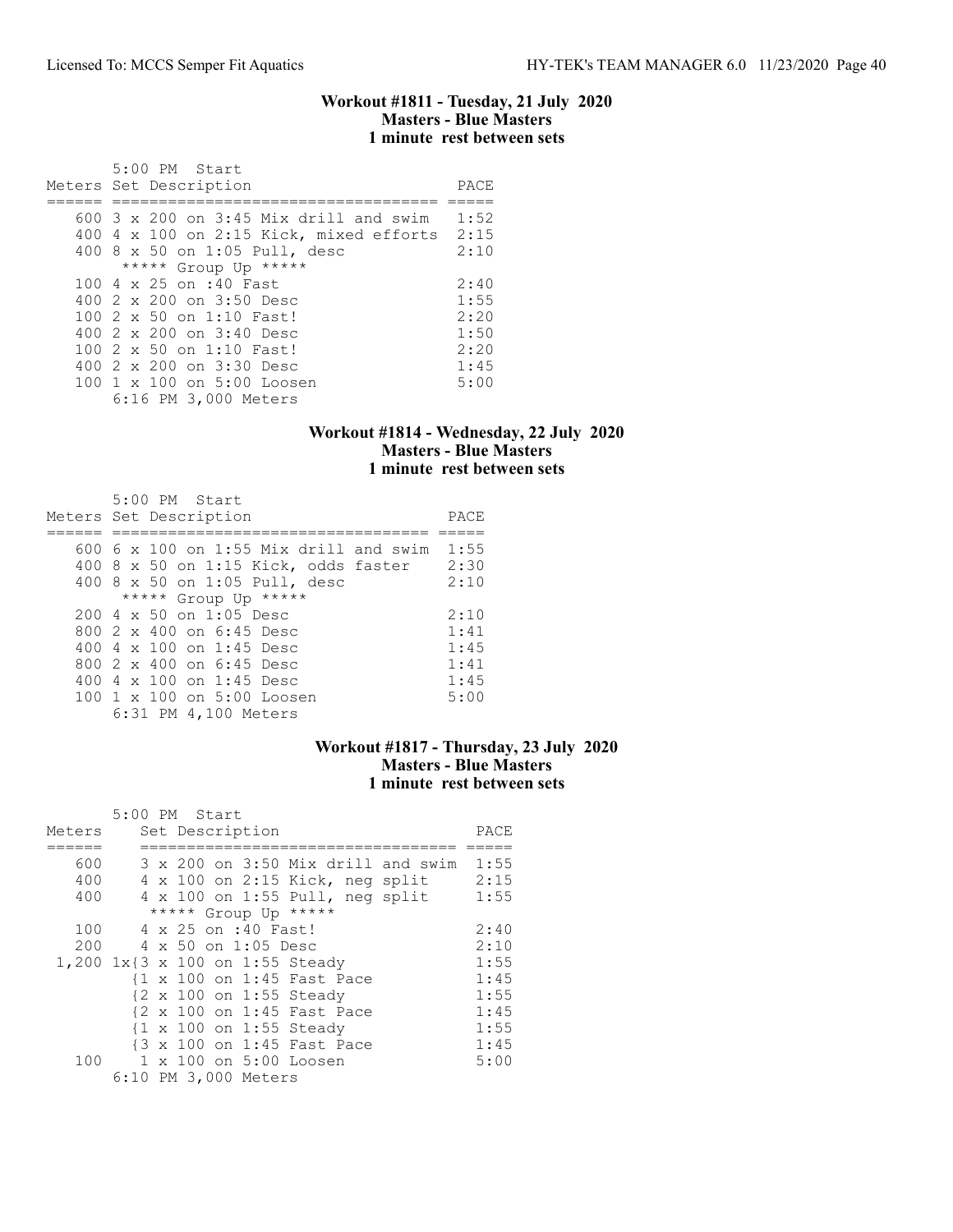### Workout #1811 - Tuesday, 21 July 2020
**Masters - Blue Masters**
**1 minute rest between sets**

5:00 PM Start

| Meters | Set Description | PACE |
| --- | --- | --- |
| 600 | 3 x 200 on 3:45 Mix drill and swim | 1:52 |
| 400 | 4 x 100 on 2:15 Kick, mixed efforts | 2:15 |
| 400 | 8 x 50 on 1:05 Pull, desc | 2:10 |
| | ***** Group Up ***** | |
| 100 | 4 x 25 on :40 Fast | 2:40 |
| 400 | 2 x 200 on 3:50 Desc | 1:55 |
| 100 | 2 x 50 on 1:10 Fast! | 2:20 |
| 400 | 2 x 200 on 3:40 Desc | 1:50 |
| 100 | 2 x 50 on 1:10 Fast! | 2:20 |
| 400 | 2 x 200 on 3:30 Desc | 1:45 |
| 100 | 1 x 100 on 5:00 Loosen | 5:00 |

6:16 PM 3,000 Meters

### Workout #1814 - Wednesday, 22 July 2020
**Masters - Blue Masters**
**1 minute rest between sets**

5:00 PM Start

| Meters | Set Description | PACE |
| --- | --- | --- |
| 600 | 6 x 100 on 1:55 Mix drill and swim | 1:55 |
| 400 | 8 x 50 on 1:15 Kick, odds faster | 2:30 |
| 400 | 8 x 50 on 1:05 Pull, desc | 2:10 |
| | ***** Group Up ***** | |
| 200 | 4 x 50 on 1:05 Desc | 2:10 |
| 800 | 2 x 400 on 6:45 Desc | 1:41 |
| 400 | 4 x 100 on 1:45 Desc | 1:45 |
| 800 | 2 x 400 on 6:45 Desc | 1:41 |
| 400 | 4 x 100 on 1:45 Desc | 1:45 |
| 100 | 1 x 100 on 5:00 Loosen | 5:00 |

6:31 PM 4,100 Meters

### Workout #1817 - Thursday, 23 July 2020
**Masters - Blue Masters**
**1 minute rest between sets**

5:00 PM Start

| Meters | Set Description | PACE |
| --- | --- | --- |
| 600 | 3 x 200 on 3:50 Mix drill and swim | 1:55 |
| 400 | 4 x 100 on 2:15 Kick, neg split | 2:15 |
| 400 | 4 x 100 on 1:55 Pull, neg split | 1:55 |
| | ***** Group Up ***** | |
| 100 | 4 x 25 on :40 Fast! | 2:40 |
| 200 | 4 x 50 on 1:05 Desc | 2:10 |
| 1,200 | 1x{3 x 100 on 1:55 Steady | 1:55 |
| | {1 x 100 on 1:45 Fast Pace | 1:45 |
| | {2 x 100 on 1:55 Steady | 1:55 |
| | {2 x 100 on 1:45 Fast Pace | 1:45 |
| | {1 x 100 on 1:55 Steady | 1:55 |
| | {3 x 100 on 1:45 Fast Pace | 1:45 |
| 100 | 1 x 100 on 5:00 Loosen | 5:00 |

6:10 PM 3,000 Meters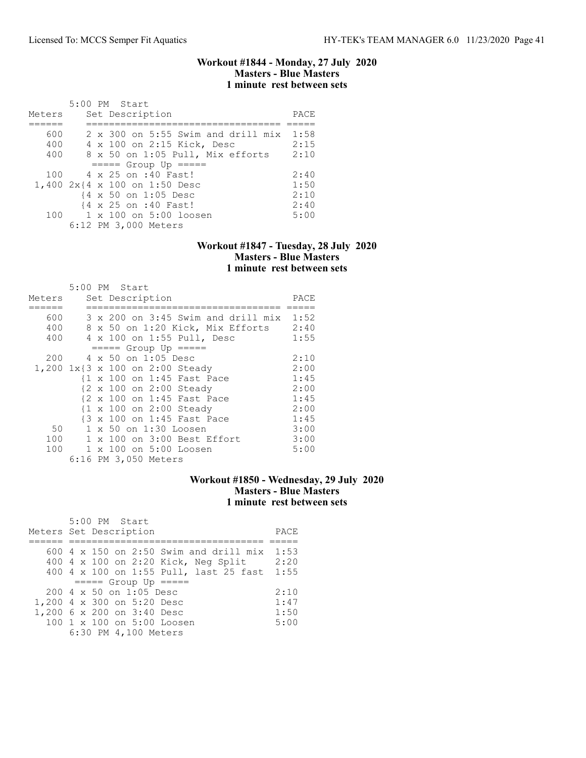### Workout #1844 - Monday, 27 July 2020
### Masters - Blue Masters
### 1 minute rest between sets

5:00 PM Start

| Meters | Set Description | PACE |
|---|---|---|
| 600 | 2 x 300 on 5:55 Swim and drill mix | 1:58 |
| 400 | 4 x 100 on 2:15 Kick, Desc | 2:15 |
| 400 | 8 x 50 on 1:05 Pull, Mix efforts | 2:10 |
| | ===== Group Up ===== | |
| 100 | 4 x 25 on :40 Fast! | 2:40 |
| 1,400 | 2x{4 x 100 on 1:50 Desc | 1:50 |
| | {4 x 50 on 1:05 Desc | 2:10 |
| | {4 x 25 on :40 Fast! | 2:40 |
| 100 | 1 x 100 on 5:00 loosen | 5:00 |
| | 6:12 PM 3,000 Meters | |

### Workout #1847 - Tuesday, 28 July 2020
### Masters - Blue Masters
### 1 minute rest between sets

5:00 PM Start

| Meters | Set Description | PACE |
|---|---|---|
| 600 | 3 x 200 on 3:45 Swim and drill mix | 1:52 |
| 400 | 8 x 50 on 1:20 Kick, Mix Efforts | 2:40 |
| 400 | 4 x 100 on 1:55 Pull, Desc | 1:55 |
| | ===== Group Up ===== | |
| 200 | 4 x 50 on 1:05 Desc | 2:10 |
| 1,200 | 1x{3 x 100 on 2:00 Steady | 2:00 |
| | {1 x 100 on 1:45 Fast Pace | 1:45 |
| | {2 x 100 on 2:00 Steady | 2:00 |
| | {2 x 100 on 1:45 Fast Pace | 1:45 |
| | {1 x 100 on 2:00 Steady | 2:00 |
| | {3 x 100 on 1:45 Fast Pace | 1:45 |
| 50 | 1 x 50 on 1:30 Loosen | 3:00 |
| 100 | 1 x 100 on 3:00 Best Effort | 3:00 |
| 100 | 1 x 100 on 5:00 Loosen | 5:00 |
| | 6:16 PM 3,050 Meters | |

### Workout #1850 - Wednesday, 29 July 2020
### Masters - Blue Masters
### 1 minute rest between sets

5:00 PM Start

| Meters | Set Description | PACE |
|---|---|---|
| 600 | 4 x 150 on 2:50 Swim and drill mix | 1:53 |
| 400 | 4 x 100 on 2:20 Kick, Neg Split | 2:20 |
| 400 | 4 x 100 on 1:55 Pull, last 25 fast | 1:55 |
| | ===== Group Up ===== | |
| 200 | 4 x 50 on 1:05 Desc | 2:10 |
| 1,200 | 4 x 300 on 5:20 Desc | 1:47 |
| 1,200 | 6 x 200 on 3:40 Desc | 1:50 |
| 100 | 1 x 100 on 5:00 Loosen | 5:00 |
| | 6:30 PM 4,100 Meters | |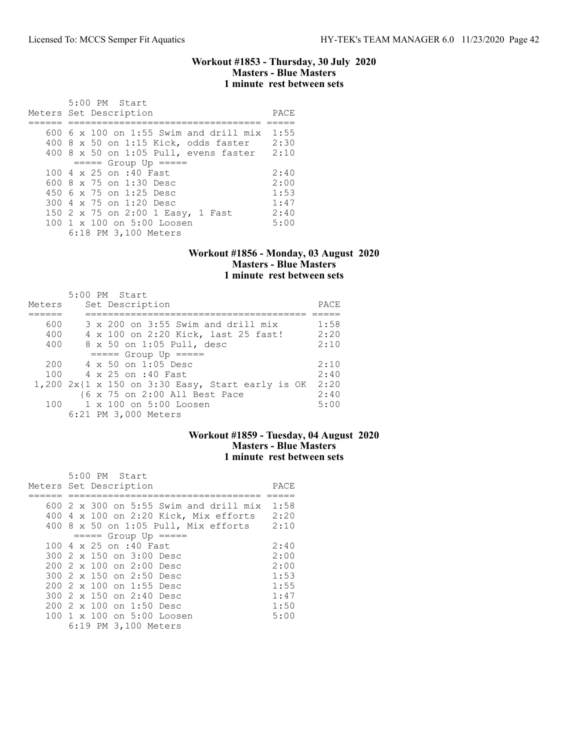### Workout #1853 - Thursday, 30 July 2020
**Masters - Blue Masters**
**1 minute rest between sets**

5:00 PM Start

| Meters | Set Description | PACE |
|---|---|---|
| 600 | 6 x 100 on 1:55 Swim and drill mix | 1:55 |
| 400 | 8 x 50 on 1:15 Kick, odds faster | 2:30 |
| 400 | 8 x 50 on 1:05 Pull, evens faster | 2:10 |
| | ===== Group Up ===== | |
| 100 | 4 x 25 on :40 Fast | 2:40 |
| 600 | 8 x 75 on 1:30 Desc | 2:00 |
| 450 | 6 x 75 on 1:25 Desc | 1:53 |
| 300 | 4 x 75 on 1:20 Desc | 1:47 |
| 150 | 2 x 75 on 2:00 1 Easy, 1 Fast | 2:40 |
| 100 | 1 x 100 on 5:00 Loosen | 5:00 |

6:18 PM 3,100 Meters

### Workout #1856 - Monday, 03 August 2020
**Masters - Blue Masters**
**1 minute rest between sets**

5:00 PM Start

| Meters | Set Description | PACE |
|---|---|---|
| 600 | 3 x 200 on 3:55 Swim and drill mix | 1:58 |
| 400 | 4 x 100 on 2:20 Kick, last 25 fast! | 2:20 |
| 400 | 8 x 50 on 1:05 Pull, desc | 2:10 |
| | ===== Group Up ===== | |
| 200 | 4 x 50 on 1:05 Desc | 2:10 |
| 100 | 4 x 25 on :40 Fast | 2:40 |
| 1,200 | 2x{1 x 150 on 3:30 Easy, Start early is OK | 2:20 |
| | {6 x 75 on 2:00 All Best Pace | 2:40 |
| 100 | 1 x 100 on 5:00 Loosen | 5:00 |

6:21 PM 3,000 Meters

### Workout #1859 - Tuesday, 04 August 2020
**Masters - Blue Masters**
**1 minute rest between sets**

5:00 PM Start

| Meters | Set Description | PACE |
|---|---|---|
| 600 | 2 x 300 on 5:55 Swim and drill mix | 1:58 |
| 400 | 4 x 100 on 2:20 Kick, Mix efforts | 2:20 |
| 400 | 8 x 50 on 1:05 Pull, Mix efforts | 2:10 |
| | ===== Group Up ===== | |
| 100 | 4 x 25 on :40 Fast | 2:40 |
| 300 | 2 x 150 on 3:00 Desc | 2:00 |
| 200 | 2 x 100 on 2:00 Desc | 2:00 |
| 300 | 2 x 150 on 2:50 Desc | 1:53 |
| 200 | 2 x 100 on 1:55 Desc | 1:55 |
| 300 | 2 x 150 on 2:40 Desc | 1:47 |
| 200 | 2 x 100 on 1:50 Desc | 1:50 |
| 100 | 1 x 100 on 5:00 Loosen | 5:00 |

6:19 PM 3,100 Meters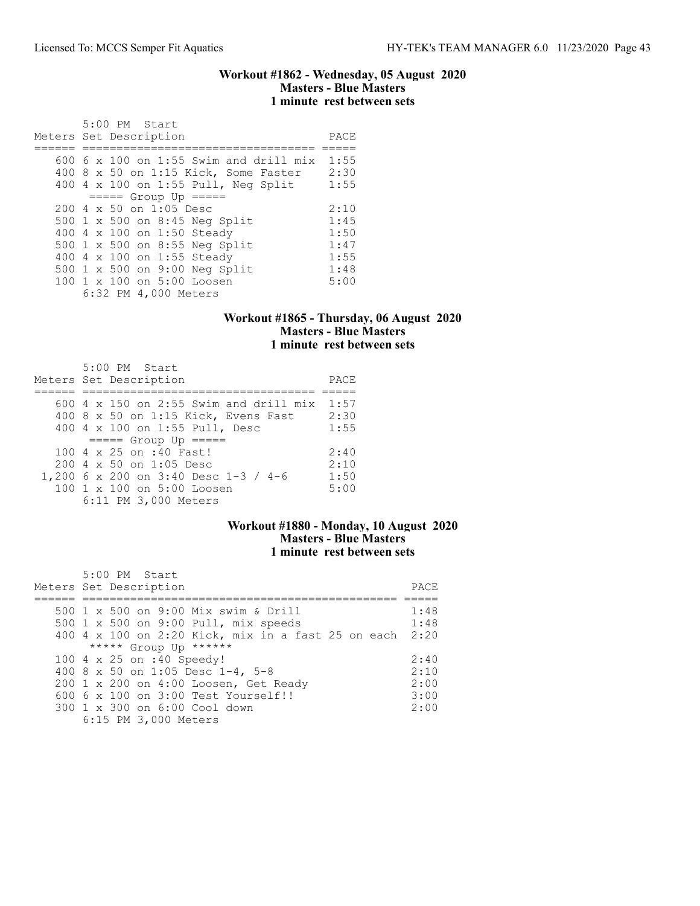### Workout #1862 - Wednesday, 05 August 2020
### Masters - Blue Masters
### 1 minute rest between sets

```
       5:00 PM  Start
Meters Set Description                        PACE
====== ================================== =====
   600 6 x 100 on 1:55 Swim and drill mix  1:55
   400 8 x 50 on 1:15 Kick, Some Faster    2:30
   400 4 x 100 on 1:55 Pull, Neg Split     1:55
        ===== Group Up =====
   200 4 x 50 on 1:05 Desc                 2:10
   500 1 x 500 on 8:45 Neg Split           1:45
   400 4 x 100 on 1:50 Steady              1:50
   500 1 x 500 on 8:55 Neg Split           1:47
   400 4 x 100 on 1:55 Steady              1:55
   500 1 x 500 on 9:00 Neg Split           1:48
   100 1 x 100 on 5:00 Loosen              5:00
       6:32 PM 4,000 Meters
```

### Workout #1865 - Thursday, 06 August 2020
### Masters - Blue Masters
### 1 minute rest between sets

```
       5:00 PM  Start
Meters Set Description                        PACE
====== ================================== =====
   600 4 x 150 on 2:55 Swim and drill mix  1:57
   400 8 x 50 on 1:15 Kick, Evens Fast     2:30
   400 4 x 100 on 1:55 Pull, Desc          1:55
        ===== Group Up =====
   100 4 x 25 on :40 Fast!                 2:40
   200 4 x 50 on 1:05 Desc                 2:10
 1,200 6 x 200 on 3:40 Desc 1-3 / 4-6      1:50
   100 1 x 100 on 5:00 Loosen              5:00
       6:11 PM 3,000 Meters
```

### Workout #1880 - Monday, 10 August 2020
### Masters - Blue Masters
### 1 minute rest between sets

```
       5:00 PM  Start
Meters Set Description                                      PACE
====== ================================================ =====
   500 1 x 500 on 9:00 Mix swim & Drill                  1:48
   500 1 x 500 on 9:00 Pull, mix speeds                  1:48
   400 4 x 100 on 2:20 Kick, mix in a fast 25 on each  2:20
        ***** Group Up ******
   100 4 x 25 on :40 Speedy!                             2:40
   400 8 x 50 on 1:05 Desc 1-4, 5-8                      2:10
   200 1 x 200 on 4:00 Loosen, Get Ready                 2:00
   600 6 x 100 on 3:00 Test Yourself!!                   3:00
   300 1 x 300 on 6:00 Cool down                         2:00
       6:15 PM 3,000 Meters
```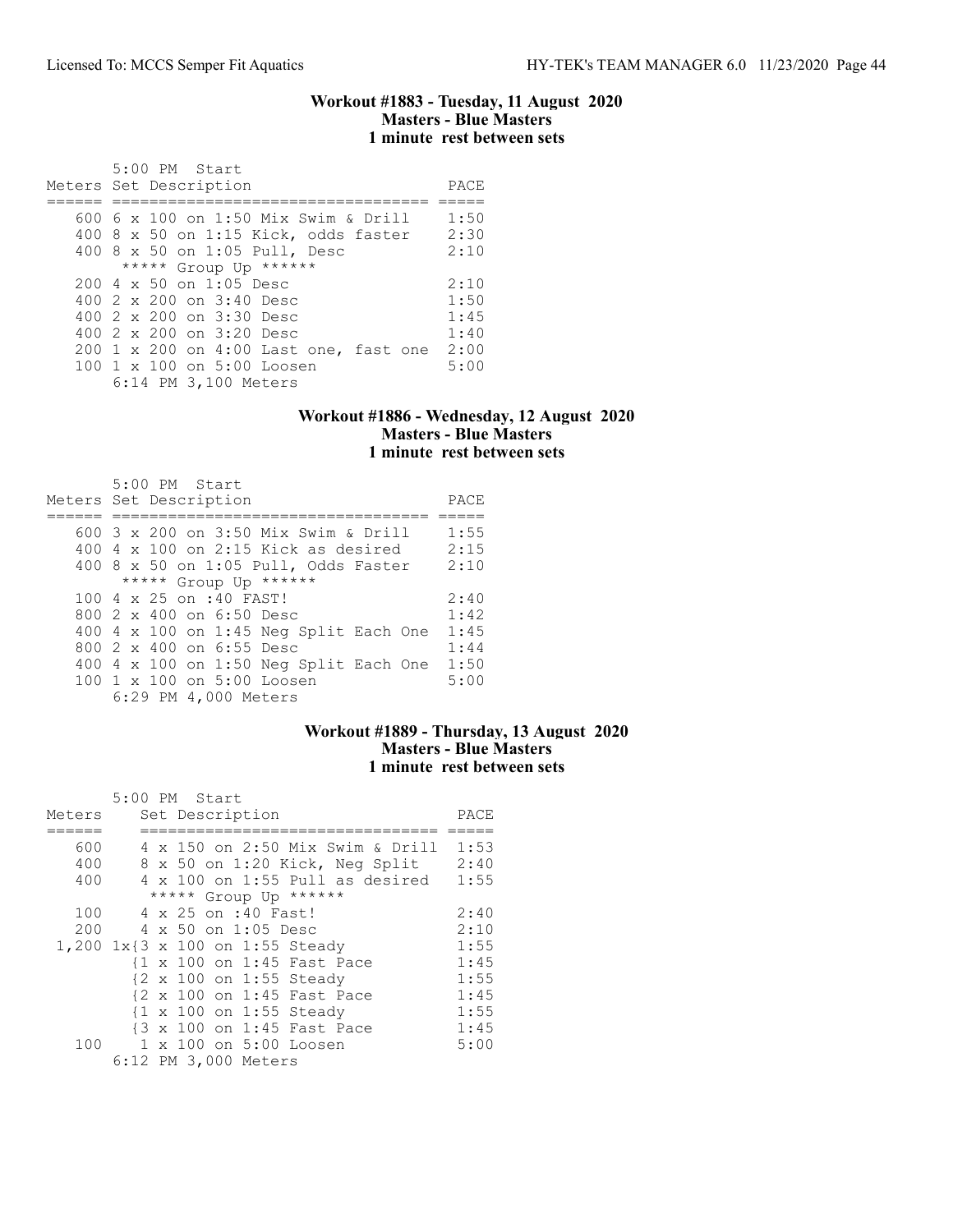### Workout #1883 - Tuesday, 11 August 2020
### Masters - Blue Masters
### 1 minute rest between sets

```
       5:00 PM  Start
Meters Set Description                    PACE
====== ================================== =====
   600 6 x 100 on 1:50 Mix Swim & Drill   1:50
   400 8 x 50 on 1:15 Kick, odds faster   2:30
   400 8 x 50 on 1:05 Pull, Desc          2:10
        ***** Group Up ******
   200 4 x 50 on 1:05 Desc                2:10
   400 2 x 200 on 3:40 Desc               1:50
   400 2 x 200 on 3:30 Desc               1:45
   400 2 x 200 on 3:20 Desc               1:40
   200 1 x 200 on 4:00 Last one, fast one 2:00
   100 1 x 100 on 5:00 Loosen             5:00
       6:14 PM 3,100 Meters
```

### Workout #1886 - Wednesday, 12 August 2020
### Masters - Blue Masters
### 1 minute rest between sets

```
       5:00 PM  Start
Meters Set Description                    PACE
====== ================================== =====
   600 3 x 200 on 3:50 Mix Swim & Drill   1:55
   400 4 x 100 on 2:15 Kick as desired    2:15
   400 8 x 50 on 1:05 Pull, Odds Faster   2:10
        ***** Group Up ******
   100 4 x 25 on :40 FAST!                2:40
   800 2 x 400 on 6:50 Desc               1:42
   400 4 x 100 on 1:45 Neg Split Each One 1:45
   800 2 x 400 on 6:55 Desc               1:44
   400 4 x 100 on 1:50 Neg Split Each One 1:50
   100 1 x 100 on 5:00 Loosen             5:00
       6:29 PM 4,000 Meters
```

### Workout #1889 - Thursday, 13 August 2020
### Masters - Blue Masters
### 1 minute rest between sets

```
       5:00 PM  Start
Meters    Set Description                  PACE
======    ================================ =====
   600    4 x 150 on 2:50 Mix Swim & Drill 1:53
   400    8 x 50 on 1:20 Kick, Neg Split   2:40
   400    4 x 100 on 1:55 Pull as desired  1:55
          ***** Group Up ******
   100    4 x 25 on :40 Fast!              2:40
   200    4 x 50 on 1:05 Desc              2:10
 1,200 1x{3 x 100 on 1:55 Steady           1:55
         {1 x 100 on 1:45 Fast Pace        1:45
         {2 x 100 on 1:55 Steady           1:55
         {2 x 100 on 1:45 Fast Pace        1:45
         {1 x 100 on 1:55 Steady           1:55
         {3 x 100 on 1:45 Fast Pace        1:45
   100    1 x 100 on 5:00 Loosen           5:00
       6:12 PM 3,000 Meters
```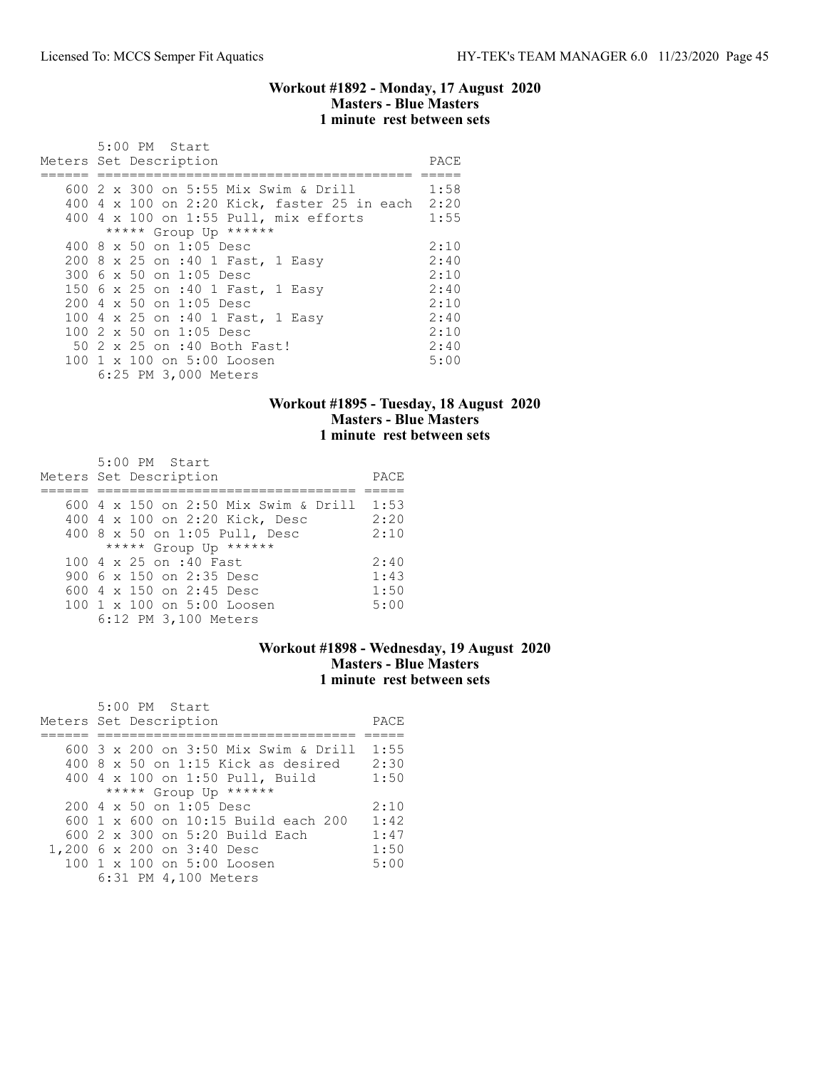### Workout #1892 - Monday, 17 August 2020
### Masters - Blue Masters
### 1 minute rest between sets

5:00 PM Start

| Meters | Set Description | PACE |
|---|---|---|
| 600 | 2 x 300 on 5:55 Mix Swim & Drill | 1:58 |
| 400 | 4 x 100 on 2:20 Kick, faster 25 in each | 2:20 |
| 400 | 4 x 100 on 1:55 Pull, mix efforts | 1:55 |
| | ***** Group Up ****** | |
| 400 | 8 x 50 on 1:05 Desc | 2:10 |
| 200 | 8 x 25 on :40 1 Fast, 1 Easy | 2:40 |
| 300 | 6 x 50 on 1:05 Desc | 2:10 |
| 150 | 6 x 25 on :40 1 Fast, 1 Easy | 2:40 |
| 200 | 4 x 50 on 1:05 Desc | 2:10 |
| 100 | 4 x 25 on :40 1 Fast, 1 Easy | 2:40 |
| 100 | 2 x 50 on 1:05 Desc | 2:10 |
| 50 | 2 x 25 on :40 Both Fast! | 2:40 |
| 100 | 1 x 100 on 5:00 Loosen | 5:00 |

6:25 PM 3,000 Meters

### Workout #1895 - Tuesday, 18 August 2020
### Masters - Blue Masters
### 1 minute rest between sets

5:00 PM Start

| Meters | Set Description | PACE |
|---|---|---|
| 600 | 4 x 150 on 2:50 Mix Swim & Drill | 1:53 |
| 400 | 4 x 100 on 2:20 Kick, Desc | 2:20 |
| 400 | 8 x 50 on 1:05 Pull, Desc | 2:10 |
| | ***** Group Up ****** | |
| 100 | 4 x 25 on :40 Fast | 2:40 |
| 900 | 6 x 150 on 2:35 Desc | 1:43 |
| 600 | 4 x 150 on 2:45 Desc | 1:50 |
| 100 | 1 x 100 on 5:00 Loosen | 5:00 |

6:12 PM 3,100 Meters

### Workout #1898 - Wednesday, 19 August 2020
### Masters - Blue Masters
### 1 minute rest between sets

5:00 PM Start

| Meters | Set Description | PACE |
|---|---|---|
| 600 | 3 x 200 on 3:50 Mix Swim & Drill | 1:55 |
| 400 | 8 x 50 on 1:15 Kick as desired | 2:30 |
| 400 | 4 x 100 on 1:50 Pull, Build | 1:50 |
| | ***** Group Up ****** | |
| 200 | 4 x 50 on 1:05 Desc | 2:10 |
| 600 | 1 x 600 on 10:15 Build each 200 | 1:42 |
| 600 | 2 x 300 on 5:20 Build Each | 1:47 |
| 1,200 | 6 x 200 on 3:40 Desc | 1:50 |
| 100 | 1 x 100 on 5:00 Loosen | 5:00 |

6:31 PM 4,100 Meters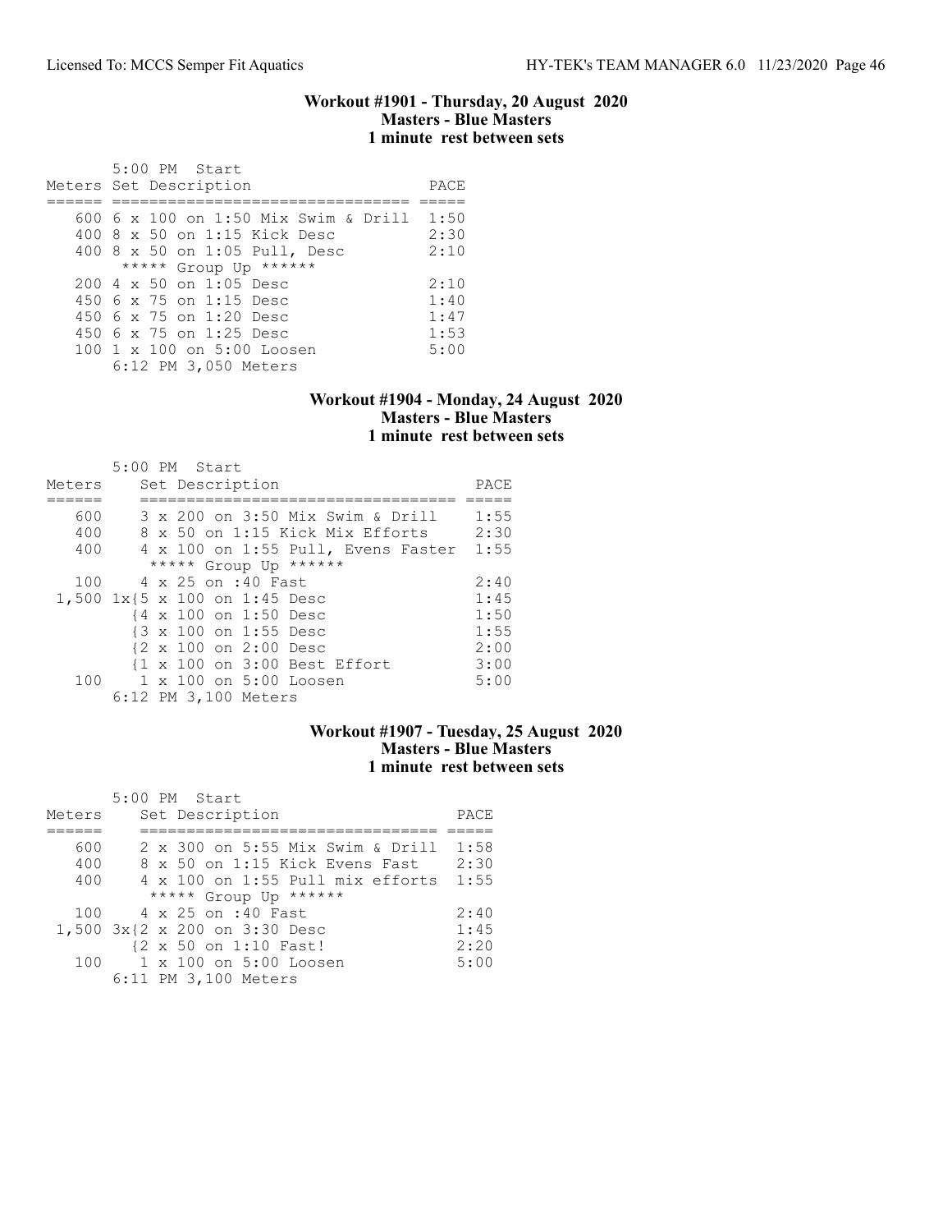### Workout #1901 - Thursday, 20 August 2020
**Masters - Blue Masters**
**1 minute rest between sets**

5:00 PM Start

| Meters | Set Description | PACE |
|---|---|---|
| 600 | 6 x 100 on 1:50 Mix Swim & Drill | 1:50 |
| 400 | 8 x 50 on 1:15 Kick Desc | 2:30 |
| 400 | 8 x 50 on 1:05 Pull, Desc | 2:10 |
| | ***** Group Up ****** | |
| 200 | 4 x 50 on 1:05 Desc | 2:10 |
| 450 | 6 x 75 on 1:15 Desc | 1:40 |
| 450 | 6 x 75 on 1:20 Desc | 1:47 |
| 450 | 6 x 75 on 1:25 Desc | 1:53 |
| 100 | 1 x 100 on 5:00 Loosen | 5:00 |
| | 6:12 PM 3,050 Meters | |

### Workout #1904 - Monday, 24 August 2020
**Masters - Blue Masters**
**1 minute rest between sets**

5:00 PM Start

| Meters | Set Description | PACE |
|---|---|---|
| 600 | 3 x 200 on 3:50 Mix Swim & Drill | 1:55 |
| 400 | 8 x 50 on 1:15 Kick Mix Efforts | 2:30 |
| 400 | 4 x 100 on 1:55 Pull, Evens Faster | 1:55 |
| | ***** Group Up ****** | |
| 100 | 4 x 25 on :40 Fast | 2:40 |
| 1,500 | 1x{5 x 100 on 1:45 Desc | 1:45 |
| | {4 x 100 on 1:50 Desc | 1:50 |
| | {3 x 100 on 1:55 Desc | 1:55 |
| | {2 x 100 on 2:00 Desc | 2:00 |
| | {1 x 100 on 3:00 Best Effort | 3:00 |
| 100 | 1 x 100 on 5:00 Loosen | 5:00 |
| | 6:12 PM 3,100 Meters | |

### Workout #1907 - Tuesday, 25 August 2020
**Masters - Blue Masters**
**1 minute rest between sets**

5:00 PM Start

| Meters | Set Description | PACE |
|---|---|---|
| 600 | 2 x 300 on 5:55 Mix Swim & Drill | 1:58 |
| 400 | 8 x 50 on 1:15 Kick Evens Fast | 2:30 |
| 400 | 4 x 100 on 1:55 Pull mix efforts | 1:55 |
| | ***** Group Up ****** | |
| 100 | 4 x 25 on :40 Fast | 2:40 |
| 1,500 | 3x{2 x 200 on 3:30 Desc | 1:45 |
| | {2 x 50 on 1:10 Fast! | 2:20 |
| 100 | 1 x 100 on 5:00 Loosen | 5:00 |
| | 6:11 PM 3,100 Meters | |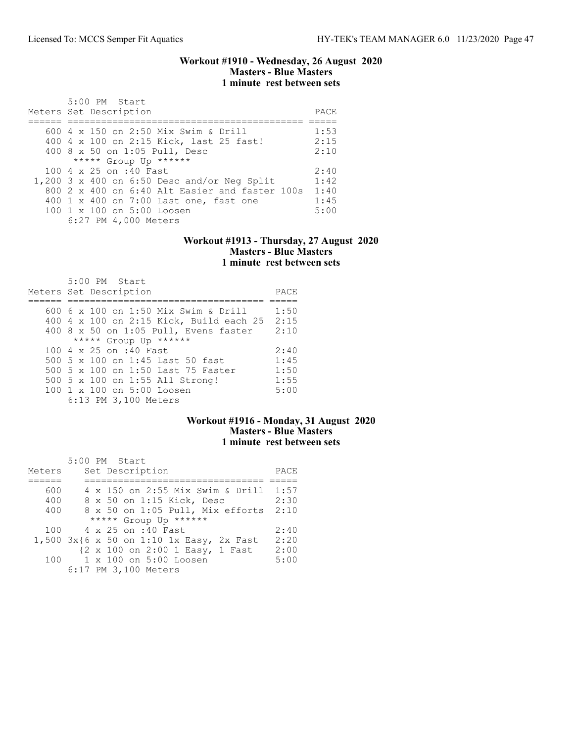### Workout #1910 - Wednesday, 26 August 2020
### Masters - Blue Masters
### 1 minute rest between sets

5:00 PM Start

| Meters | Set Description | PACE |
|---|---|---|
| 600 | 4 x 150 on 2:50 Mix Swim & Drill | 1:53 |
| 400 | 4 x 100 on 2:15 Kick, last 25 fast! | 2:15 |
| 400 | 8 x 50 on 1:05 Pull, Desc | 2:10 |
| | ***** Group Up ****** | |
| 100 | 4 x 25 on :40 Fast | 2:40 |
| 1,200 | 3 x 400 on 6:50 Desc and/or Neg Split | 1:42 |
| 800 | 2 x 400 on 6:40 Alt Easier and faster 100s | 1:40 |
| 400 | 1 x 400 on 7:00 Last one, fast one | 1:45 |
| 100 | 1 x 100 on 5:00 Loosen | 5:00 |
| | 6:27 PM 4,000 Meters | |

### Workout #1913 - Thursday, 27 August 2020
### Masters - Blue Masters
### 1 minute rest between sets

5:00 PM Start

| Meters | Set Description | PACE |
|---|---|---|
| 600 | 6 x 100 on 1:50 Mix Swim & Drill | 1:50 |
| 400 | 4 x 100 on 2:15 Kick, Build each 25 | 2:15 |
| 400 | 8 x 50 on 1:05 Pull, Evens faster | 2:10 |
| | ***** Group Up ****** | |
| 100 | 4 x 25 on :40 Fast | 2:40 |
| 500 | 5 x 100 on 1:45 Last 50 fast | 1:45 |
| 500 | 5 x 100 on 1:50 Last 75 Faster | 1:50 |
| 500 | 5 x 100 on 1:55 All Strong! | 1:55 |
| 100 | 1 x 100 on 5:00 Loosen | 5:00 |
| | 6:13 PM 3,100 Meters | |

### Workout #1916 - Monday, 31 August 2020
### Masters - Blue Masters
### 1 minute rest between sets

5:00 PM Start

| Meters | Set Description | PACE |
|---|---|---|
| 600 | 4 x 150 on 2:55 Mix Swim & Drill | 1:57 |
| 400 | 8 x 50 on 1:15 Kick, Desc | 2:30 |
| 400 | 8 x 50 on 1:05 Pull, Mix efforts | 2:10 |
| | ***** Group Up ****** | |
| 100 | 4 x 25 on :40 Fast | 2:40 |
| 1,500 | 3x{6 x 50 on 1:10 1x Easy, 2x Fast | 2:20 |
| | {2 x 100 on 2:00 1 Easy, 1 Fast | 2:00 |
| 100 | 1 x 100 on 5:00 Loosen | 5:00 |
| | 6:17 PM 3,100 Meters | |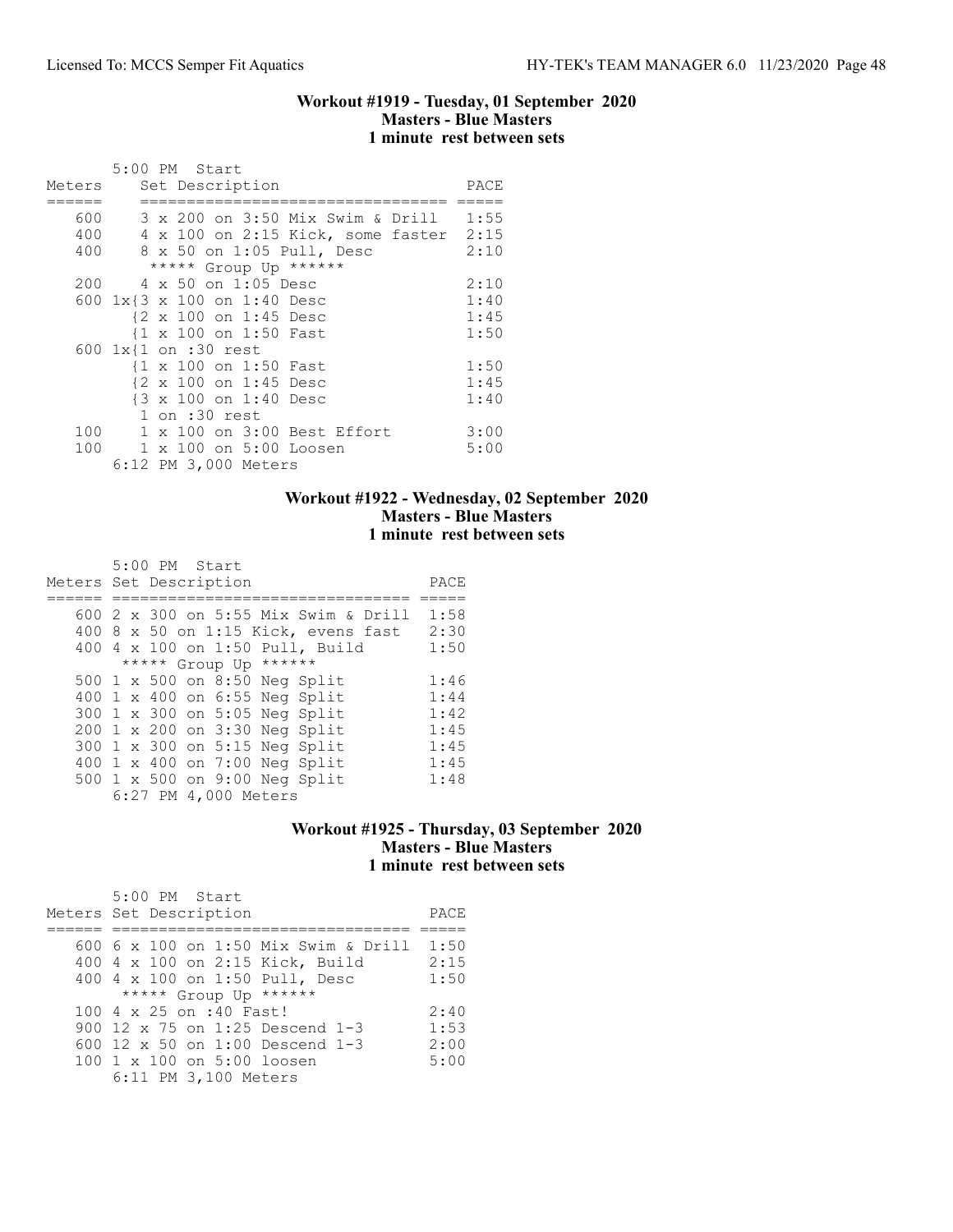## Workout #1919 - Tuesday, 01 September 2020
### Masters - Blue Masters
### 1 minute rest between sets

5:00 PM Start

| Meters | Set Description | PACE |
|---|---|---|
| 600 | 3 x 200 on 3:50 Mix Swim & Drill | 1:55 |
| 400 | 4 x 100 on 2:15 Kick, some faster | 2:15 |
| 400 | 8 x 50 on 1:05 Pull, Desc | 2:10 |
| | ***** Group Up ****** | |
| 200 | 4 x 50 on 1:05 Desc | 2:10 |
| 600 | 1x{3 x 100 on 1:40 Desc | 1:40 |
| | {2 x 100 on 1:45 Desc | 1:45 |
| | {1 x 100 on 1:50 Fast | 1:50 |
| 600 | 1x{1 on :30 rest | |
| | {1 x 100 on 1:50 Fast | 1:50 |
| | {2 x 100 on 1:45 Desc | 1:45 |
| | {3 x 100 on 1:40 Desc | 1:40 |
| | 1 on :30 rest | |
| 100 | 1 x 100 on 3:00 Best Effort | 3:00 |
| 100 | 1 x 100 on 5:00 Loosen | 5:00 |

6:12 PM 3,000 Meters

## Workout #1922 - Wednesday, 02 September 2020
### Masters - Blue Masters
### 1 minute rest between sets

5:00 PM Start

| Meters | Set Description | PACE |
|---|---|---|
| 600 | 2 x 300 on 5:55 Mix Swim & Drill | 1:58 |
| 400 | 8 x 50 on 1:15 Kick, evens fast | 2:30 |
| 400 | 4 x 100 on 1:50 Pull, Build | 1:50 |
| | ***** Group Up ****** | |
| 500 | 1 x 500 on 8:50 Neg Split | 1:46 |
| 400 | 1 x 400 on 6:55 Neg Split | 1:44 |
| 300 | 1 x 300 on 5:05 Neg Split | 1:42 |
| 200 | 1 x 200 on 3:30 Neg Split | 1:45 |
| 300 | 1 x 300 on 5:15 Neg Split | 1:45 |
| 400 | 1 x 400 on 7:00 Neg Split | 1:45 |
| 500 | 1 x 500 on 9:00 Neg Split | 1:48 |

6:27 PM 4,000 Meters

## Workout #1925 - Thursday, 03 September 2020
### Masters - Blue Masters
### 1 minute rest between sets

5:00 PM Start

| Meters | Set Description | PACE |
|---|---|---|
| 600 | 6 x 100 on 1:50 Mix Swim & Drill | 1:50 |
| 400 | 4 x 100 on 2:15 Kick, Build | 2:15 |
| 400 | 4 x 100 on 1:50 Pull, Desc | 1:50 |
| | ***** Group Up ****** | |
| 100 | 4 x 25 on :40 Fast! | 2:40 |
| 900 | 12 x 75 on 1:25 Descend 1-3 | 1:53 |
| 600 | 12 x 50 on 1:00 Descend 1-3 | 2:00 |
| 100 | 1 x 100 on 5:00 loosen | 5:00 |

6:11 PM 3,100 Meters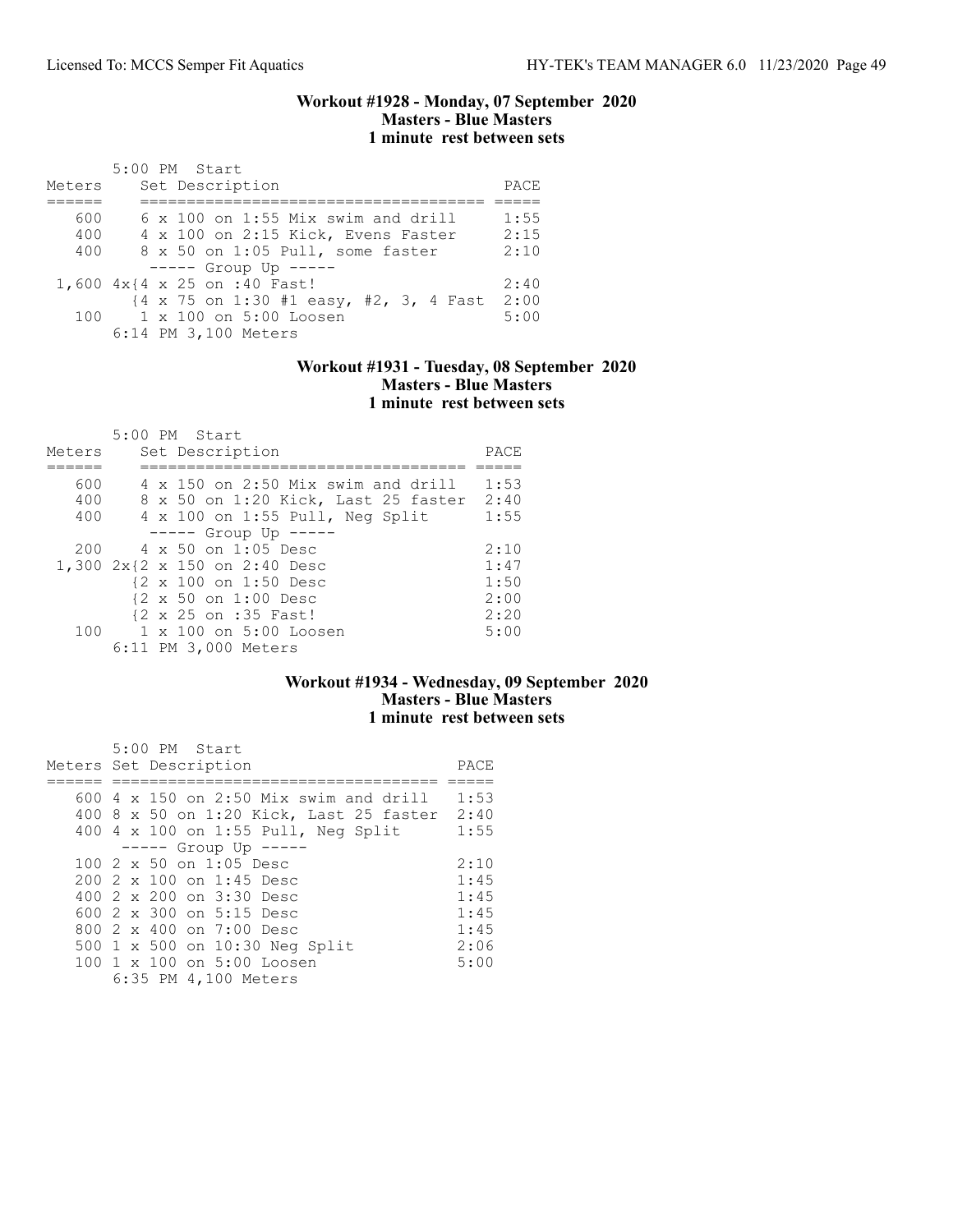### Workout #1928 - Monday, 07 September 2020
### Masters - Blue Masters
### 1 minute rest between sets

5:00 PM Start

| Meters | Set Description | PACE |
|---|---|---|
| 600 | 6 x 100 on 1:55 Mix swim and drill | 1:55 |
| 400 | 4 x 100 on 2:15 Kick, Evens Faster | 2:15 |
| 400 | 8 x 50 on 1:05 Pull, some faster | 2:10 |
| | ----- Group Up ----- | |
| 1,600 | 4x{4 x 25 on :40 Fast! | 2:40 |
| | {4 x 75 on 1:30 #1 easy, #2, 3, 4 Fast | 2:00 |
| 100 | 1 x 100 on 5:00 Loosen | 5:00 |
| | 6:14 PM 3,100 Meters | |

### Workout #1931 - Tuesday, 08 September 2020
### Masters - Blue Masters
### 1 minute rest between sets

5:00 PM Start

| Meters | Set Description | PACE |
|---|---|---|
| 600 | 4 x 150 on 2:50 Mix swim and drill | 1:53 |
| 400 | 8 x 50 on 1:20 Kick, Last 25 faster | 2:40 |
| 400 | 4 x 100 on 1:55 Pull, Neg Split | 1:55 |
| | ----- Group Up ----- | |
| 200 | 4 x 50 on 1:05 Desc | 2:10 |
| 1,300 | 2x{2 x 150 on 2:40 Desc | 1:47 |
| | {2 x 100 on 1:50 Desc | 1:50 |
| | {2 x 50 on 1:00 Desc | 2:00 |
| | {2 x 25 on :35 Fast! | 2:20 |
| 100 | 1 x 100 on 5:00 Loosen | 5:00 |
| | 6:11 PM 3,000 Meters | |

### Workout #1934 - Wednesday, 09 September 2020
### Masters - Blue Masters
### 1 minute rest between sets

5:00 PM Start

| Meters | Set Description | PACE |
|---|---|---|
| 600 | 4 x 150 on 2:50 Mix swim and drill | 1:53 |
| 400 | 8 x 50 on 1:20 Kick, Last 25 faster | 2:40 |
| 400 | 4 x 100 on 1:55 Pull, Neg Split | 1:55 |
| | ----- Group Up ----- | |
| 100 | 2 x 50 on 1:05 Desc | 2:10 |
| 200 | 2 x 100 on 1:45 Desc | 1:45 |
| 400 | 2 x 200 on 3:30 Desc | 1:45 |
| 600 | 2 x 300 on 5:15 Desc | 1:45 |
| 800 | 2 x 400 on 7:00 Desc | 1:45 |
| 500 | 1 x 500 on 10:30 Neg Split | 2:06 |
| 100 | 1 x 100 on 5:00 Loosen | 5:00 |
| | 6:35 PM 4,100 Meters | |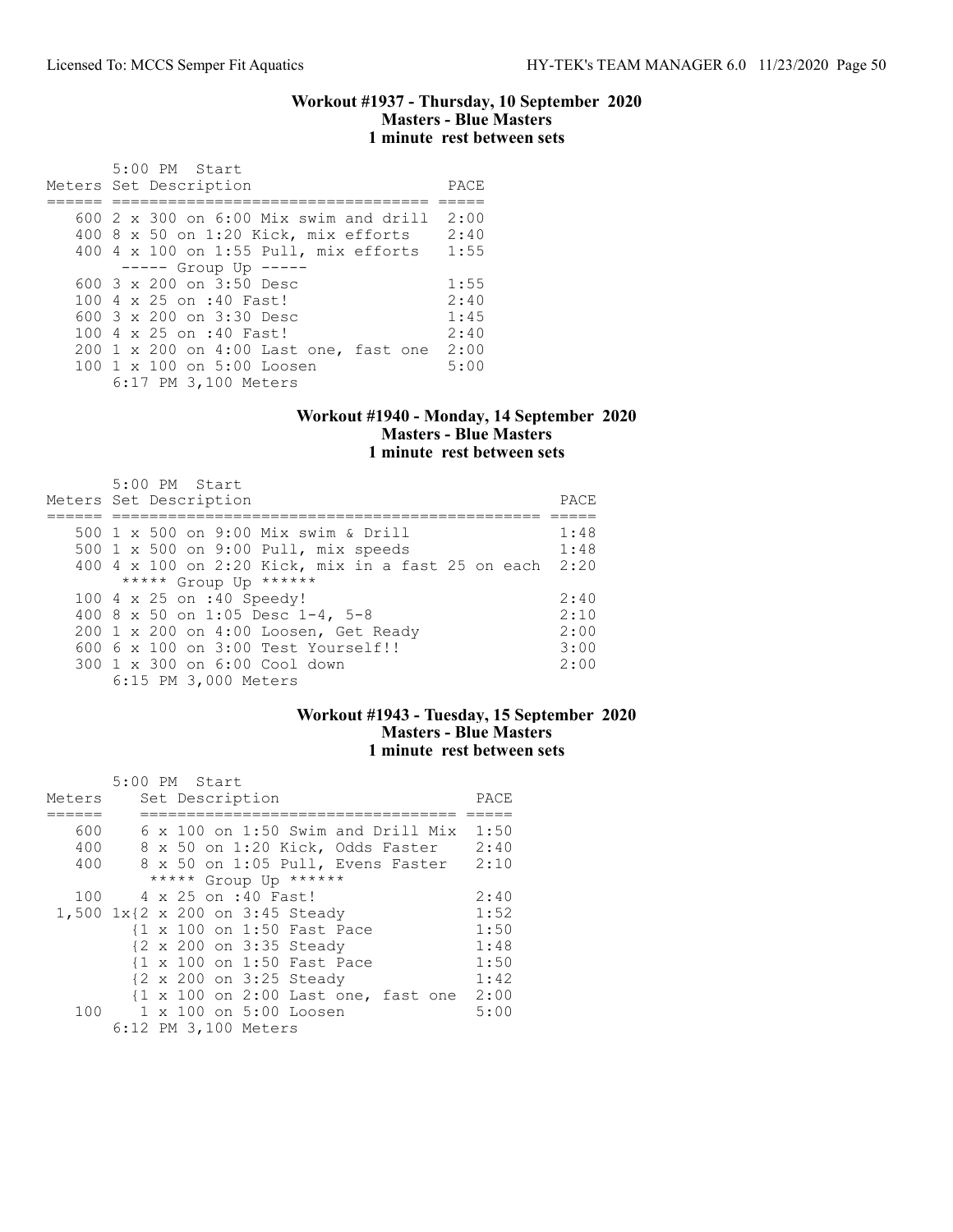### Workout #1937 - Thursday, 10 September 2020
### Masters - Blue Masters
### 1 minute rest between sets

5:00 PM Start

| Meters | Set Description | PACE |
|---|---|---|
| 600 | 2 x 300 on 6:00 Mix swim and drill | 2:00 |
| 400 | 8 x 50 on 1:20 Kick, mix efforts | 2:40 |
| 400 | 4 x 100 on 1:55 Pull, mix efforts | 1:55 |
| | ----- Group Up ----- | |
| 600 | 3 x 200 on 3:50 Desc | 1:55 |
| 100 | 4 x 25 on :40 Fast! | 2:40 |
| 600 | 3 x 200 on 3:30 Desc | 1:45 |
| 100 | 4 x 25 on :40 Fast! | 2:40 |
| 200 | 1 x 200 on 4:00 Last one, fast one | 2:00 |
| 100 | 1 x 100 on 5:00 Loosen | 5:00 |

6:17 PM 3,100 Meters

### Workout #1940 - Monday, 14 September 2020
### Masters - Blue Masters
### 1 minute rest between sets

5:00 PM Start

| Meters | Set Description | PACE |
|---|---|---|
| 500 | 1 x 500 on 9:00 Mix swim & Drill | 1:48 |
| 500 | 1 x 500 on 9:00 Pull, mix speeds | 1:48 |
| 400 | 4 x 100 on 2:20 Kick, mix in a fast 25 on each | 2:20 |
| | ***** Group Up ****** | |
| 100 | 4 x 25 on :40 Speedy! | 2:40 |
| 400 | 8 x 50 on 1:05 Desc 1-4, 5-8 | 2:10 |
| 200 | 1 x 200 on 4:00 Loosen, Get Ready | 2:00 |
| 600 | 6 x 100 on 3:00 Test Yourself!! | 3:00 |
| 300 | 1 x 300 on 6:00 Cool down | 2:00 |

6:15 PM 3,000 Meters

### Workout #1943 - Tuesday, 15 September 2020
### Masters - Blue Masters
### 1 minute rest between sets

5:00 PM Start

| Meters | Set Description | PACE |
|---|---|---|
| 600 | 6 x 100 on 1:50 Swim and Drill Mix | 1:50 |
| 400 | 8 x 50 on 1:20 Kick, Odds Faster | 2:40 |
| 400 | 8 x 50 on 1:05 Pull, Evens Faster | 2:10 |
| | ***** Group Up ****** | |
| 100 | 4 x 25 on :40 Fast! | 2:40 |
| 1,500 | 1x{2 x 200 on 3:45 Steady | 1:52 |
| | {1 x 100 on 1:50 Fast Pace | 1:50 |
| | {2 x 200 on 3:35 Steady | 1:48 |
| | {1 x 100 on 1:50 Fast Pace | 1:50 |
| | {2 x 200 on 3:25 Steady | 1:42 |
| | {1 x 100 on 2:00 Last one, fast one | 2:00 |
| 100 | 1 x 100 on 5:00 Loosen | 5:00 |

6:12 PM 3,100 Meters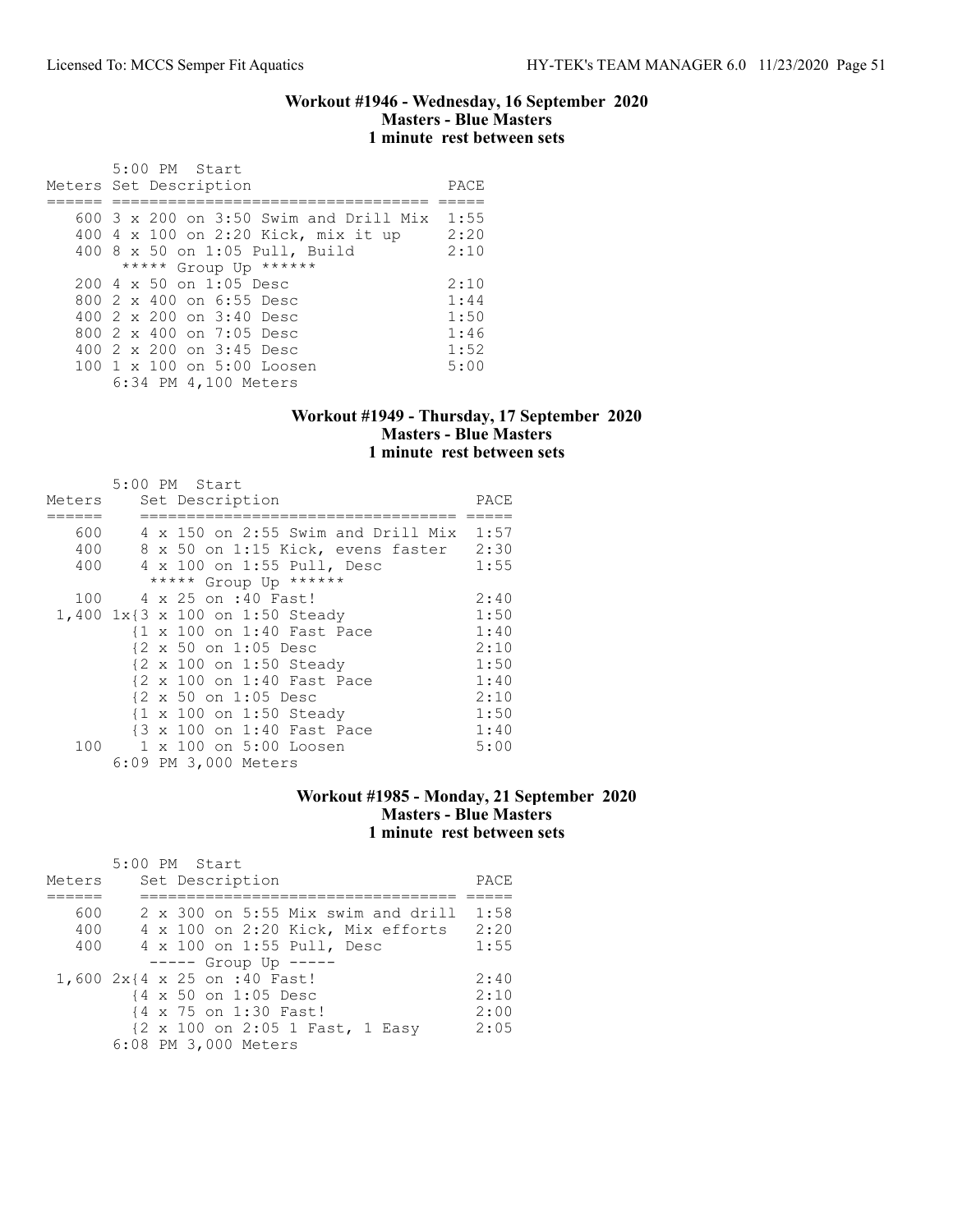### Workout #1946 - Wednesday, 16 September 2020
### Masters - Blue Masters
### 1 minute rest between sets

5:00 PM Start

| Meters | Set Description | PACE |
|---|---|---|
| 600 | 3 x 200 on 3:50 Swim and Drill Mix | 1:55 |
| 400 | 4 x 100 on 2:20 Kick, mix it up | 2:20 |
| 400 | 8 x 50 on 1:05 Pull, Build | 2:10 |
| | ***** Group Up ****** | |
| 200 | 4 x 50 on 1:05 Desc | 2:10 |
| 800 | 2 x 400 on 6:55 Desc | 1:44 |
| 400 | 2 x 200 on 3:40 Desc | 1:50 |
| 800 | 2 x 400 on 7:05 Desc | 1:46 |
| 400 | 2 x 200 on 3:45 Desc | 1:52 |
| 100 | 1 x 100 on 5:00 Loosen | 5:00 |

6:34 PM 4,100 Meters

### Workout #1949 - Thursday, 17 September 2020
### Masters - Blue Masters
### 1 minute rest between sets

5:00 PM Start

| Meters | Set Description | PACE |
|---|---|---|
| 600 | 4 x 150 on 2:55 Swim and Drill Mix | 1:57 |
| 400 | 8 x 50 on 1:15 Kick, evens faster | 2:30 |
| 400 | 4 x 100 on 1:55 Pull, Desc | 1:55 |
| | ***** Group Up ****** | |
| 100 | 4 x 25 on :40 Fast! | 2:40 |
| 1,400 | 1x{3 x 100 on 1:50 Steady | 1:50 |
| | {1 x 100 on 1:40 Fast Pace | 1:40 |
| | {2 x 50 on 1:05 Desc | 2:10 |
| | {2 x 100 on 1:50 Steady | 1:50 |
| | {2 x 100 on 1:40 Fast Pace | 1:40 |
| | {2 x 50 on 1:05 Desc | 2:10 |
| | {1 x 100 on 1:50 Steady | 1:50 |
| | {3 x 100 on 1:40 Fast Pace | 1:40 |
| 100 | 1 x 100 on 5:00 Loosen | 5:00 |

6:09 PM 3,000 Meters

### Workout #1985 - Monday, 21 September 2020
### Masters - Blue Masters
### 1 minute rest between sets

5:00 PM Start

| Meters | Set Description | PACE |
|---|---|---|
| 600 | 2 x 300 on 5:55 Mix swim and drill | 1:58 |
| 400 | 4 x 100 on 2:20 Kick, Mix efforts | 2:20 |
| 400 | 4 x 100 on 1:55 Pull, Desc | 1:55 |
| | ----- Group Up ----- | |
| 1,600 | 2x{4 x 25 on :40 Fast! | 2:40 |
| | {4 x 50 on 1:05 Desc | 2:10 |
| | {4 x 75 on 1:30 Fast! | 2:00 |
| | {2 x 100 on 2:05 1 Fast, 1 Easy | 2:05 |

6:08 PM 3,000 Meters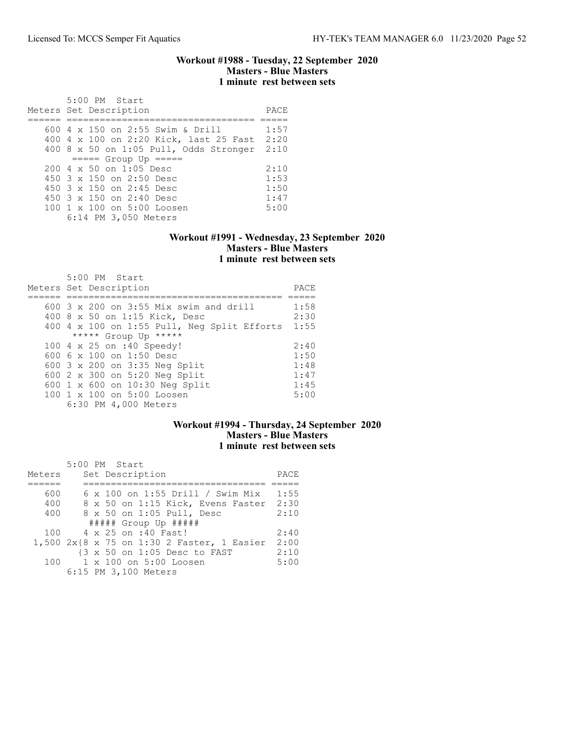## Workout #1988 - Tuesday, 22 September 2020
**Masters - Blue Masters**
**1 minute rest between sets**

5:00 PM Start

| Meters | Set Description | PACE |
|---|---|---|
| 600 | 4 x 150 on 2:55 Swim & Drill | 1:57 |
| 400 | 4 x 100 on 2:20 Kick, last 25 Fast | 2:20 |
| 400 | 8 x 50 on 1:05 Pull, Odds Stronger | 2:10 |
| | ===== Group Up ===== | |
| 200 | 4 x 50 on 1:05 Desc | 2:10 |
| 450 | 3 x 150 on 2:50 Desc | 1:53 |
| 450 | 3 x 150 on 2:45 Desc | 1:50 |
| 450 | 3 x 150 on 2:40 Desc | 1:47 |
| 100 | 1 x 100 on 5:00 Loosen | 5:00 |

6:14 PM 3,050 Meters

## Workout #1991 - Wednesday, 23 September 2020
**Masters - Blue Masters**
**1 minute rest between sets**

5:00 PM Start

| Meters | Set Description | PACE |
|---|---|---|
| 600 | 3 x 200 on 3:55 Mix swim and drill | 1:58 |
| 400 | 8 x 50 on 1:15 Kick, Desc | 2:30 |
| 400 | 4 x 100 on 1:55 Pull, Neg Split Efforts | 1:55 |
| | ***** Group Up ***** | |
| 100 | 4 x 25 on :40 Speedy! | 2:40 |
| 600 | 6 x 100 on 1:50 Desc | 1:50 |
| 600 | 3 x 200 on 3:35 Neg Split | 1:48 |
| 600 | 2 x 300 on 5:20 Neg Split | 1:47 |
| 600 | 1 x 600 on 10:30 Neg Split | 1:45 |
| 100 | 1 x 100 on 5:00 Loosen | 5:00 |

6:30 PM 4,000 Meters

## Workout #1994 - Thursday, 24 September 2020
**Masters - Blue Masters**
**1 minute rest between sets**

5:00 PM Start

| Meters | Set Description | PACE |
|---|---|---|
| 600 | 6 x 100 on 1:55 Drill / Swim Mix | 1:55 |
| 400 | 8 x 50 on 1:15 Kick, Evens Faster | 2:30 |
| 400 | 8 x 50 on 1:05 Pull, Desc | 2:10 |
| | ##### Group Up ##### | |
| 100 | 4 x 25 on :40 Fast! | 2:40 |
| 1,500 | 2x{8 x 75 on 1:30 2 Faster, 1 Easier | 2:00 |
| | {3 x 50 on 1:05 Desc to FAST | 2:10 |
| 100 | 1 x 100 on 5:00 Loosen | 5:00 |

6:15 PM 3,100 Meters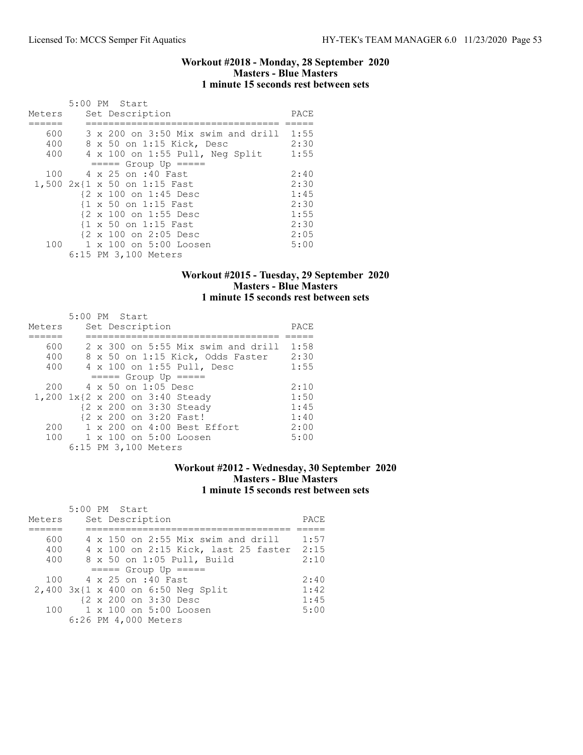### Workout #2018 - Monday, 28 September 2020
### Masters - Blue Masters
### 1 minute 15 seconds rest between sets

```
        5:00 PM  Start
Meters     Set Description                     PACE
======     =================================  =====
   600     3 x 200 on 3:50 Mix swim and drill  1:55
   400     8 x 50 on 1:15 Kick, Desc           2:30
   400     4 x 100 on 1:55 Pull, Neg Split     1:55
            ===== Group Up =====
   100     4 x 25 on :40 Fast                  2:40
 1,500 2x{1 x 50 on 1:15 Fast                  2:30
          {2 x 100 on 1:45 Desc                1:45
          {1 x 50 on 1:15 Fast                 2:30
          {2 x 100 on 1:55 Desc                1:55
          {1 x 50 on 1:15 Fast                 2:30
          {2 x 100 on 2:05 Desc                2:05
   100     1 x 100 on 5:00 Loosen              5:00
        6:15 PM 3,100 Meters
```

### Workout #2015 - Tuesday, 29 September 2020
### Masters - Blue Masters
### 1 minute 15 seconds rest between sets

```
        5:00 PM  Start
Meters     Set Description                     PACE
======     =================================  =====
   600     2 x 300 on 5:55 Mix swim and drill  1:58
   400     8 x 50 on 1:15 Kick, Odds Faster    2:30
   400     4 x 100 on 1:55 Pull, Desc          1:55
            ===== Group Up =====
   200     4 x 50 on 1:05 Desc                 2:10
 1,200 1x{2 x 200 on 3:40 Steady               1:50
          {2 x 200 on 3:30 Steady              1:45
          {2 x 200 on 3:20 Fast!               1:40
   200     1 x 200 on 4:00 Best Effort         2:00
   100     1 x 100 on 5:00 Loosen              5:00
        6:15 PM 3,100 Meters
```

### Workout #2012 - Wednesday, 30 September 2020
### Masters - Blue Masters
### 1 minute 15 seconds rest between sets

```
        5:00 PM  Start
Meters     Set Description                       PACE
======     ===================================  =====
   600     4 x 150 on 2:55 Mix swim and drill    1:57
   400     4 x 100 on 2:15 Kick, last 25 faster  2:15
   400     8 x 50 on 1:05 Pull, Build            2:10
            ===== Group Up =====
   100     4 x 25 on :40 Fast                    2:40
 2,400 3x{1 x 400 on 6:50 Neg Split              1:42
          {2 x 200 on 3:30 Desc                  1:45
   100     1 x 100 on 5:00 Loosen                5:00
        6:26 PM 4,000 Meters
```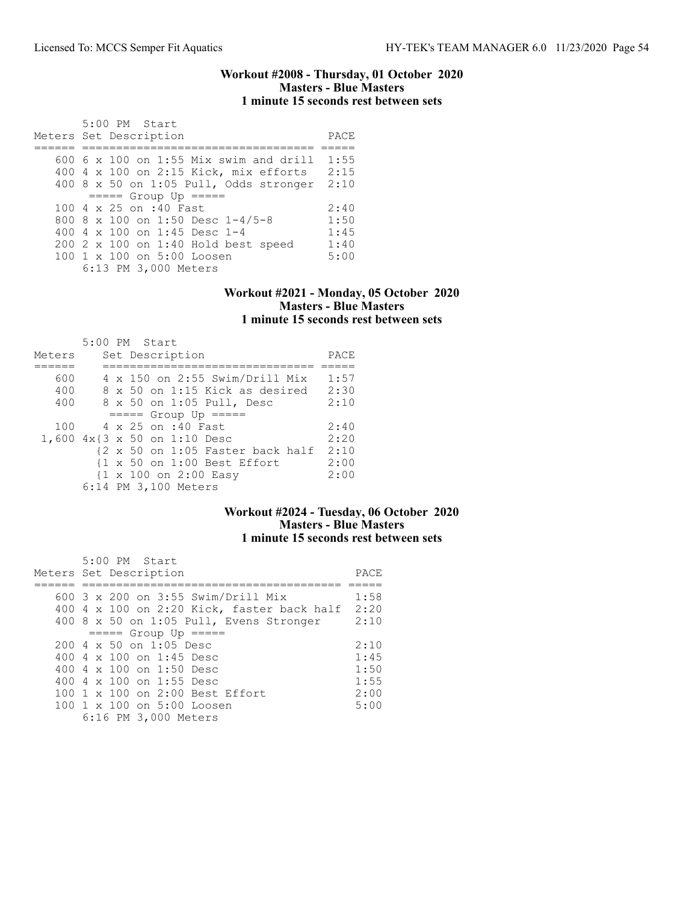### Workout #2008 - Thursday, 01 October 2020
### Masters - Blue Masters
### 1 minute 15 seconds rest between sets

```
       5:00 PM  Start
Meters Set Description                       PACE
====== =================================== =====
   600 6 x 100 on 1:55 Mix swim and drill  1:55
   400 4 x 100 on 2:15 Kick, mix efforts   2:15
   400 8 x 50 on 1:05 Pull, Odds stronger  2:10
        ===== Group Up =====
   100 4 x 25 on :40 Fast                  2:40
   800 8 x 100 on 1:50 Desc 1-4/5-8        1:50
   400 4 x 100 on 1:45 Desc 1-4            1:45
   200 2 x 100 on 1:40 Hold best speed     1:40
   100 1 x 100 on 5:00 Loosen              5:00
       6:13 PM 3,000 Meters
```

### Workout #2021 - Monday, 05 October 2020
### Masters - Blue Masters
### 1 minute 15 seconds rest between sets

```
       5:00 PM  Start
Meters    Set Description                   PACE
======    ================================ =====
   600    4 x 150 on 2:55 Swim/Drill Mix    1:57
   400    8 x 50 on 1:15 Kick as desired    2:30
   400    8 x 50 on 1:05 Pull, Desc         2:10
          ===== Group Up =====
   100    4 x 25 on :40 Fast                2:40
 1,600 4x{3 x 50 on 1:10 Desc               2:20
         {2 x 50 on 1:05 Faster back half   2:10
         {1 x 50 on 1:00 Best Effort        2:00
         {1 x 100 on 2:00 Easy              2:00
       6:14 PM 3,100 Meters
```

### Workout #2024 - Tuesday, 06 October 2020
### Masters - Blue Masters
### 1 minute 15 seconds rest between sets

```
       5:00 PM  Start
Meters Set Description                             PACE
====== ======================================== =====
   600 3 x 200 on 3:55 Swim/Drill Mix            1:58
   400 4 x 100 on 2:20 Kick, faster back half    2:20
   400 8 x 50 on 1:05 Pull, Evens Stronger       2:10
        ===== Group Up =====
   200 4 x 50 on 1:05 Desc                       2:10
   400 4 x 100 on 1:45 Desc                      1:45
   400 4 x 100 on 1:50 Desc                      1:50
   400 4 x 100 on 1:55 Desc                      1:55
   100 1 x 100 on 2:00 Best Effort               2:00
   100 1 x 100 on 5:00 Loosen                    5:00
       6:16 PM 3,000 Meters
```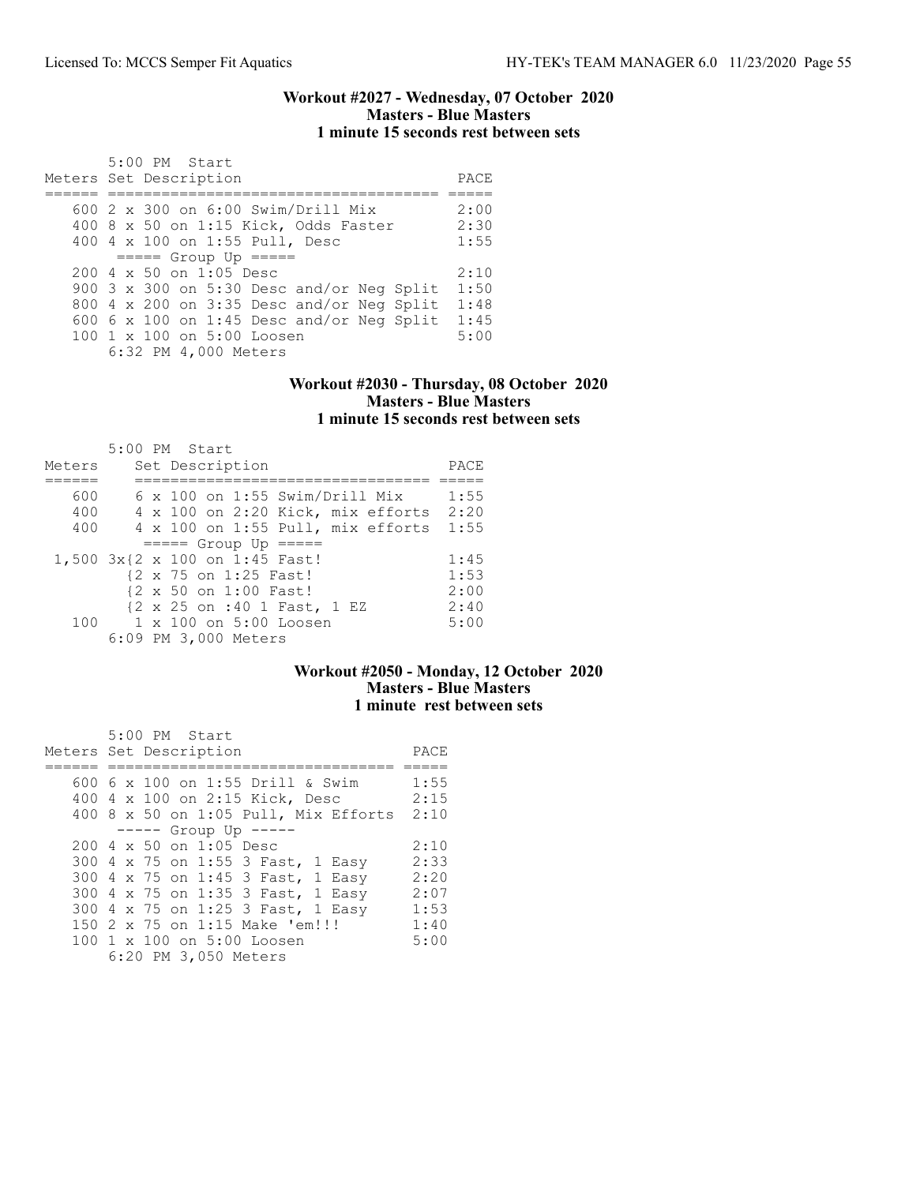### Workout #2027 - Wednesday, 07 October 2020
### Masters - Blue Masters
### 1 minute 15 seconds rest between sets

5:00 PM Start

| Meters | Set Description | PACE |
|---|---|---|
| 600 | 2 x 300 on 6:00 Swim/Drill Mix | 2:00 |
| 400 | 8 x 50 on 1:15 Kick, Odds Faster | 2:30 |
| 400 | 4 x 100 on 1:55 Pull, Desc | 1:55 |
| | ===== Group Up ===== | |
| 200 | 4 x 50 on 1:05 Desc | 2:10 |
| 900 | 3 x 300 on 5:30 Desc and/or Neg Split | 1:50 |
| 800 | 4 x 200 on 3:35 Desc and/or Neg Split | 1:48 |
| 600 | 6 x 100 on 1:45 Desc and/or Neg Split | 1:45 |
| 100 | 1 x 100 on 5:00 Loosen | 5:00 |
| | 6:32 PM 4,000 Meters | |

### Workout #2030 - Thursday, 08 October 2020
### Masters - Blue Masters
### 1 minute 15 seconds rest between sets

5:00 PM Start

| Meters | Set Description | PACE |
|---|---|---|
| 600 | 6 x 100 on 1:55 Swim/Drill Mix | 1:55 |
| 400 | 4 x 100 on 2:20 Kick, mix efforts | 2:20 |
| 400 | 4 x 100 on 1:55 Pull, mix efforts | 1:55 |
| | ===== Group Up ===== | |
| 1,500 | 3x{2 x 100 on 1:45 Fast! | 1:45 |
| | {2 x 75 on 1:25 Fast! | 1:53 |
| | {2 x 50 on 1:00 Fast! | 2:00 |
| | {2 x 25 on :40 1 Fast, 1 EZ | 2:40 |
| 100 | 1 x 100 on 5:00 Loosen | 5:00 |
| | 6:09 PM 3,000 Meters | |

### Workout #2050 - Monday, 12 October 2020
### Masters - Blue Masters
### 1 minute rest between sets

5:00 PM Start

| Meters | Set Description | PACE |
|---|---|---|
| 600 | 6 x 100 on 1:55 Drill & Swim | 1:55 |
| 400 | 4 x 100 on 2:15 Kick, Desc | 2:15 |
| 400 | 8 x 50 on 1:05 Pull, Mix Efforts | 2:10 |
| | ----- Group Up ----- | |
| 200 | 4 x 50 on 1:05 Desc | 2:10 |
| 300 | 4 x 75 on 1:55 3 Fast, 1 Easy | 2:33 |
| 300 | 4 x 75 on 1:45 3 Fast, 1 Easy | 2:20 |
| 300 | 4 x 75 on 1:35 3 Fast, 1 Easy | 2:07 |
| 300 | 4 x 75 on 1:25 3 Fast, 1 Easy | 1:53 |
| 150 | 2 x 75 on 1:15 Make 'em!!! | 1:40 |
| 100 | 1 x 100 on 5:00 Loosen | 5:00 |
| | 6:20 PM 3,050 Meters | |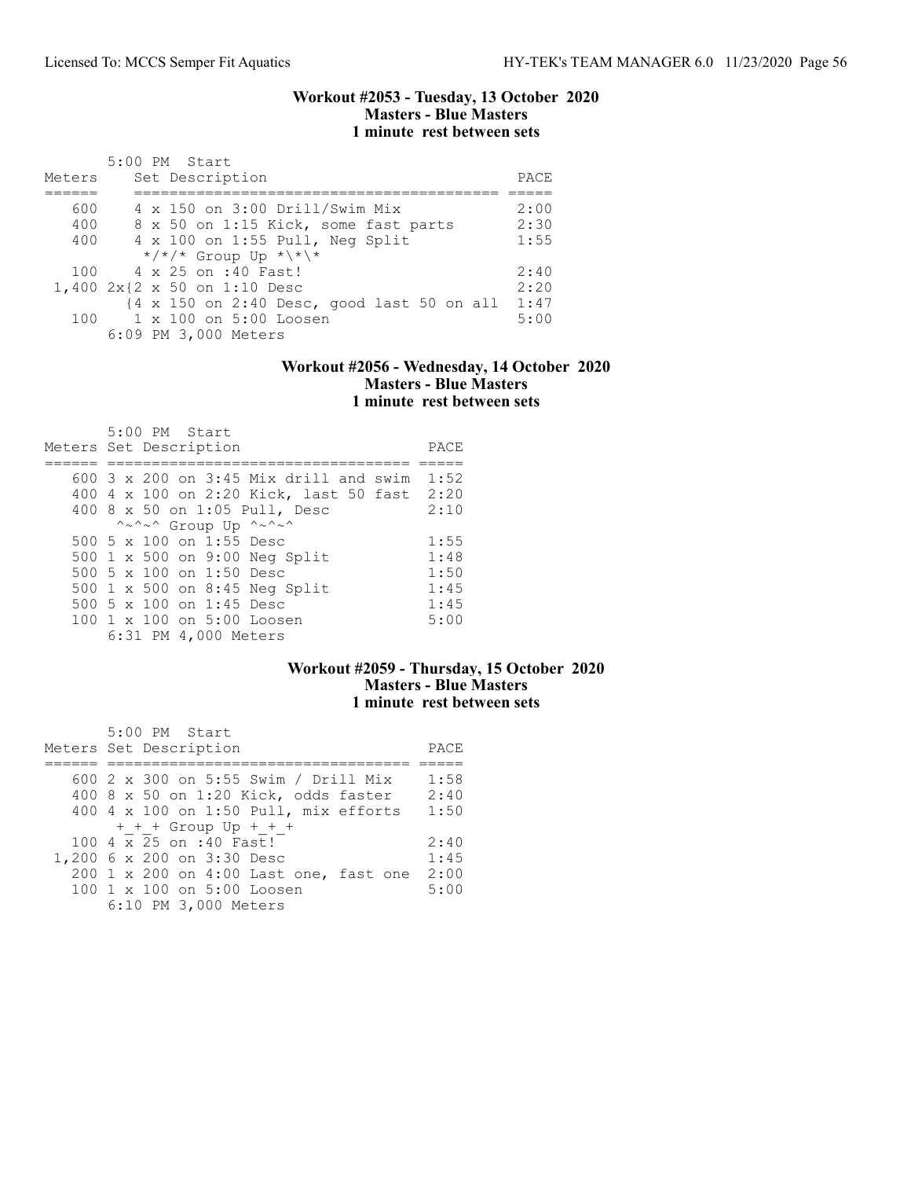### Workout #2053 - Tuesday, 13 October 2020
### Masters - Blue Masters
### 1 minute rest between sets

5:00 PM Start

| Meters | Set Description | PACE |
|---|---|---|
| 600 | 4 x 150 on 3:00 Drill/Swim Mix | 2:00 |
| 400 | 8 x 50 on 1:15 Kick, some fast parts | 2:30 |
| 400 | 4 x 100 on 1:55 Pull, Neg Split | 1:55 |
| | */*/* Group Up *\*\* | |
| 100 | 4 x 25 on :40 Fast! | 2:40 |
| 1,400 | 2x{2 x 50 on 1:10 Desc | 2:20 |
| | {4 x 150 on 2:40 Desc, good last 50 on all | 1:47 |
| 100 | 1 x 100 on 5:00 Loosen | 5:00 |
| | 6:09 PM 3,000 Meters | |

### Workout #2056 - Wednesday, 14 October 2020
### Masters - Blue Masters
### 1 minute rest between sets

5:00 PM Start

| Meters | Set Description | PACE |
|---|---|---|
| 600 | 3 x 200 on 3:45 Mix drill and swim | 1:52 |
| 400 | 4 x 100 on 2:20 Kick, last 50 fast | 2:20 |
| 400 | 8 x 50 on 1:05 Pull, Desc | 2:10 |
| | ^~^~^ Group Up ^~^~^ | |
| 500 | 5 x 100 on 1:55 Desc | 1:55 |
| 500 | 1 x 500 on 9:00 Neg Split | 1:48 |
| 500 | 5 x 100 on 1:50 Desc | 1:50 |
| 500 | 1 x 500 on 8:45 Neg Split | 1:45 |
| 500 | 5 x 100 on 1:45 Desc | 1:45 |
| 100 | 1 x 100 on 5:00 Loosen | 5:00 |
| | 6:31 PM 4,000 Meters | |

### Workout #2059 - Thursday, 15 October 2020
### Masters - Blue Masters
### 1 minute rest between sets

5:00 PM Start

| Meters | Set Description | PACE |
|---|---|---|
| 600 | 2 x 300 on 5:55 Swim / Drill Mix | 1:58 |
| 400 | 8 x 50 on 1:20 Kick, odds faster | 2:40 |
| 400 | 4 x 100 on 1:50 Pull, mix efforts | 1:50 |
| | +_+_+ Group Up +_+_+ | |
| 100 | 4 x 25 on :40 Fast! | 2:40 |
| 1,200 | 6 x 200 on 3:30 Desc | 1:45 |
| 200 | 1 x 200 on 4:00 Last one, fast one | 2:00 |
| 100 | 1 x 100 on 5:00 Loosen | 5:00 |
| | 6:10 PM 3,000 Meters | |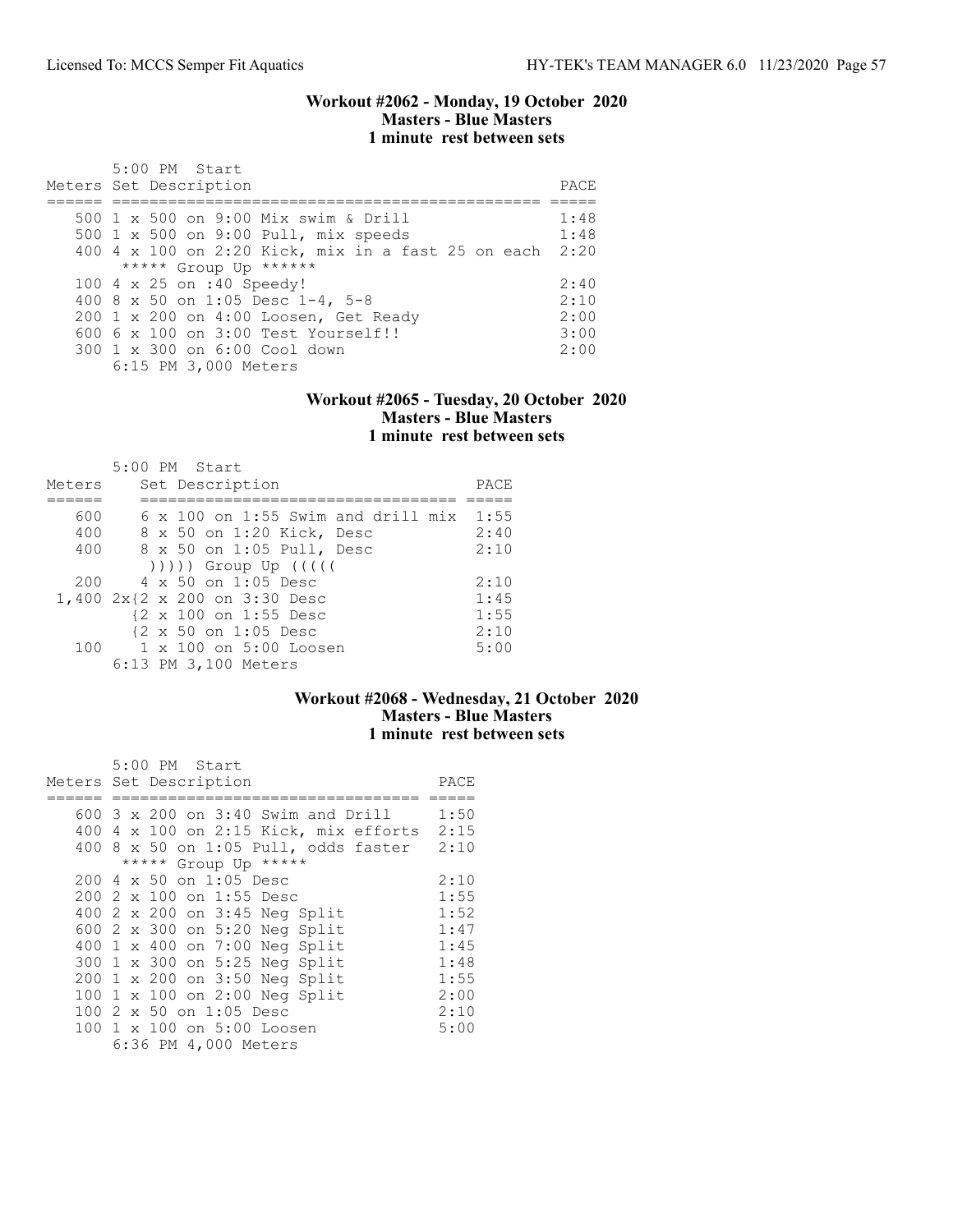### Workout #2062 - Monday, 19 October 2020
### Masters - Blue Masters
### 1 minute rest between sets

5:00 PM Start

| Meters | Set Description | PACE |
|---|---|---|
| 500 | 1 x 500 on 9:00 Mix swim & Drill | 1:48 |
| 500 | 1 x 500 on 9:00 Pull, mix speeds | 1:48 |
| 400 | 4 x 100 on 2:20 Kick, mix in a fast 25 on each | 2:20 |
| | ***** Group Up ****** | |
| 100 | 4 x 25 on :40 Speedy! | 2:40 |
| 400 | 8 x 50 on 1:05 Desc 1-4, 5-8 | 2:10 |
| 200 | 1 x 200 on 4:00 Loosen, Get Ready | 2:00 |
| 600 | 6 x 100 on 3:00 Test Yourself!! | 3:00 |
| 300 | 1 x 300 on 6:00 Cool down | 2:00 |

6:15 PM 3,000 Meters

### Workout #2065 - Tuesday, 20 October 2020
### Masters - Blue Masters
### 1 minute rest between sets

5:00 PM Start

| Meters | Set Description | PACE |
|---|---|---|
| 600 | 6 x 100 on 1:55 Swim and drill mix | 1:55 |
| 400 | 8 x 50 on 1:20 Kick, Desc | 2:40 |
| 400 | 8 x 50 on 1:05 Pull, Desc | 2:10 |
| | ))))) Group Up ((((( | |
| 200 | 4 x 50 on 1:05 Desc | 2:10 |
| 1,400 | 2x{2 x 200 on 3:30 Desc | 1:45 |
| | {2 x 100 on 1:55 Desc | 1:55 |
| | {2 x 50 on 1:05 Desc | 2:10 |
| 100 | 1 x 100 on 5:00 Loosen | 5:00 |

6:13 PM 3,100 Meters

### Workout #2068 - Wednesday, 21 October 2020
### Masters - Blue Masters
### 1 minute rest between sets

5:00 PM Start

| Meters | Set Description | PACE |
|---|---|---|
| 600 | 3 x 200 on 3:40 Swim and Drill | 1:50 |
| 400 | 4 x 100 on 2:15 Kick, mix efforts | 2:15 |
| 400 | 8 x 50 on 1:05 Pull, odds faster | 2:10 |
| | ***** Group Up ***** | |
| 200 | 4 x 50 on 1:05 Desc | 2:10 |
| 200 | 2 x 100 on 1:55 Desc | 1:55 |
| 400 | 2 x 200 on 3:45 Neg Split | 1:52 |
| 600 | 2 x 300 on 5:20 Neg Split | 1:47 |
| 400 | 1 x 400 on 7:00 Neg Split | 1:45 |
| 300 | 1 x 300 on 5:25 Neg Split | 1:48 |
| 200 | 1 x 200 on 3:50 Neg Split | 1:55 |
| 100 | 1 x 100 on 2:00 Neg Split | 2:00 |
| 100 | 2 x 50 on 1:05 Desc | 2:10 |
| 100 | 1 x 100 on 5:00 Loosen | 5:00 |

6:36 PM 4,000 Meters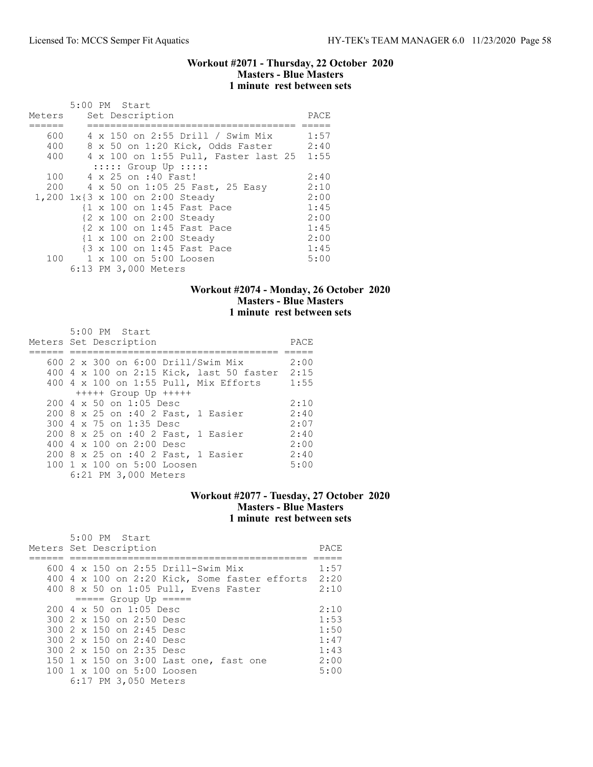### Workout #2071 - Thursday, 22 October 2020
**Masters - Blue Masters**
**1 minute rest between sets**

```
       5:00 PM  Start
Meters    Set Description                        PACE
======    ===================================   =====
   600    4 x 150 on 2:55 Drill / Swim Mix       1:57
   400    8 x 50 on 1:20 Kick, Odds Faster       2:40
   400    4 x 100 on 1:55 Pull, Faster last 25  1:55
           ::::: Group Up :::::
   100    4 x 25 on :40 Fast!                    2:40
   200    4 x 50 on 1:05 25 Fast, 25 Easy        2:10
 1,200 1x{3 x 100 on 2:00 Steady                 2:00
         {1 x 100 on 1:45 Fast Pace              1:45
         {2 x 100 on 2:00 Steady                 2:00
         {2 x 100 on 1:45 Fast Pace              1:45
         {1 x 100 on 2:00 Steady                 2:00
         {3 x 100 on 1:45 Fast Pace              1:45
   100    1 x 100 on 5:00 Loosen                 5:00
       6:13 PM 3,000 Meters
```

### Workout #2074 - Monday, 26 October 2020
**Masters - Blue Masters**
**1 minute rest between sets**

```
       5:00 PM  Start
Meters Set Description                          PACE
====== ===================================     =====
   600 2 x 300 on 6:00 Drill/Swim Mix           2:00
   400 4 x 100 on 2:15 Kick, last 50 faster    2:15
   400 4 x 100 on 1:55 Pull, Mix Efforts        1:55
       +++++ Group Up +++++
   200 4 x 50 on 1:05 Desc                      2:10
   200 8 x 25 on :40 2 Fast, 1 Easier           2:40
   300 4 x 75 on 1:35 Desc                      2:07
   200 8 x 25 on :40 2 Fast, 1 Easier           2:40
   400 4 x 100 on 2:00 Desc                     2:00
   200 8 x 25 on :40 2 Fast, 1 Easier           2:40
   100 1 x 100 on 5:00 Loosen                   5:00
       6:21 PM 3,000 Meters
```

### Workout #2077 - Tuesday, 27 October 2020
**Masters - Blue Masters**
**1 minute rest between sets**

```
       5:00 PM  Start
Meters Set Description                                PACE
====== ========================================      =====
   600 4 x 150 on 2:55 Drill-Swim Mix                 1:57
   400 4 x 100 on 2:20 Kick, Some faster efforts     2:20
   400 8 x 50 on 1:05 Pull, Evens Faster              2:10
       ===== Group Up =====
   200 4 x 50 on 1:05 Desc                            2:10
   300 2 x 150 on 2:50 Desc                           1:53
   300 2 x 150 on 2:45 Desc                           1:50
   300 2 x 150 on 2:40 Desc                           1:47
   300 2 x 150 on 2:35 Desc                           1:43
   150 1 x 150 on 3:00 Last one, fast one             2:00
   100 1 x 100 on 5:00 Loosen                         5:00
       6:17 PM 3,050 Meters
```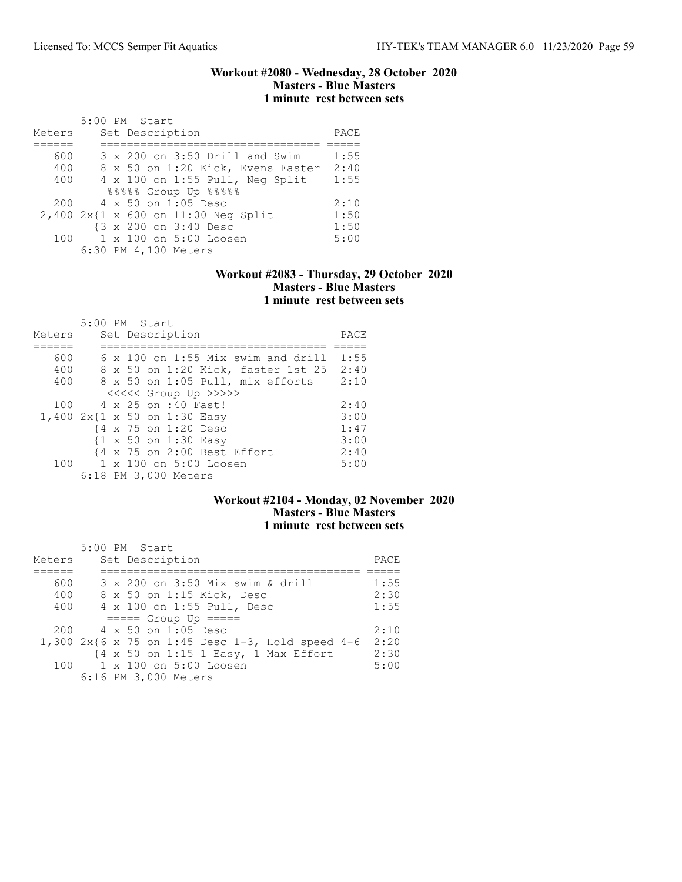## Workout #2080 - Wednesday, 28 October 2020
### Masters - Blue Masters
### 1 minute rest between sets

```
       5:00 PM  Start
Meters     Set Description                    PACE
======     ================================= =====
   600     3 x 200 on 3:50 Drill and Swim     1:55
   400     8 x 50 on 1:20 Kick, Evens Faster  2:40
   400     4 x 100 on 1:55 Pull, Neg Split    1:55
            %%%%% Group Up %%%%%
   200     4 x 50 on 1:05 Desc                2:10
 2,400 2x{1 x 600 on 11:00 Neg Split          1:50
         {3 x 200 on 3:40 Desc                1:50
   100     1 x 100 on 5:00 Loosen             5:00
       6:30 PM 4,100 Meters
```

## Workout #2083 - Thursday, 29 October 2020
### Masters - Blue Masters
### 1 minute rest between sets

```
       5:00 PM  Start
Meters     Set Description                     PACE
======     ================================== =====
   600     6 x 100 on 1:55 Mix swim and drill  1:55
   400     8 x 50 on 1:20 Kick, faster 1st 25  2:40
   400     8 x 50 on 1:05 Pull, mix efforts    2:10
            <<<<< Group Up >>>>>
   100     4 x 25 on :40 Fast!                 2:40
 1,400 2x{1 x 50 on 1:30 Easy                  3:00
         {4 x 75 on 1:20 Desc                  1:47
         {1 x 50 on 1:30 Easy                  3:00
         {4 x 75 on 2:00 Best Effort           2:40
   100     1 x 100 on 5:00 Loosen              5:00
       6:18 PM 3,000 Meters
```

## Workout #2104 - Monday, 02 November 2020
### Masters - Blue Masters
### 1 minute rest between sets

```
       5:00 PM  Start
Meters     Set Description                           PACE
======     ======================================== =====
   600     3 x 200 on 3:50 Mix swim & drill          1:55
   400     8 x 50 on 1:15 Kick, Desc                 2:30
   400     4 x 100 on 1:55 Pull, Desc                1:55
            ===== Group Up =====
   200     4 x 50 on 1:05 Desc                       2:10
 1,300 2x{6 x 75 on 1:45 Desc 1-3, Hold speed 4-6  2:20
         {4 x 50 on 1:15 1 Easy, 1 Max Effort      2:30
   100     1 x 100 on 5:00 Loosen                    5:00
       6:16 PM 3,000 Meters
```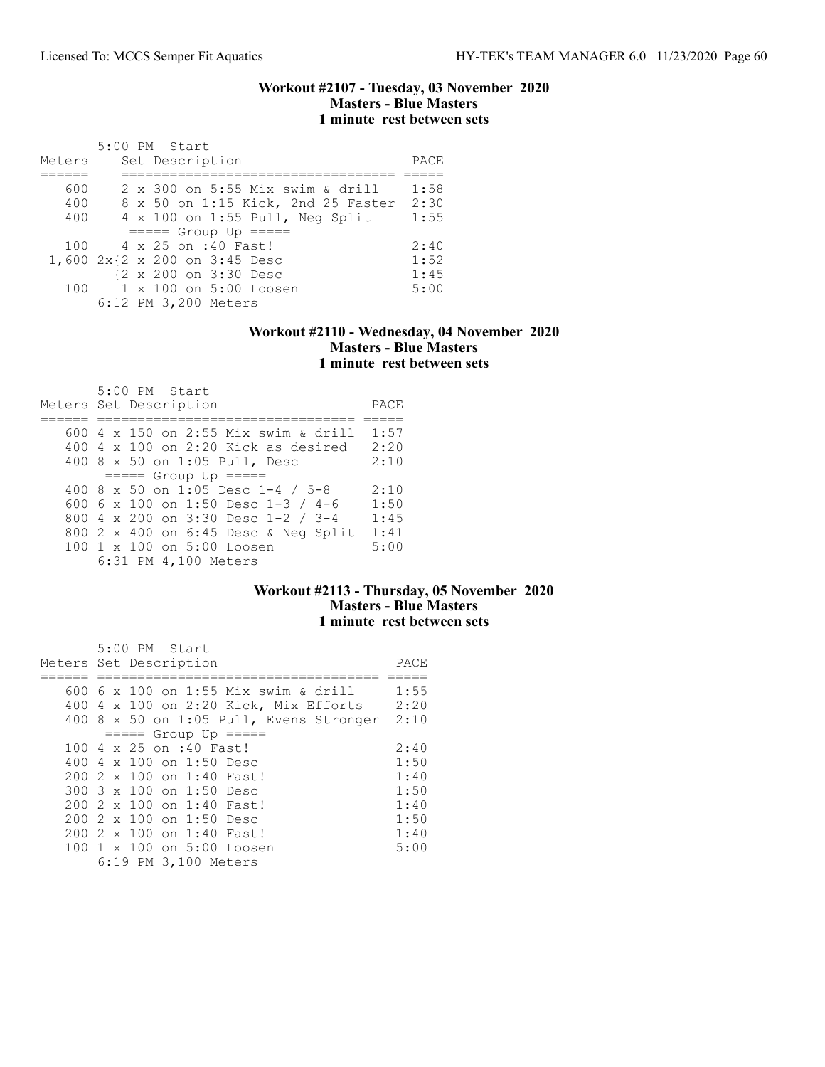### Workout #2107 - Tuesday, 03 November 2020
**Masters - Blue Masters**
**1 minute rest between sets**

5:00 PM Start

| Meters | Set Description | PACE |
|---|---|---|
| 600 | 2 x 300 on 5:55 Mix swim & drill | 1:58 |
| 400 | 8 x 50 on 1:15 Kick, 2nd 25 Faster | 2:30 |
| 400 | 4 x 100 on 1:55 Pull, Neg Split | 1:55 |
| | ===== Group Up ===== | |
| 100 | 4 x 25 on :40 Fast! | 2:40 |
| 1,600 | 2x{2 x 200 on 3:45 Desc | 1:52 |
| | {2 x 200 on 3:30 Desc | 1:45 |
| 100 | 1 x 100 on 5:00 Loosen | 5:00 |
| | 6:12 PM 3,200 Meters | |

### Workout #2110 - Wednesday, 04 November 2020
**Masters - Blue Masters**
**1 minute rest between sets**

5:00 PM Start

| Meters | Set Description | PACE |
|---|---|---|
| 600 | 4 x 150 on 2:55 Mix swim & drill | 1:57 |
| 400 | 4 x 100 on 2:20 Kick as desired | 2:20 |
| 400 | 8 x 50 on 1:05 Pull, Desc | 2:10 |
| | ===== Group Up ===== | |
| 400 | 8 x 50 on 1:05 Desc 1-4 / 5-8 | 2:10 |
| 600 | 6 x 100 on 1:50 Desc 1-3 / 4-6 | 1:50 |
| 800 | 4 x 200 on 3:30 Desc 1-2 / 3-4 | 1:45 |
| 800 | 2 x 400 on 6:45 Desc & Neg Split | 1:41 |
| 100 | 1 x 100 on 5:00 Loosen | 5:00 |
| | 6:31 PM 4,100 Meters | |

### Workout #2113 - Thursday, 05 November 2020
**Masters - Blue Masters**
**1 minute rest between sets**

5:00 PM Start

| Meters | Set Description | PACE |
|---|---|---|
| 600 | 6 x 100 on 1:55 Mix swim & drill | 1:55 |
| 400 | 4 x 100 on 2:20 Kick, Mix Efforts | 2:20 |
| 400 | 8 x 50 on 1:05 Pull, Evens Stronger | 2:10 |
| | ===== Group Up ===== | |
| 100 | 4 x 25 on :40 Fast! | 2:40 |
| 400 | 4 x 100 on 1:50 Desc | 1:50 |
| 200 | 2 x 100 on 1:40 Fast! | 1:40 |
| 300 | 3 x 100 on 1:50 Desc | 1:50 |
| 200 | 2 x 100 on 1:40 Fast! | 1:40 |
| 200 | 2 x 100 on 1:50 Desc | 1:50 |
| 200 | 2 x 100 on 1:40 Fast! | 1:40 |
| 100 | 1 x 100 on 5:00 Loosen | 5:00 |
| | 6:19 PM 3,100 Meters | |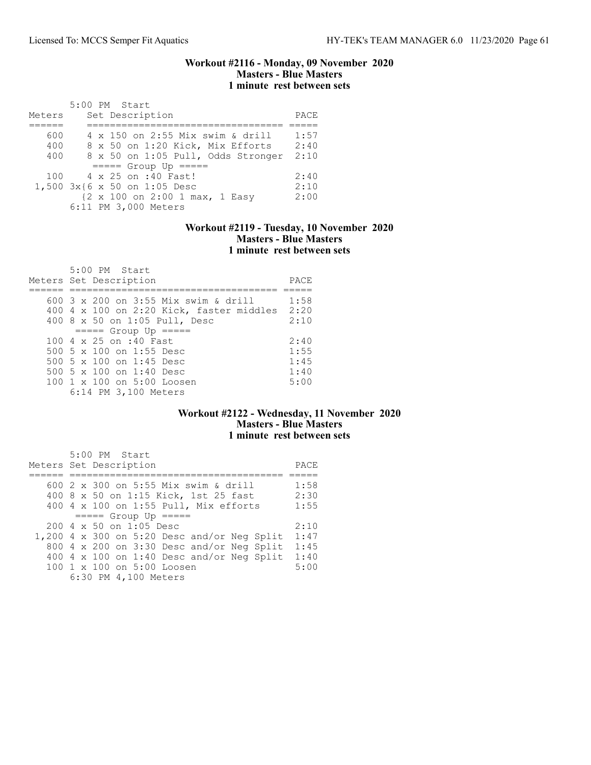### Workout #2116 - Monday, 09 November 2020
### Masters - Blue Masters
### 1 minute rest between sets

5:00 PM Start

| Meters | Set Description | PACE |
|---|---|---|
| 600 | 4 x 150 on 2:55 Mix swim & drill | 1:57 |
| 400 | 8 x 50 on 1:20 Kick, Mix Efforts | 2:40 |
| 400 | 8 x 50 on 1:05 Pull, Odds Stronger | 2:10 |
| | ===== Group Up ===== | |
| 100 | 4 x 25 on :40 Fast! | 2:40 |
| 1,500 | 3x{6 x 50 on 1:05 Desc | 2:10 |
| | {2 x 100 on 2:00 1 max, 1 Easy | 2:00 |

6:11 PM 3,000 Meters

### Workout #2119 - Tuesday, 10 November 2020
### Masters - Blue Masters
### 1 minute rest between sets

5:00 PM Start

| Meters | Set Description | PACE |
|---|---|---|
| 600 | 3 x 200 on 3:55 Mix swim & drill | 1:58 |
| 400 | 4 x 100 on 2:20 Kick, faster middles | 2:20 |
| 400 | 8 x 50 on 1:05 Pull, Desc | 2:10 |
| | ===== Group Up ===== | |
| 100 | 4 x 25 on :40 Fast | 2:40 |
| 500 | 5 x 100 on 1:55 Desc | 1:55 |
| 500 | 5 x 100 on 1:45 Desc | 1:45 |
| 500 | 5 x 100 on 1:40 Desc | 1:40 |
| 100 | 1 x 100 on 5:00 Loosen | 5:00 |

6:14 PM 3,100 Meters

### Workout #2122 - Wednesday, 11 November 2020
### Masters - Blue Masters
### 1 minute rest between sets

5:00 PM Start

| Meters | Set Description | PACE |
|---|---|---|
| 600 | 2 x 300 on 5:55 Mix swim & drill | 1:58 |
| 400 | 8 x 50 on 1:15 Kick, 1st 25 fast | 2:30 |
| 400 | 4 x 100 on 1:55 Pull, Mix efforts | 1:55 |
| | ===== Group Up ===== | |
| 200 | 4 x 50 on 1:05 Desc | 2:10 |
| 1,200 | 4 x 300 on 5:20 Desc and/or Neg Split | 1:47 |
| 800 | 4 x 200 on 3:30 Desc and/or Neg Split | 1:45 |
| 400 | 4 x 100 on 1:40 Desc and/or Neg Split | 1:40 |
| 100 | 1 x 100 on 5:00 Loosen | 5:00 |

6:30 PM 4,100 Meters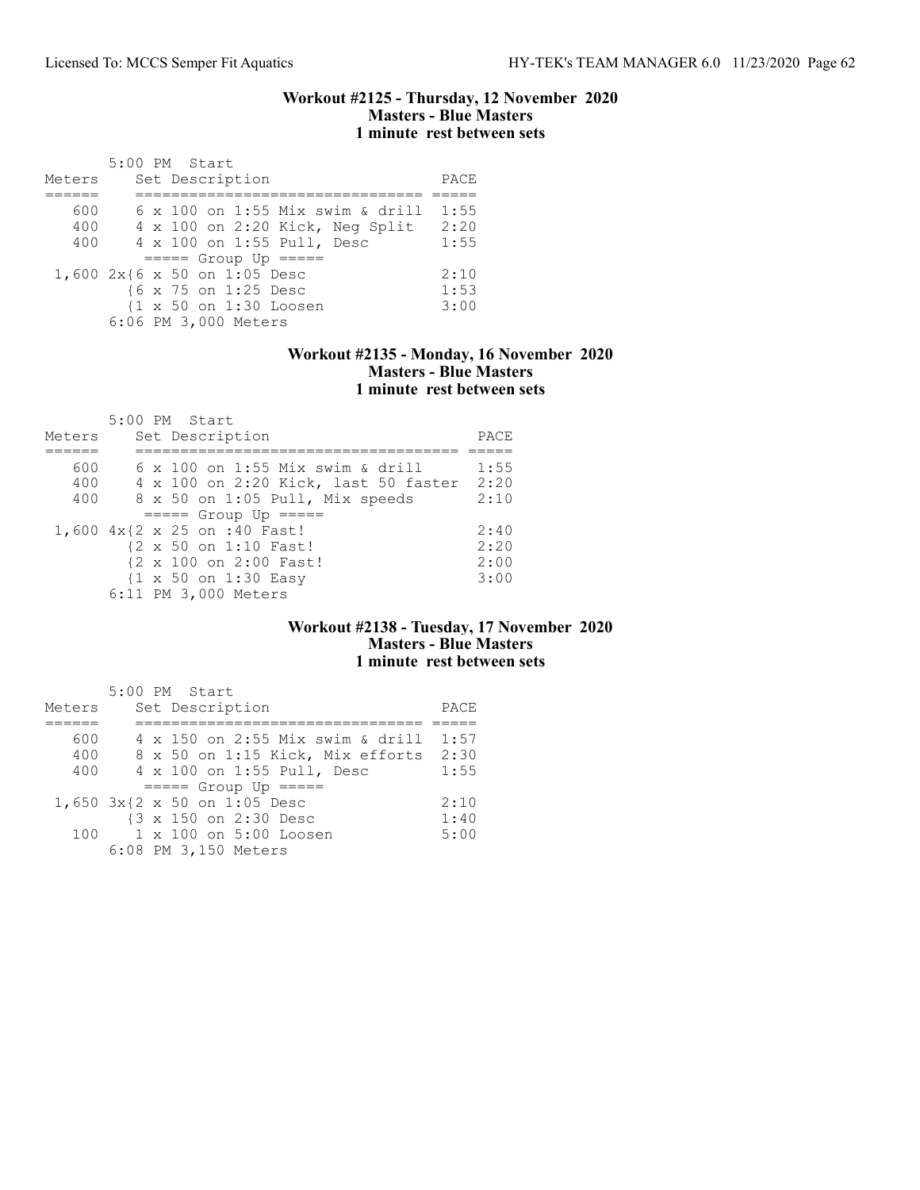### Workout #2125 - Thursday, 12 November 2020
**Masters - Blue Masters**
**1 minute rest between sets**

```
       5:00 PM  Start
Meters     Set Description                   PACE
======     ================================  =====
   600     6 x 100 on 1:55 Mix swim & drill  1:55
   400     4 x 100 on 2:20 Kick, Neg Split   2:20
   400     4 x 100 on 1:55 Pull, Desc        1:55
            ===== Group Up =====
 1,600 2x{6 x 50 on 1:05 Desc                2:10
         {6 x 75 on 1:25 Desc                1:53
         {1 x 50 on 1:30 Loosen              3:00
       6:06 PM 3,000 Meters
```

### Workout #2135 - Monday, 16 November 2020
**Masters - Blue Masters**
**1 minute rest between sets**

```
       5:00 PM  Start
Meters     Set Description                      PACE
======     ===================================  =====
   600     6 x 100 on 1:55 Mix swim & drill     1:55
   400     4 x 100 on 2:20 Kick, last 50 faster 2:20
   400     8 x 50 on 1:05 Pull, Mix speeds      2:10
            ===== Group Up =====
 1,600 4x{2 x 25 on :40 Fast!                   2:40
         {2 x 50 on 1:10 Fast!                  2:20
         {2 x 100 on 2:00 Fast!                 2:00
         {1 x 50 on 1:30 Easy                   3:00
       6:11 PM 3,000 Meters
```

### Workout #2138 - Tuesday, 17 November 2020
**Masters - Blue Masters**
**1 minute rest between sets**

```
       5:00 PM  Start
Meters     Set Description                   PACE
======     ================================  =====
   600     4 x 150 on 2:55 Mix swim & drill  1:57
   400     8 x 50 on 1:15 Kick, Mix efforts  2:30
   400     4 x 100 on 1:55 Pull, Desc        1:55
            ===== Group Up =====
 1,650 3x{2 x 50 on 1:05 Desc                2:10
         {3 x 150 on 2:30 Desc               1:40
   100     1 x 100 on 5:00 Loosen            5:00
       6:08 PM 3,150 Meters
```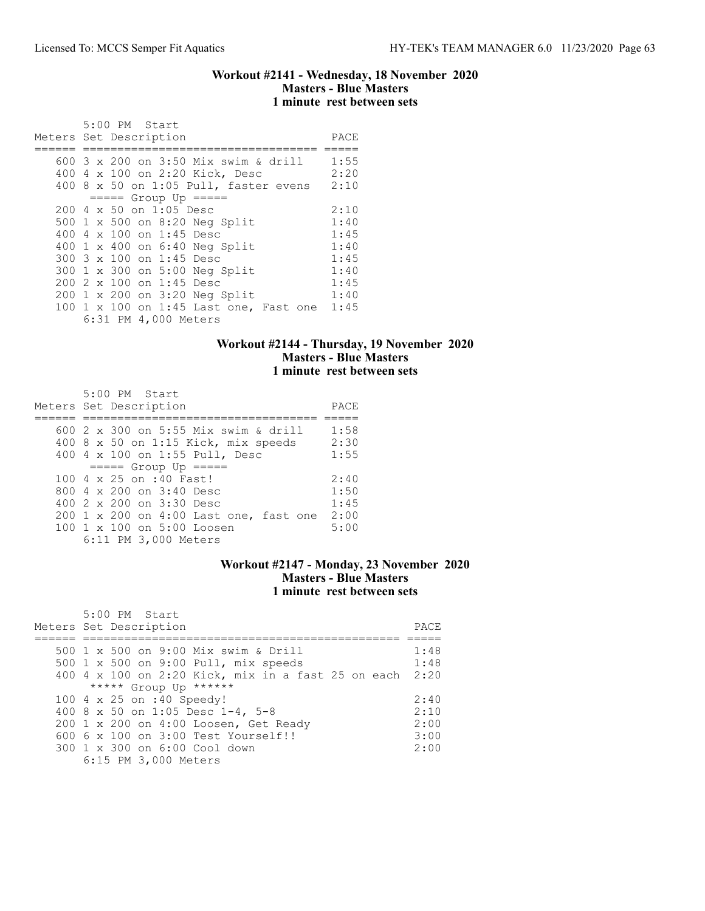### Workout #2141 - Wednesday, 18 November 2020
### Masters - Blue Masters
### 1 minute rest between sets

```
       5:00 PM  Start
Meters Set Description                      PACE
====== ================================== =====
   600 3 x 200 on 3:50 Mix swim & drill    1:55
   400 4 x 100 on 2:20 Kick, Desc          2:20
   400 8 x 50 on 1:05 Pull, faster evens   2:10
        ===== Group Up =====
   200 4 x 50 on 1:05 Desc                 2:10
   500 1 x 500 on 8:20 Neg Split           1:40
   400 4 x 100 on 1:45 Desc                1:45
   400 1 x 400 on 6:40 Neg Split           1:40
   300 3 x 100 on 1:45 Desc                1:45
   300 1 x 300 on 5:00 Neg Split           1:40
   200 2 x 100 on 1:45 Desc                1:45
   200 1 x 200 on 3:20 Neg Split           1:40
   100 1 x 100 on 1:45 Last one, Fast one  1:45
       6:31 PM 4,000 Meters
```

### Workout #2144 - Thursday, 19 November 2020
### Masters - Blue Masters
### 1 minute rest between sets

```
       5:00 PM  Start
Meters Set Description                      PACE
====== ================================== =====
   600 2 x 300 on 5:55 Mix swim & drill    1:58
   400 8 x 50 on 1:15 Kick, mix speeds     2:30
   400 4 x 100 on 1:55 Pull, Desc          1:55
        ===== Group Up =====
   100 4 x 25 on :40 Fast!                 2:40
   800 4 x 200 on 3:40 Desc                1:50
   400 2 x 200 on 3:30 Desc                1:45
   200 1 x 200 on 4:00 Last one, fast one  2:00
   100 1 x 100 on 5:00 Loosen              5:00
       6:11 PM 3,000 Meters
```

### Workout #2147 - Monday, 23 November 2020
### Masters - Blue Masters
### 1 minute rest between sets

```
       5:00 PM  Start
Meters Set Description                                   PACE
====== =============================================== =====
   500 1 x 500 on 9:00 Mix swim & Drill                 1:48
   500 1 x 500 on 9:00 Pull, mix speeds                 1:48
   400 4 x 100 on 2:20 Kick, mix in a fast 25 on each   2:20
        ***** Group Up ******
   100 4 x 25 on :40 Speedy!                            2:40
   400 8 x 50 on 1:05 Desc 1-4, 5-8                     2:10
   200 1 x 200 on 4:00 Loosen, Get Ready                2:00
   600 6 x 100 on 3:00 Test Yourself!!                  3:00
   300 1 x 300 on 6:00 Cool down                        2:00
       6:15 PM 3,000 Meters
```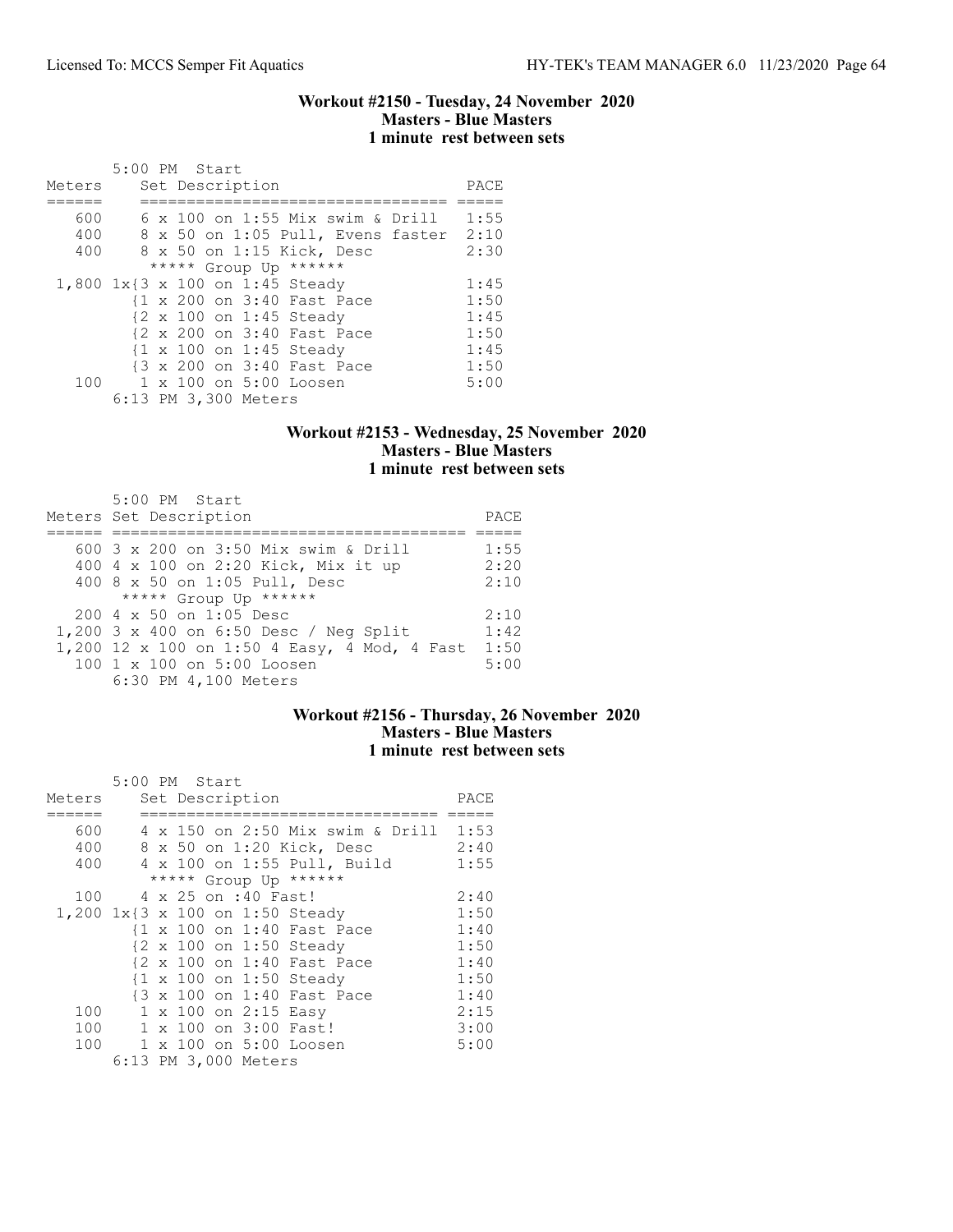### Workout #2150 - Tuesday, 24 November 2020
**Masters - Blue Masters**
**1 minute rest between sets**

5:00 PM Start

| Meters | Set Description | PACE |
|---|---|---|
| 600 | 6 x 100 on 1:55 Mix swim & Drill | 1:55 |
| 400 | 8 x 50 on 1:05 Pull, Evens faster | 2:10 |
| 400 | 8 x 50 on 1:15 Kick, Desc | 2:30 |
| | ***** Group Up ****** | |
| 1,800 | 1x{3 x 100 on 1:45 Steady | 1:45 |
| | {1 x 200 on 3:40 Fast Pace | 1:50 |
| | {2 x 100 on 1:45 Steady | 1:45 |
| | {2 x 200 on 3:40 Fast Pace | 1:50 |
| | {1 x 100 on 1:45 Steady | 1:45 |
| | {3 x 200 on 3:40 Fast Pace | 1:50 |
| 100 | 1 x 100 on 5:00 Loosen | 5:00 |

6:13 PM 3,300 Meters

### Workout #2153 - Wednesday, 25 November 2020
**Masters - Blue Masters**
**1 minute rest between sets**

5:00 PM Start

| Meters | Set Description | PACE |
|---|---|---|
| 600 | 3 x 200 on 3:50 Mix swim & Drill | 1:55 |
| 400 | 4 x 100 on 2:20 Kick, Mix it up | 2:20 |
| 400 | 8 x 50 on 1:05 Pull, Desc | 2:10 |
| | ***** Group Up ****** | |
| 200 | 4 x 50 on 1:05 Desc | 2:10 |
| 1,200 | 3 x 400 on 6:50 Desc / Neg Split | 1:42 |
| 1,200 | 12 x 100 on 1:50 4 Easy, 4 Mod, 4 Fast | 1:50 |
| 100 | 1 x 100 on 5:00 Loosen | 5:00 |

6:30 PM 4,100 Meters

### Workout #2156 - Thursday, 26 November 2020
**Masters - Blue Masters**
**1 minute rest between sets**

5:00 PM Start

| Meters | Set Description | PACE |
|---|---|---|
| 600 | 4 x 150 on 2:50 Mix swim & Drill | 1:53 |
| 400 | 8 x 50 on 1:20 Kick, Desc | 2:40 |
| 400 | 4 x 100 on 1:55 Pull, Build | 1:55 |
| | ***** Group Up ****** | |
| 100 | 4 x 25 on :40 Fast! | 2:40 |
| 1,200 | 1x{3 x 100 on 1:50 Steady | 1:50 |
| | {1 x 100 on 1:40 Fast Pace | 1:40 |
| | {2 x 100 on 1:50 Steady | 1:50 |
| | {2 x 100 on 1:40 Fast Pace | 1:40 |
| | {1 x 100 on 1:50 Steady | 1:50 |
| | {3 x 100 on 1:40 Fast Pace | 1:40 |
| 100 | 1 x 100 on 2:15 Easy | 2:15 |
| 100 | 1 x 100 on 3:00 Fast! | 3:00 |
| 100 | 1 x 100 on 5:00 Loosen | 5:00 |

6:13 PM 3,000 Meters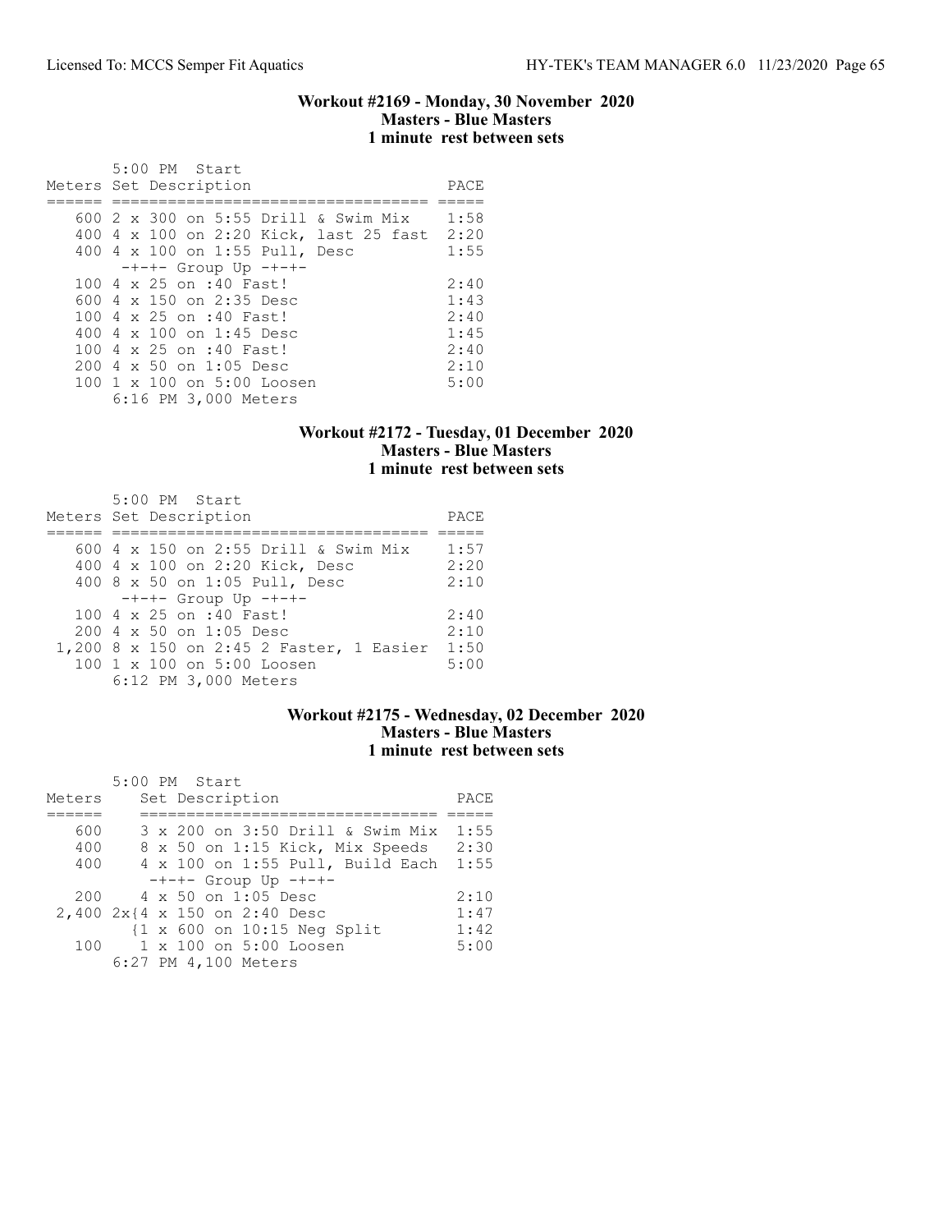### Workout #2169 - Monday, 30 November 2020
**Masters - Blue Masters**
**1 minute rest between sets**

5:00 PM Start

| Meters | Set Description | PACE |
|---|---|---|
| 600 | 2 x 300 on 5:55 Drill & Swim Mix | 1:58 |
| 400 | 4 x 100 on 2:20 Kick, last 25 fast | 2:20 |
| 400 | 4 x 100 on 1:55 Pull, Desc | 1:55 |
| | -+-+- Group Up -+-+- | |
| 100 | 4 x 25 on :40 Fast! | 2:40 |
| 600 | 4 x 150 on 2:35 Desc | 1:43 |
| 100 | 4 x 25 on :40 Fast! | 2:40 |
| 400 | 4 x 100 on 1:45 Desc | 1:45 |
| 100 | 4 x 25 on :40 Fast! | 2:40 |
| 200 | 4 x 50 on 1:05 Desc | 2:10 |
| 100 | 1 x 100 on 5:00 Loosen | 5:00 |
| | 6:16 PM 3,000 Meters | |

### Workout #2172 - Tuesday, 01 December 2020
**Masters - Blue Masters**
**1 minute rest between sets**

5:00 PM Start

| Meters | Set Description | PACE |
|---|---|---|
| 600 | 4 x 150 on 2:55 Drill & Swim Mix | 1:57 |
| 400 | 4 x 100 on 2:20 Kick, Desc | 2:20 |
| 400 | 8 x 50 on 1:05 Pull, Desc | 2:10 |
| | -+-+- Group Up -+-+- | |
| 100 | 4 x 25 on :40 Fast! | 2:40 |
| 200 | 4 x 50 on 1:05 Desc | 2:10 |
| 1,200 | 8 x 150 on 2:45 2 Faster, 1 Easier | 1:50 |
| 100 | 1 x 100 on 5:00 Loosen | 5:00 |
| | 6:12 PM 3,000 Meters | |

### Workout #2175 - Wednesday, 02 December 2020
**Masters - Blue Masters**
**1 minute rest between sets**

5:00 PM Start

| Meters | Set Description | PACE |
|---|---|---|
| 600 | 3 x 200 on 3:50 Drill & Swim Mix | 1:55 |
| 400 | 8 x 50 on 1:15 Kick, Mix Speeds | 2:30 |
| 400 | 4 x 100 on 1:55 Pull, Build Each | 1:55 |
| | -+-+- Group Up -+-+- | |
| 200 | 4 x 50 on 1:05 Desc | 2:10 |
| 2,400 | 2x{4 x 150 on 2:40 Desc | 1:47 |
| | {1 x 600 on 10:15 Neg Split | 1:42 |
| 100 | 1 x 100 on 5:00 Loosen | 5:00 |
| | 6:27 PM 4,100 Meters | |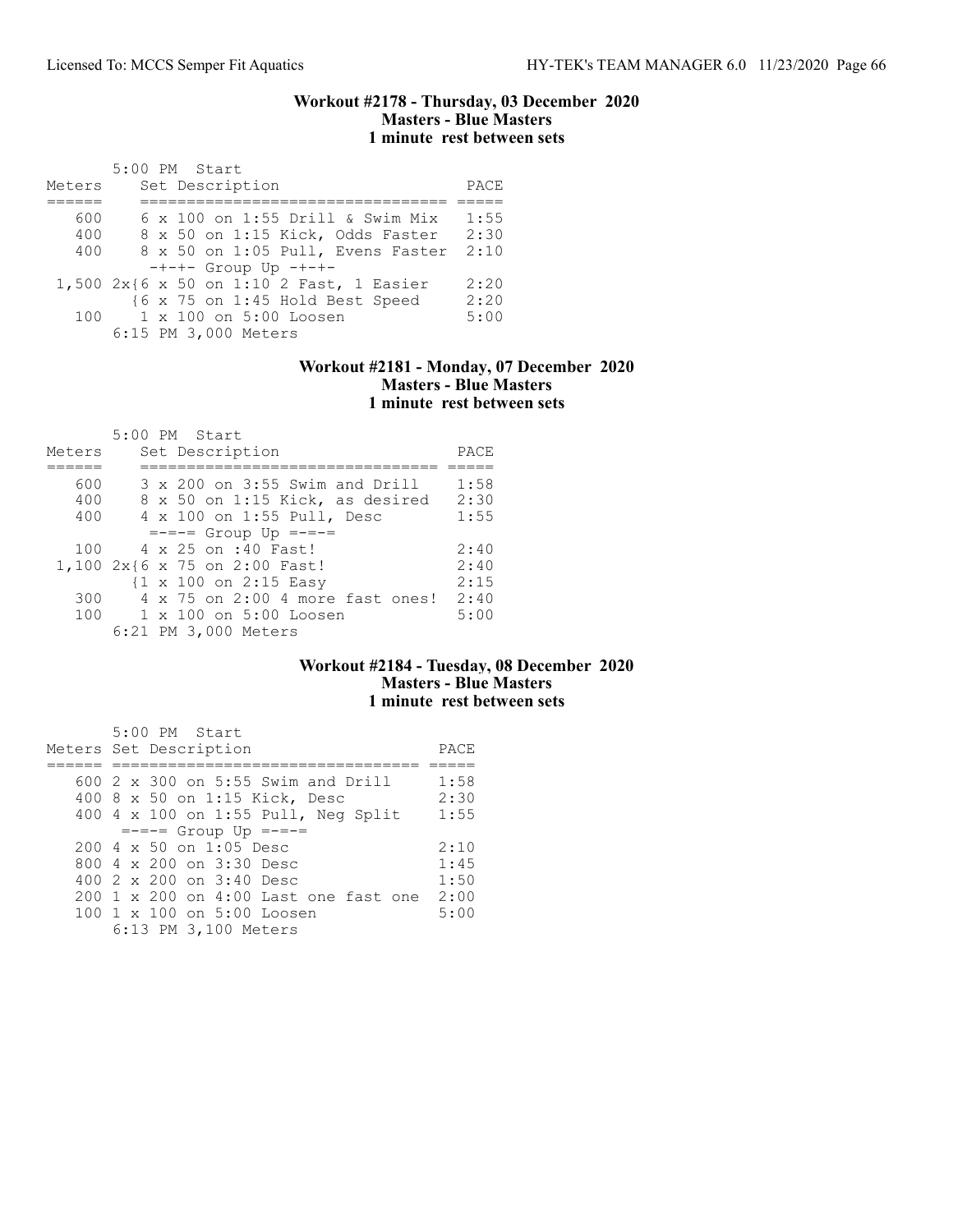### Workout #2178 - Thursday, 03 December 2020
### Masters - Blue Masters
### 1 minute rest between sets

5:00 PM Start

| Meters | Set Description | PACE |
|---|---|---|
| 600 | 6 x 100 on 1:55 Drill & Swim Mix | 1:55 |
| 400 | 8 x 50 on 1:15 Kick, Odds Faster | 2:30 |
| 400 | 8 x 50 on 1:05 Pull, Evens Faster | 2:10 |
| | -+-+- Group Up -+-+- | |
| 1,500 | 2x{6 x 50 on 1:10 2 Fast, 1 Easier | 2:20 |
| | {6 x 75 on 1:45 Hold Best Speed | 2:20 |
| 100 | 1 x 100 on 5:00 Loosen | 5:00 |

6:15 PM 3,000 Meters

### Workout #2181 - Monday, 07 December 2020
### Masters - Blue Masters
### 1 minute rest between sets

5:00 PM Start

| Meters | Set Description | PACE |
|---|---|---|
| 600 | 3 x 200 on 3:55 Swim and Drill | 1:58 |
| 400 | 8 x 50 on 1:15 Kick, as desired | 2:30 |
| 400 | 4 x 100 on 1:55 Pull, Desc | 1:55 |
| | =-=-= Group Up =-=-= | |
| 100 | 4 x 25 on :40 Fast! | 2:40 |
| 1,100 | 2x{6 x 75 on 2:00 Fast! | 2:40 |
| | {1 x 100 on 2:15 Easy | 2:15 |
| 300 | 4 x 75 on 2:00 4 more fast ones! | 2:40 |
| 100 | 1 x 100 on 5:00 Loosen | 5:00 |

6:21 PM 3,000 Meters

### Workout #2184 - Tuesday, 08 December 2020
### Masters - Blue Masters
### 1 minute rest between sets

5:00 PM Start

| Meters | Set Description | PACE |
|---|---|---|
| 600 | 2 x 300 on 5:55 Swim and Drill | 1:58 |
| 400 | 8 x 50 on 1:15 Kick, Desc | 2:30 |
| 400 | 4 x 100 on 1:55 Pull, Neg Split | 1:55 |
| | =-=-= Group Up =-=-= | |
| 200 | 4 x 50 on 1:05 Desc | 2:10 |
| 800 | 4 x 200 on 3:30 Desc | 1:45 |
| 400 | 2 x 200 on 3:40 Desc | 1:50 |
| 200 | 1 x 200 on 4:00 Last one fast one | 2:00 |
| 100 | 1 x 100 on 5:00 Loosen | 5:00 |

6:13 PM 3,100 Meters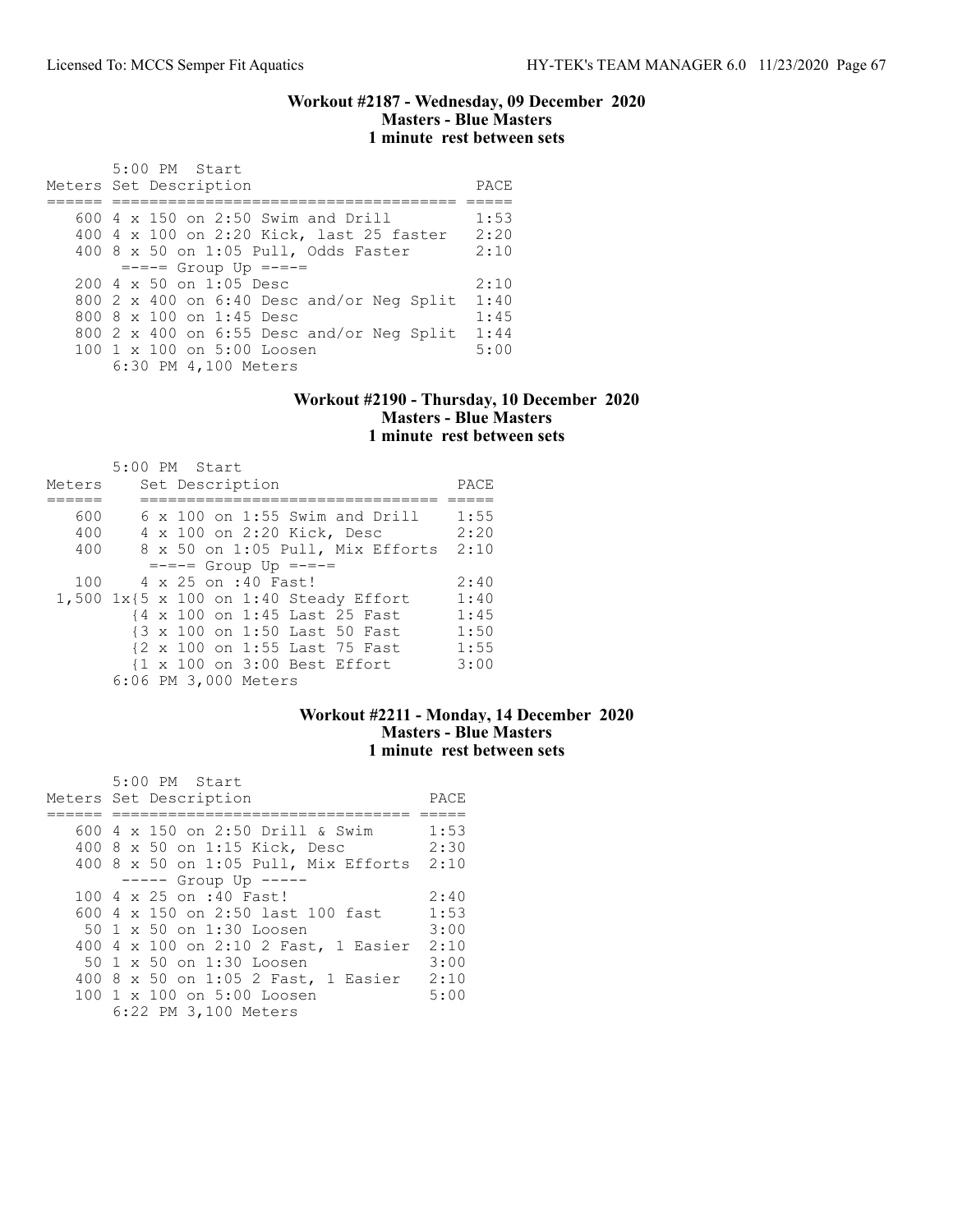### Workout #2187 - Wednesday, 09 December 2020
**Masters - Blue Masters**
**1 minute rest between sets**

5:00 PM Start

| Meters | Set Description | PACE |
|---|---|---|
| 600 | 4 x 150 on 2:50 Swim and Drill | 1:53 |
| 400 | 4 x 100 on 2:20 Kick, last 25 faster | 2:20 |
| 400 | 8 x 50 on 1:05 Pull, Odds Faster | 2:10 |
| | =-=-= Group Up =-=-= | |
| 200 | 4 x 50 on 1:05 Desc | 2:10 |
| 800 | 2 x 400 on 6:40 Desc and/or Neg Split | 1:40 |
| 800 | 8 x 100 on 1:45 Desc | 1:45 |
| 800 | 2 x 400 on 6:55 Desc and/or Neg Split | 1:44 |
| 100 | 1 x 100 on 5:00 Loosen | 5:00 |

6:30 PM 4,100 Meters

### Workout #2190 - Thursday, 10 December 2020
**Masters - Blue Masters**
**1 minute rest between sets**

5:00 PM Start

| Meters | Set Description | PACE |
|---|---|---|
| 600 | 6 x 100 on 1:55 Swim and Drill | 1:55 |
| 400 | 4 x 100 on 2:20 Kick, Desc | 2:20 |
| 400 | 8 x 50 on 1:05 Pull, Mix Efforts | 2:10 |
| | =-=-= Group Up =-=-= | |
| 100 | 4 x 25 on :40 Fast! | 2:40 |
| 1,500 | 1x{5 x 100 on 1:40 Steady Effort | 1:40 |
| | {4 x 100 on 1:45 Last 25 Fast | 1:45 |
| | {3 x 100 on 1:50 Last 50 Fast | 1:50 |
| | {2 x 100 on 1:55 Last 75 Fast | 1:55 |
| | {1 x 100 on 3:00 Best Effort | 3:00 |

6:06 PM 3,000 Meters

### Workout #2211 - Monday, 14 December 2020
**Masters - Blue Masters**
**1 minute rest between sets**

5:00 PM Start

| Meters | Set Description | PACE |
|---|---|---|
| 600 | 4 x 150 on 2:50 Drill & Swim | 1:53 |
| 400 | 8 x 50 on 1:15 Kick, Desc | 2:30 |
| 400 | 8 x 50 on 1:05 Pull, Mix Efforts | 2:10 |
| | ----- Group Up ----- | |
| 100 | 4 x 25 on :40 Fast! | 2:40 |
| 600 | 4 x 150 on 2:50 last 100 fast | 1:53 |
| 50 | 1 x 50 on 1:30 Loosen | 3:00 |
| 400 | 4 x 100 on 2:10 2 Fast, 1 Easier | 2:10 |
| 50 | 1 x 50 on 1:30 Loosen | 3:00 |
| 400 | 8 x 50 on 1:05 2 Fast, 1 Easier | 2:10 |
| 100 | 1 x 100 on 5:00 Loosen | 5:00 |

6:22 PM 3,100 Meters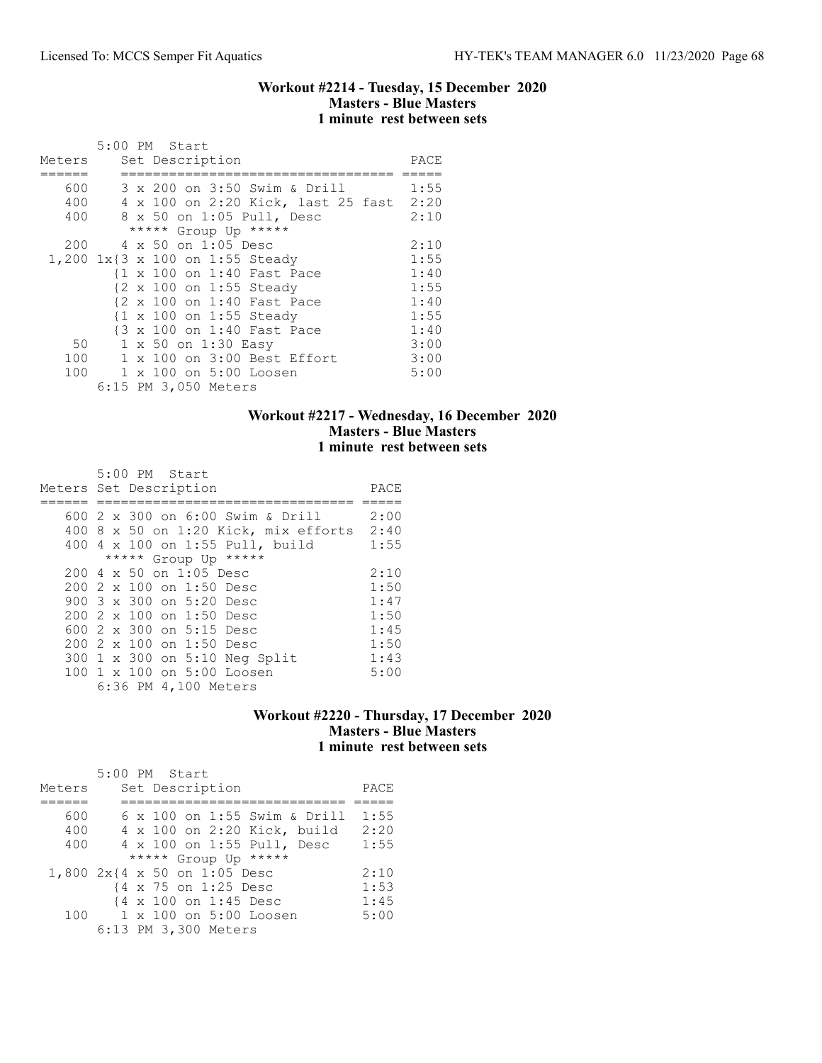### Workout #2214 - Tuesday, 15 December 2020
### Masters - Blue Masters
### 1 minute rest between sets

5:00 PM Start

| Meters | Set Description | PACE |
|---|---|---|
| 600 | 3 x 200 on 3:50 Swim & Drill | 1:55 |
| 400 | 4 x 100 on 2:20 Kick, last 25 fast | 2:20 |
| 400 | 8 x 50 on 1:05 Pull, Desc | 2:10 |
| | ***** Group Up ***** | |
| 200 | 4 x 50 on 1:05 Desc | 2:10 |
| 1,200 | 1x{3 x 100 on 1:55 Steady | 1:55 |
| | {1 x 100 on 1:40 Fast Pace | 1:40 |
| | {2 x 100 on 1:55 Steady | 1:55 |
| | {2 x 100 on 1:40 Fast Pace | 1:40 |
| | {1 x 100 on 1:55 Steady | 1:55 |
| | {3 x 100 on 1:40 Fast Pace | 1:40 |
| 50 | 1 x 50 on 1:30 Easy | 3:00 |
| 100 | 1 x 100 on 3:00 Best Effort | 3:00 |
| 100 | 1 x 100 on 5:00 Loosen | 5:00 |

6:15 PM 3,050 Meters

### Workout #2217 - Wednesday, 16 December 2020
### Masters - Blue Masters
### 1 minute rest between sets

5:00 PM Start

| Meters | Set Description | PACE |
|---|---|---|
| 600 | 2 x 300 on 6:00 Swim & Drill | 2:00 |
| 400 | 8 x 50 on 1:20 Kick, mix efforts | 2:40 |
| 400 | 4 x 100 on 1:55 Pull, build | 1:55 |
| | ***** Group Up ***** | |
| 200 | 4 x 50 on 1:05 Desc | 2:10 |
| 200 | 2 x 100 on 1:50 Desc | 1:50 |
| 900 | 3 x 300 on 5:20 Desc | 1:47 |
| 200 | 2 x 100 on 1:50 Desc | 1:50 |
| 600 | 2 x 300 on 5:15 Desc | 1:45 |
| 200 | 2 x 100 on 1:50 Desc | 1:50 |
| 300 | 1 x 300 on 5:10 Neg Split | 1:43 |
| 100 | 1 x 100 on 5:00 Loosen | 5:00 |

6:36 PM 4,100 Meters

### Workout #2220 - Thursday, 17 December 2020
### Masters - Blue Masters
### 1 minute rest between sets

5:00 PM Start

| Meters | Set Description | PACE |
|---|---|---|
| 600 | 6 x 100 on 1:55 Swim & Drill | 1:55 |
| 400 | 4 x 100 on 2:20 Kick, build | 2:20 |
| 400 | 4 x 100 on 1:55 Pull, Desc | 1:55 |
| | ***** Group Up ***** | |
| 1,800 | 2x{4 x 50 on 1:05 Desc | 2:10 |
| | {4 x 75 on 1:25 Desc | 1:53 |
| | {4 x 100 on 1:45 Desc | 1:45 |
| 100 | 1 x 100 on 5:00 Loosen | 5:00 |

6:13 PM 3,300 Meters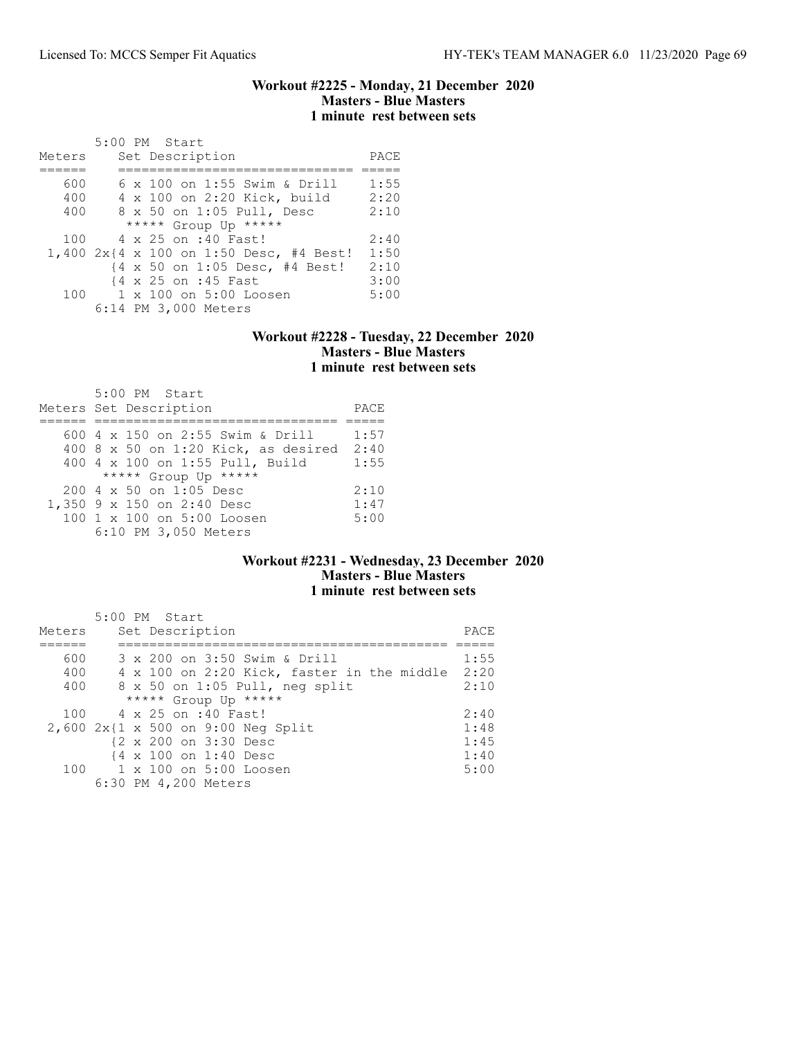### Workout #2225 - Monday, 21 December 2020
**Masters - Blue Masters**
**1 minute rest between sets**

5:00 PM Start

| Meters | Set Description | PACE |
|---|---|---|
| 600 | 6 x 100 on 1:55 Swim & Drill | 1:55 |
| 400 | 4 x 100 on 2:20 Kick, build | 2:20 |
| 400 | 8 x 50 on 1:05 Pull, Desc | 2:10 |
| | ***** Group Up ***** | |
| 100 | 4 x 25 on :40 Fast! | 2:40 |
| 1,400 | 2x{4 x 100 on 1:50 Desc, #4 Best! | 1:50 |
| | {4 x 50 on 1:05 Desc, #4 Best! | 2:10 |
| | {4 x 25 on :45 Fast | 3:00 |
| 100 | 1 x 100 on 5:00 Loosen | 5:00 |
| | 6:14 PM 3,000 Meters | |

### Workout #2228 - Tuesday, 22 December 2020
**Masters - Blue Masters**
**1 minute rest between sets**

5:00 PM Start

| Meters | Set Description | PACE |
|---|---|---|
| 600 | 4 x 150 on 2:55 Swim & Drill | 1:57 |
| 400 | 8 x 50 on 1:20 Kick, as desired | 2:40 |
| 400 | 4 x 100 on 1:55 Pull, Build | 1:55 |
| | ***** Group Up ***** | |
| 200 | 4 x 50 on 1:05 Desc | 2:10 |
| 1,350 | 9 x 150 on 2:40 Desc | 1:47 |
| 100 | 1 x 100 on 5:00 Loosen | 5:00 |
| | 6:10 PM 3,050 Meters | |

### Workout #2231 - Wednesday, 23 December 2020
**Masters - Blue Masters**
**1 minute rest between sets**

5:00 PM Start

| Meters | Set Description | PACE |
|---|---|---|
| 600 | 3 x 200 on 3:50 Swim & Drill | 1:55 |
| 400 | 4 x 100 on 2:20 Kick, faster in the middle | 2:20 |
| 400 | 8 x 50 on 1:05 Pull, neg split | 2:10 |
| | ***** Group Up ***** | |
| 100 | 4 x 25 on :40 Fast! | 2:40 |
| 2,600 | 2x{1 x 500 on 9:00 Neg Split | 1:48 |
| | {2 x 200 on 3:30 Desc | 1:45 |
| | {4 x 100 on 1:40 Desc | 1:40 |
| 100 | 1 x 100 on 5:00 Loosen | 5:00 |
| | 6:30 PM 4,200 Meters | |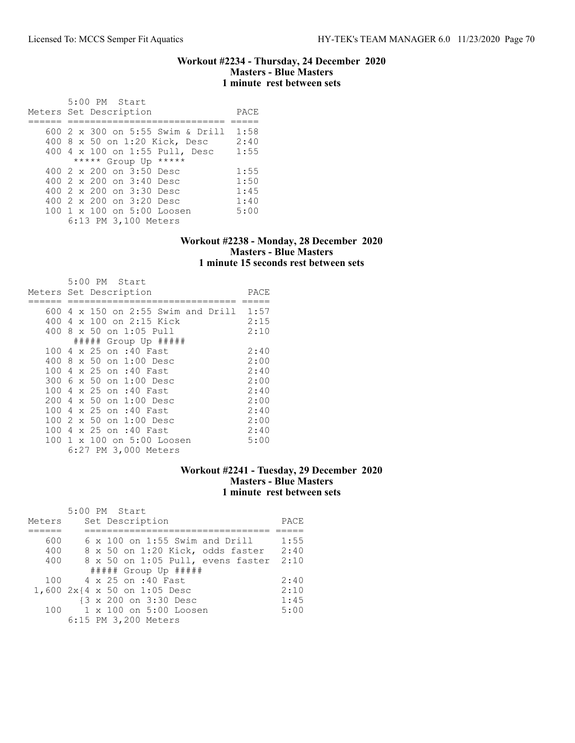### Workout #2234 - Thursday, 24 December 2020
### Masters - Blue Masters
### 1 minute rest between sets

5:00 PM Start

| Meters | Set Description | PACE |
|---|---|---|
| 600 | 2 x 300 on 5:55 Swim & Drill | 1:58 |
| 400 | 8 x 50 on 1:20 Kick, Desc | 2:40 |
| 400 | 4 x 100 on 1:55 Pull, Desc | 1:55 |
| | ***** Group Up ***** | |
| 400 | 2 x 200 on 3:50 Desc | 1:55 |
| 400 | 2 x 200 on 3:40 Desc | 1:50 |
| 400 | 2 x 200 on 3:30 Desc | 1:45 |
| 400 | 2 x 200 on 3:20 Desc | 1:40 |
| 100 | 1 x 100 on 5:00 Loosen | 5:00 |

6:13 PM 3,100 Meters

### Workout #2238 - Monday, 28 December 2020
### Masters - Blue Masters
### 1 minute 15 seconds rest between sets

5:00 PM Start

| Meters | Set Description | PACE |
|---|---|---|
| 600 | 4 x 150 on 2:55 Swim and Drill | 1:57 |
| 400 | 4 x 100 on 2:15 Kick | 2:15 |
| 400 | 8 x 50 on 1:05 Pull | 2:10 |
| | ##### Group Up ##### | |
| 100 | 4 x 25 on :40 Fast | 2:40 |
| 400 | 8 x 50 on 1:00 Desc | 2:00 |
| 100 | 4 x 25 on :40 Fast | 2:40 |
| 300 | 6 x 50 on 1:00 Desc | 2:00 |
| 100 | 4 x 25 on :40 Fast | 2:40 |
| 200 | 4 x 50 on 1:00 Desc | 2:00 |
| 100 | 4 x 25 on :40 Fast | 2:40 |
| 100 | 2 x 50 on 1:00 Desc | 2:00 |
| 100 | 4 x 25 on :40 Fast | 2:40 |
| 100 | 1 x 100 on 5:00 Loosen | 5:00 |

6:27 PM 3,000 Meters

### Workout #2241 - Tuesday, 29 December 2020
### Masters - Blue Masters
### 1 minute rest between sets

5:00 PM Start

| Meters | Set Description | PACE |
|---|---|---|
| 600 | 6 x 100 on 1:55 Swim and Drill | 1:55 |
| 400 | 8 x 50 on 1:20 Kick, odds faster | 2:40 |
| 400 | 8 x 50 on 1:05 Pull, evens faster | 2:10 |
| | ##### Group Up ##### | |
| 100 | 4 x 25 on :40 Fast | 2:40 |
| 1,600 | 2x{4 x 50 on 1:05 Desc | 2:10 |
| | {3 x 200 on 3:30 Desc | 1:45 |
| 100 | 1 x 100 on 5:00 Loosen | 5:00 |

6:15 PM 3,200 Meters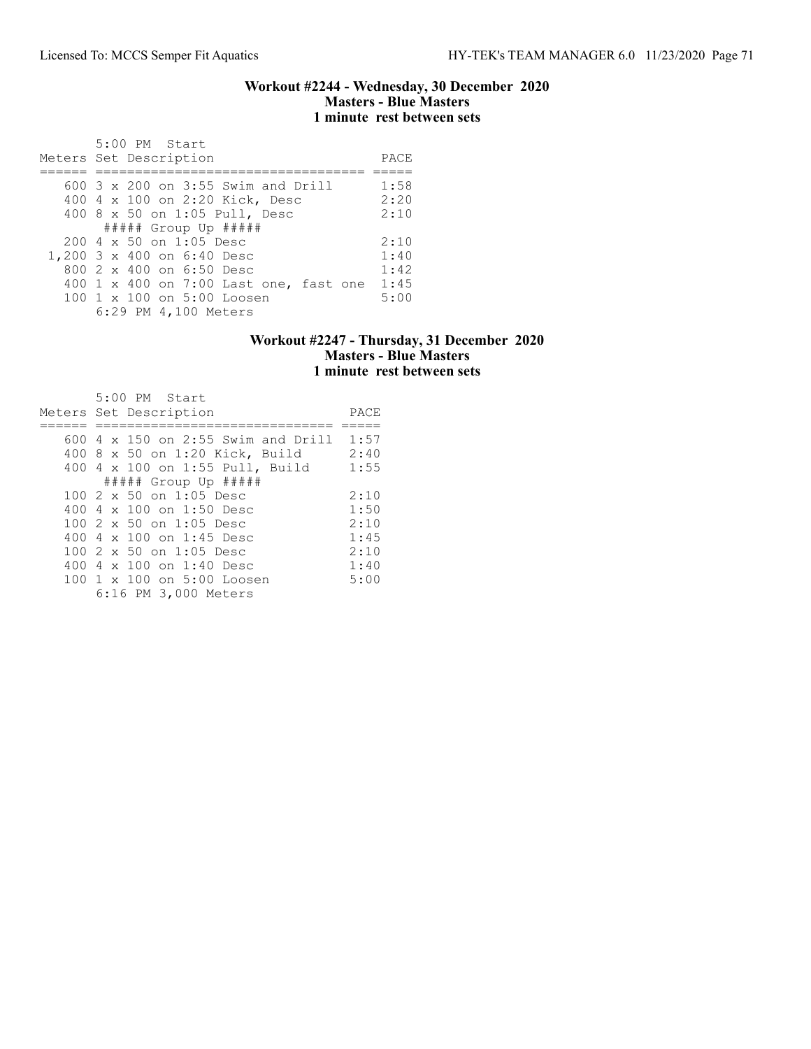## Workout #2244 - Wednesday, 30 December 2020
**Masters - Blue Masters**
**1 minute rest between sets**

5:00 PM Start

| Meters | Set Description | PACE |
|---|---|---|
| 600 | 3 x 200 on 3:55 Swim and Drill | 1:58 |
| 400 | 4 x 100 on 2:20 Kick, Desc | 2:20 |
| 400 | 8 x 50 on 1:05 Pull, Desc | 2:10 |
| | ##### Group Up ##### | |
| 200 | 4 x 50 on 1:05 Desc | 2:10 |
| 1,200 | 3 x 400 on 6:40 Desc | 1:40 |
| 800 | 2 x 400 on 6:50 Desc | 1:42 |
| 400 | 1 x 400 on 7:00 Last one, fast one | 1:45 |
| 100 | 1 x 100 on 5:00 Loosen | 5:00 |
| | 6:29 PM 4,100 Meters | |

## Workout #2247 - Thursday, 31 December 2020
**Masters - Blue Masters**
**1 minute rest between sets**

5:00 PM Start

| Meters | Set Description | PACE |
|---|---|---|
| 600 | 4 x 150 on 2:55 Swim and Drill | 1:57 |
| 400 | 8 x 50 on 1:20 Kick, Build | 2:40 |
| 400 | 4 x 100 on 1:55 Pull, Build | 1:55 |
| | ##### Group Up ##### | |
| 100 | 2 x 50 on 1:05 Desc | 2:10 |
| 400 | 4 x 100 on 1:50 Desc | 1:50 |
| 100 | 2 x 50 on 1:05 Desc | 2:10 |
| 400 | 4 x 100 on 1:45 Desc | 1:45 |
| 100 | 2 x 50 on 1:05 Desc | 2:10 |
| 400 | 4 x 100 on 1:40 Desc | 1:40 |
| 100 | 1 x 100 on 5:00 Loosen | 5:00 |
| | 6:16 PM 3,000 Meters | |